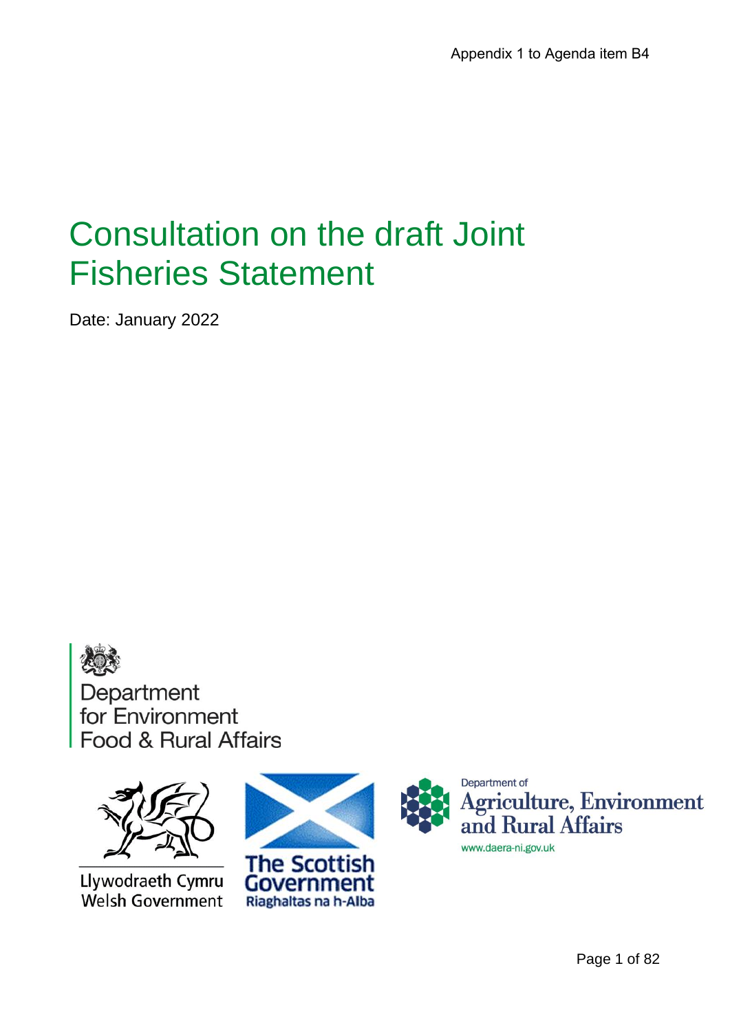Appendix 1 to Agenda item B4

# Consultation on the draft Joint Fisheries Statement

Date: January 2022

Department for Environment Food & Rural Affairs

Llywodraeth Cymru
Welsh Government

The Scottish Government
Riaghaltas na h-Alba

Department of Agriculture, Environment and Rural Affairs
www.daera-ni.gov.uk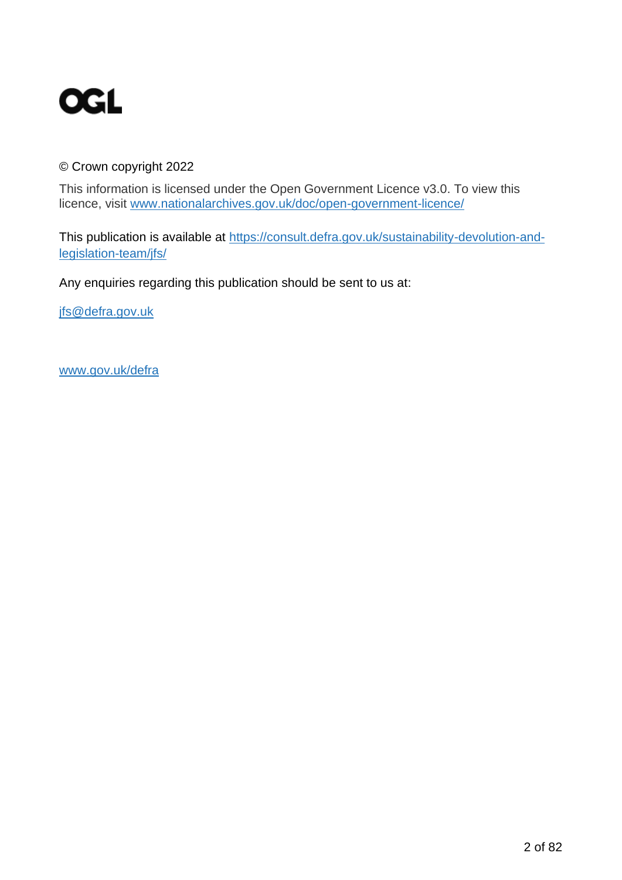OGL

© Crown copyright 2022

This information is licensed under the Open Government Licence v3.0. To view this licence, visit www.nationalarchives.gov.uk/doc/open-government-licence/

This publication is available at https://consult.defra.gov.uk/sustainability-devolution-and-legislation-team/jfs/

Any enquiries regarding this publication should be sent to us at:

jfs@defra.gov.uk

www.gov.uk/defra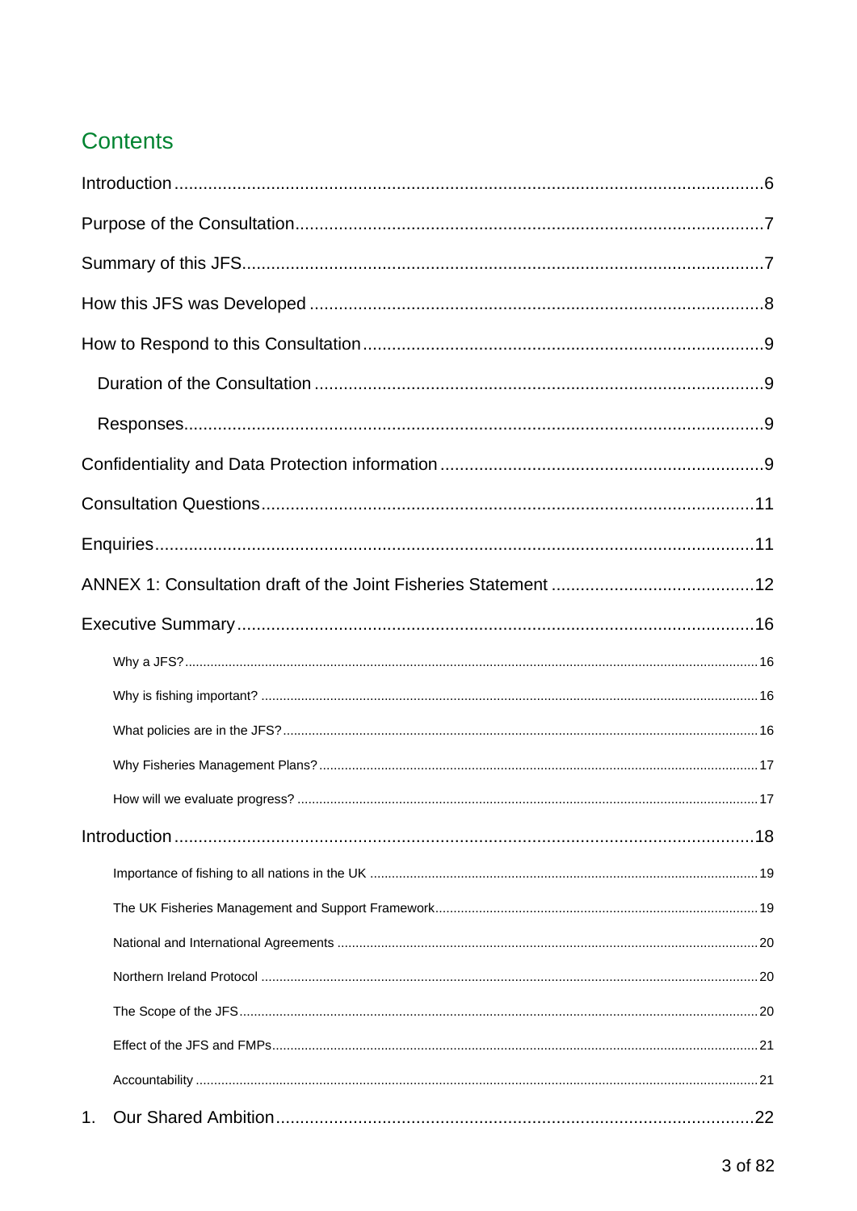## Contents

Introduction ........................................ 6

Purpose of the Consultation ........................................ 7

Summary of this JFS ........................................ 7

How this JFS was Developed ........................................ 8

How to Respond to this Consultation ........................................ 9

- Duration of the Consultation ........................................ 9
- Responses ........................................ 9

Confidentiality and Data Protection information ........................................ 9

Consultation Questions ........................................ 11

Enquiries ........................................ 11

ANNEX 1: Consultation draft of the Joint Fisheries Statement ........................................ 12

Executive Summary ........................................ 16

- Why a JFS? ........................................ 16
- Why is fishing important? ........................................ 16
- What policies are in the JFS? ........................................ 16
- Why Fisheries Management Plans? ........................................ 17
- How will we evaluate progress? ........................................ 17

Introduction ........................................ 18

- Importance of fishing to all nations in the UK ........................................ 19
- The UK Fisheries Management and Support Framework ........................................ 19
- National and International Agreements ........................................ 20
- Northern Ireland Protocol ........................................ 20
- The Scope of the JFS ........................................ 20
- Effect of the JFS and FMPs ........................................ 21
- Accountability ........................................ 21

1. Our Shared Ambition ........................................ 22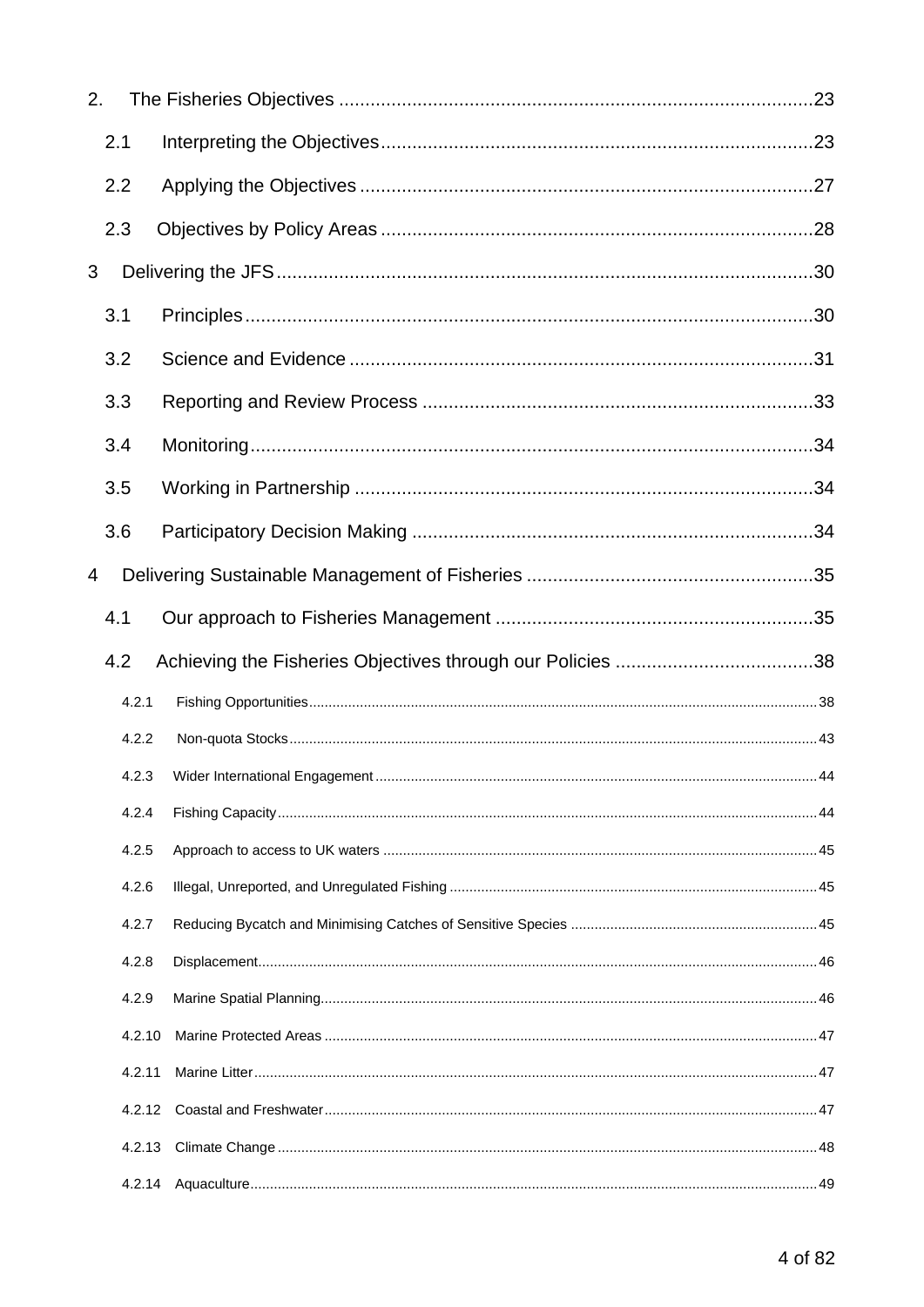2. The Fisheries Objectives ..........23

2.1 Interpreting the Objectives ..........23

2.2 Applying the Objectives ..........27

2.3 Objectives by Policy Areas ..........28

3 Delivering the JFS ..........30

3.1 Principles ..........30

3.2 Science and Evidence ..........31

3.3 Reporting and Review Process ..........33

3.4 Monitoring ..........34

3.5 Working in Partnership ..........34

3.6 Participatory Decision Making ..........34

4 Delivering Sustainable Management of Fisheries ..........35

4.1 Our approach to Fisheries Management ..........35

4.2 Achieving the Fisheries Objectives through our Policies ..........38

4.2.1 Fishing Opportunities ..........38

4.2.2 Non-quota Stocks ..........43

4.2.3 Wider International Engagement ..........44

4.2.4 Fishing Capacity ..........44

4.2.5 Approach to access to UK waters ..........45

4.2.6 Illegal, Unreported, and Unregulated Fishing ..........45

4.2.7 Reducing Bycatch and Minimising Catches of Sensitive Species ..........45

4.2.8 Displacement ..........46

4.2.9 Marine Spatial Planning ..........46

4.2.10 Marine Protected Areas ..........47

4.2.11 Marine Litter ..........47

4.2.12 Coastal and Freshwater ..........47

4.2.13 Climate Change ..........48

4.2.14 Aquaculture ..........49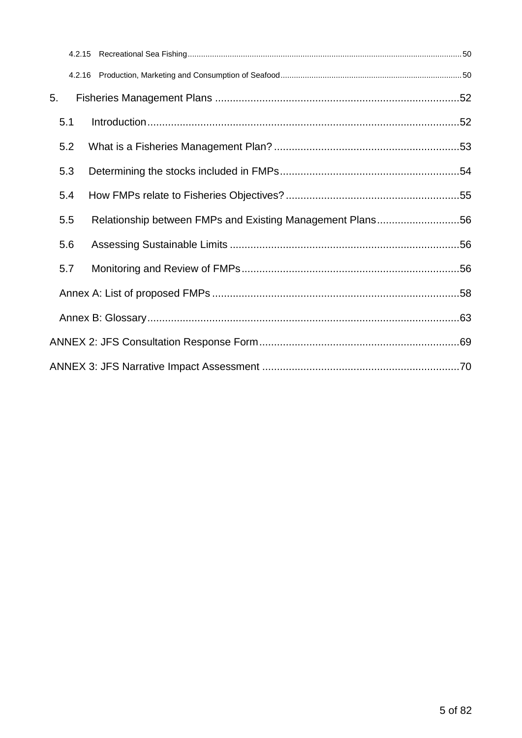4.2.15 Recreational Sea Fishing ........................................................................................................ 50

4.2.16 Production, Marketing and Consumption of Seafood ........................................................ 50

5. Fisheries Management Plans ........................................................................................ 52

5.1 Introduction ........................................................................................................ 52

5.2 What is a Fisheries Management Plan? ........................................................................ 53

5.3 Determining the stocks included in FMPs ..................................................................... 54

5.4 How FMPs relate to Fisheries Objectives? ..................................................................... 55

5.5 Relationship between FMPs and Existing Management Plans .......................................... 56

5.6 Assessing Sustainable Limits ........................................................................................ 56

5.7 Monitoring and Review of FMPs .................................................................................... 56

Annex A: List of proposed FMPs ......................................................................................... 58

Annex B: Glossary ............................................................................................................. 63

ANNEX 2: JFS Consultation Response Form ........................................................................ 69

ANNEX 3: JFS Narrative Impact Assessment ........................................................................ 70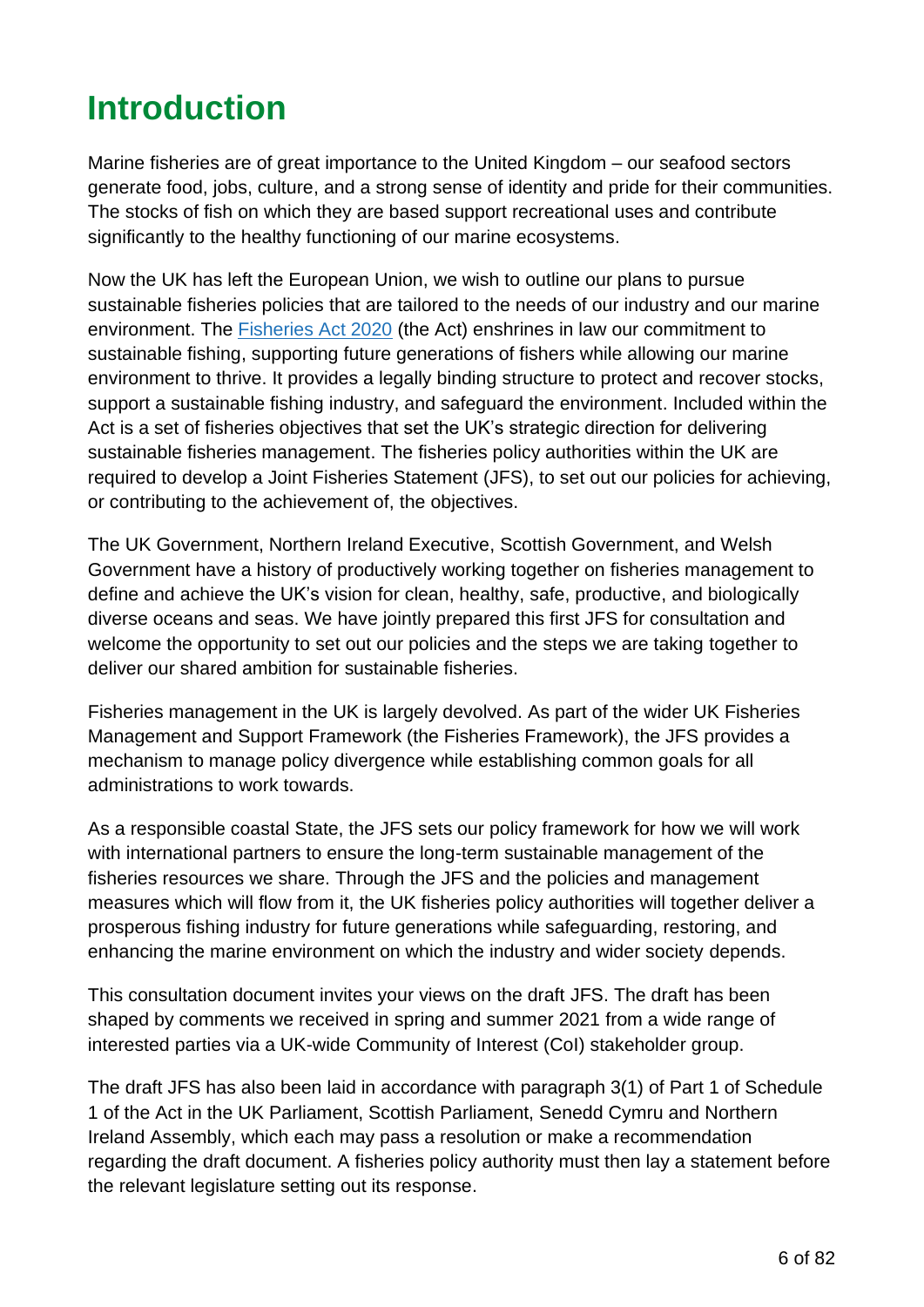# Introduction

Marine fisheries are of great importance to the United Kingdom – our seafood sectors generate food, jobs, culture, and a strong sense of identity and pride for their communities. The stocks of fish on which they are based support recreational uses and contribute significantly to the healthy functioning of our marine ecosystems.

Now the UK has left the European Union, we wish to outline our plans to pursue sustainable fisheries policies that are tailored to the needs of our industry and our marine environment. The Fisheries Act 2020 (the Act) enshrines in law our commitment to sustainable fishing, supporting future generations of fishers while allowing our marine environment to thrive. It provides a legally binding structure to protect and recover stocks, support a sustainable fishing industry, and safeguard the environment. Included within the Act is a set of fisheries objectives that set the UK's strategic direction for delivering sustainable fisheries management. The fisheries policy authorities within the UK are required to develop a Joint Fisheries Statement (JFS), to set out our policies for achieving, or contributing to the achievement of, the objectives.

The UK Government, Northern Ireland Executive, Scottish Government, and Welsh Government have a history of productively working together on fisheries management to define and achieve the UK's vision for clean, healthy, safe, productive, and biologically diverse oceans and seas. We have jointly prepared this first JFS for consultation and welcome the opportunity to set out our policies and the steps we are taking together to deliver our shared ambition for sustainable fisheries.

Fisheries management in the UK is largely devolved. As part of the wider UK Fisheries Management and Support Framework (the Fisheries Framework), the JFS provides a mechanism to manage policy divergence while establishing common goals for all administrations to work towards.

As a responsible coastal State, the JFS sets our policy framework for how we will work with international partners to ensure the long-term sustainable management of the fisheries resources we share. Through the JFS and the policies and management measures which will flow from it, the UK fisheries policy authorities will together deliver a prosperous fishing industry for future generations while safeguarding, restoring, and enhancing the marine environment on which the industry and wider society depends.

This consultation document invites your views on the draft JFS. The draft has been shaped by comments we received in spring and summer 2021 from a wide range of interested parties via a UK-wide Community of Interest (CoI) stakeholder group.

The draft JFS has also been laid in accordance with paragraph 3(1) of Part 1 of Schedule 1 of the Act in the UK Parliament, Scottish Parliament, Senedd Cymru and Northern Ireland Assembly, which each may pass a resolution or make a recommendation regarding the draft document. A fisheries policy authority must then lay a statement before the relevant legislature setting out its response.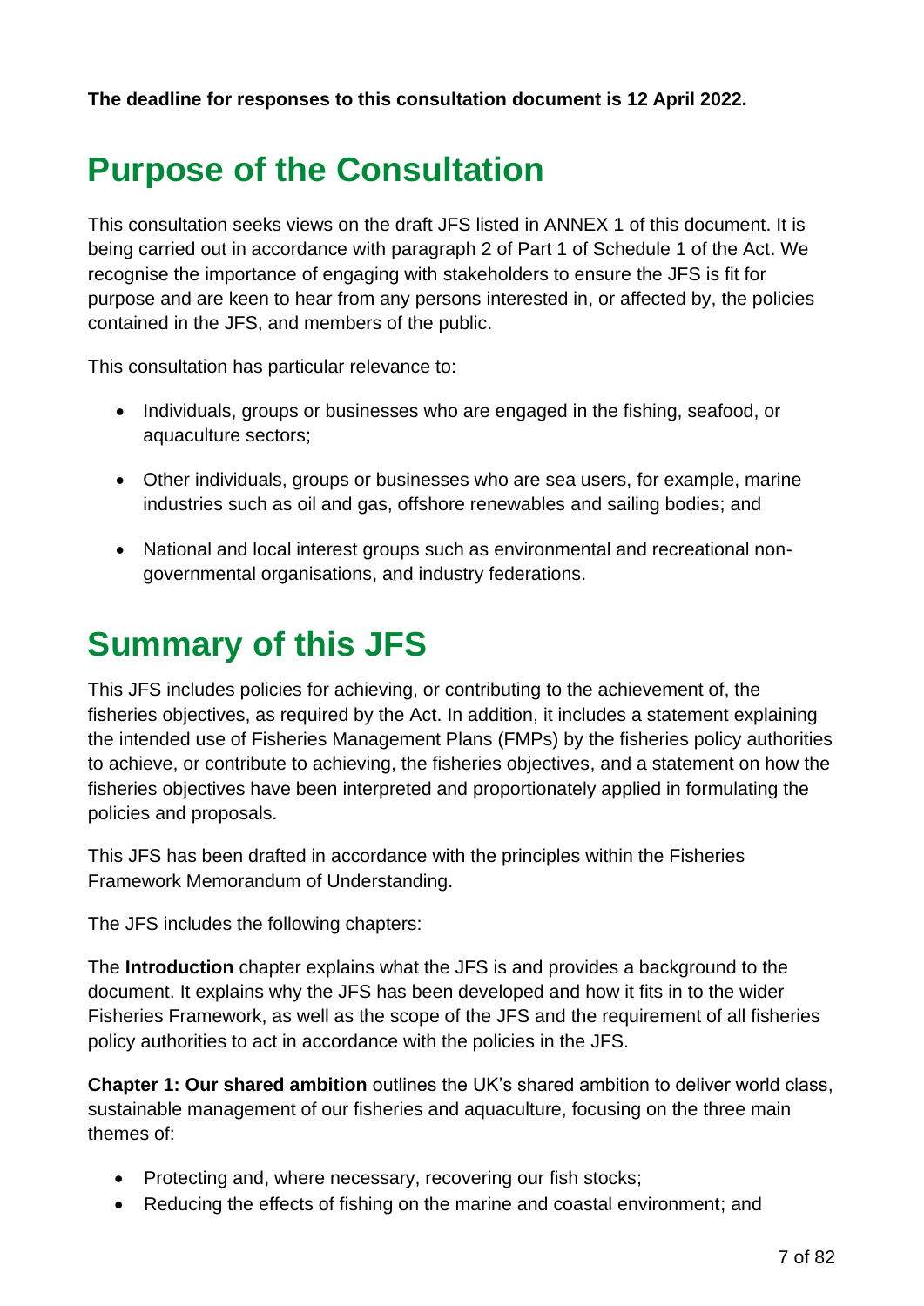**The deadline for responses to this consultation document is 12 April 2022.**

# Purpose of the Consultation

This consultation seeks views on the draft JFS listed in ANNEX 1 of this document. It is being carried out in accordance with paragraph 2 of Part 1 of Schedule 1 of the Act. We recognise the importance of engaging with stakeholders to ensure the JFS is fit for purpose and are keen to hear from any persons interested in, or affected by, the policies contained in the JFS, and members of the public.

This consultation has particular relevance to:

- Individuals, groups or businesses who are engaged in the fishing, seafood, or aquaculture sectors;
- Other individuals, groups or businesses who are sea users, for example, marine industries such as oil and gas, offshore renewables and sailing bodies; and
- National and local interest groups such as environmental and recreational non-governmental organisations, and industry federations.

# Summary of this JFS

This JFS includes policies for achieving, or contributing to the achievement of, the fisheries objectives, as required by the Act. In addition, it includes a statement explaining the intended use of Fisheries Management Plans (FMPs) by the fisheries policy authorities to achieve, or contribute to achieving, the fisheries objectives, and a statement on how the fisheries objectives have been interpreted and proportionately applied in formulating the policies and proposals.

This JFS has been drafted in accordance with the principles within the Fisheries Framework Memorandum of Understanding.

The JFS includes the following chapters:

The **Introduction** chapter explains what the JFS is and provides a background to the document. It explains why the JFS has been developed and how it fits in to the wider Fisheries Framework, as well as the scope of the JFS and the requirement of all fisheries policy authorities to act in accordance with the policies in the JFS.

**Chapter 1: Our shared ambition** outlines the UK's shared ambition to deliver world class, sustainable management of our fisheries and aquaculture, focusing on the three main themes of:

- Protecting and, where necessary, recovering our fish stocks;
- Reducing the effects of fishing on the marine and coastal environment; and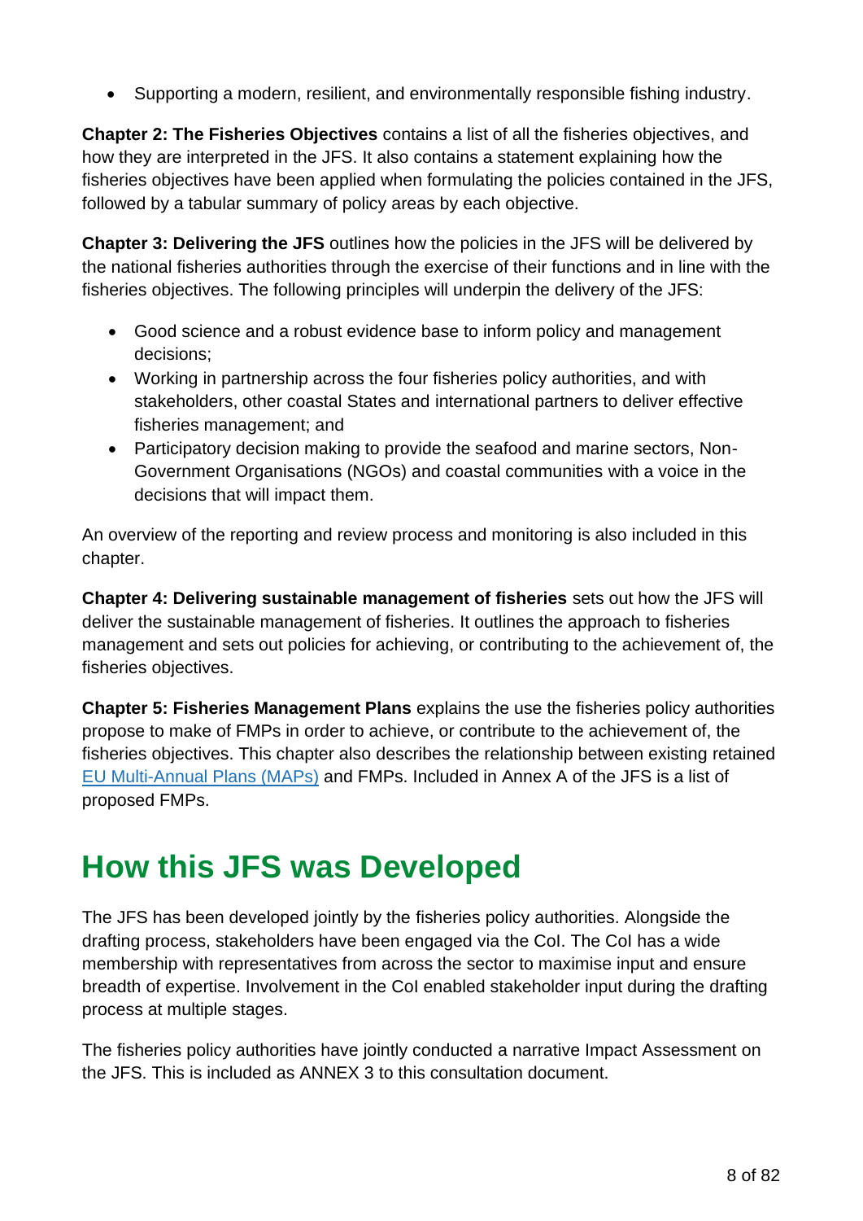- Supporting a modern, resilient, and environmentally responsible fishing industry.

**Chapter 2: The Fisheries Objectives** contains a list of all the fisheries objectives, and how they are interpreted in the JFS. It also contains a statement explaining how the fisheries objectives have been applied when formulating the policies contained in the JFS, followed by a tabular summary of policy areas by each objective.

**Chapter 3: Delivering the JFS** outlines how the policies in the JFS will be delivered by the national fisheries authorities through the exercise of their functions and in line with the fisheries objectives. The following principles will underpin the delivery of the JFS:

- Good science and a robust evidence base to inform policy and management decisions;
- Working in partnership across the four fisheries policy authorities, and with stakeholders, other coastal States and international partners to deliver effective fisheries management; and
- Participatory decision making to provide the seafood and marine sectors, Non-Government Organisations (NGOs) and coastal communities with a voice in the decisions that will impact them.

An overview of the reporting and review process and monitoring is also included in this chapter.

**Chapter 4: Delivering sustainable management of fisheries** sets out how the JFS will deliver the sustainable management of fisheries. It outlines the approach to fisheries management and sets out policies for achieving, or contributing to the achievement of, the fisheries objectives.

**Chapter 5: Fisheries Management Plans** explains the use the fisheries policy authorities propose to make of FMPs in order to achieve, or contribute to the achievement of, the fisheries objectives. This chapter also describes the relationship between existing retained EU Multi-Annual Plans (MAPs) and FMPs. Included in Annex A of the JFS is a list of proposed FMPs.

# How this JFS was Developed

The JFS has been developed jointly by the fisheries policy authorities. Alongside the drafting process, stakeholders have been engaged via the CoI. The CoI has a wide membership with representatives from across the sector to maximise input and ensure breadth of expertise. Involvement in the CoI enabled stakeholder input during the drafting process at multiple stages.

The fisheries policy authorities have jointly conducted a narrative Impact Assessment on the JFS. This is included as ANNEX 3 to this consultation document.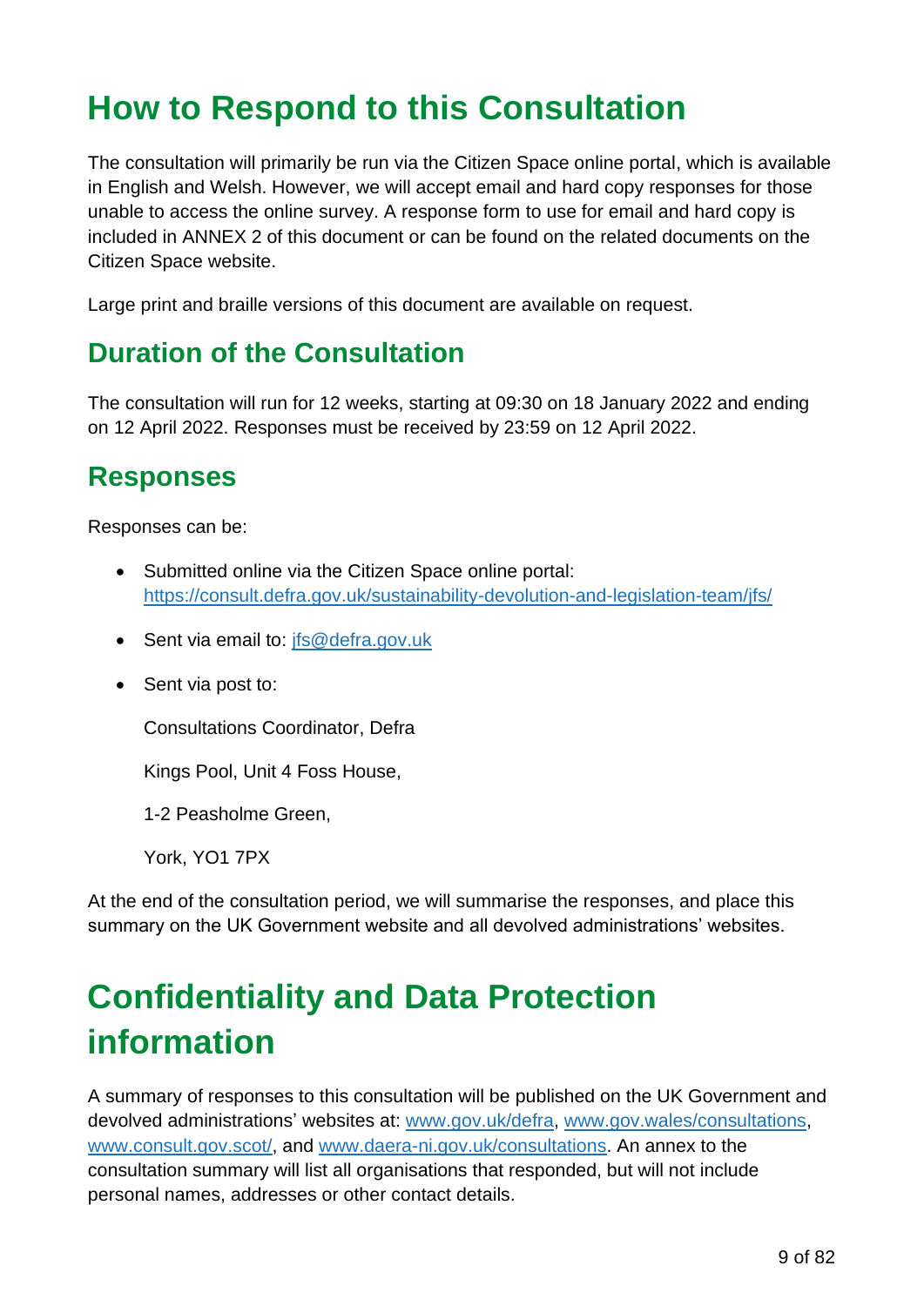# How to Respond to this Consultation

The consultation will primarily be run via the Citizen Space online portal, which is available in English and Welsh. However, we will accept email and hard copy responses for those unable to access the online survey. A response form to use for email and hard copy is included in ANNEX 2 of this document or can be found on the related documents on the Citizen Space website.

Large print and braille versions of this document are available on request.

## Duration of the Consultation

The consultation will run for 12 weeks, starting at 09:30 on 18 January 2022 and ending on 12 April 2022. Responses must be received by 23:59 on 12 April 2022.

## Responses

Responses can be:

- Submitted online via the Citizen Space online portal: https://consult.defra.gov.uk/sustainability-devolution-and-legislation-team/jfs/
- Sent via email to: jfs@defra.gov.uk
- Sent via post to:

  Consultations Coordinator, Defra

  Kings Pool, Unit 4 Foss House,

  1-2 Peasholme Green,

  York, YO1 7PX

At the end of the consultation period, we will summarise the responses, and place this summary on the UK Government website and all devolved administrations' websites.

# Confidentiality and Data Protection information

A summary of responses to this consultation will be published on the UK Government and devolved administrations' websites at: www.gov.uk/defra, www.gov.wales/consultations, www.consult.gov.scot/, and www.daera-ni.gov.uk/consultations. An annex to the consultation summary will list all organisations that responded, but will not include personal names, addresses or other contact details.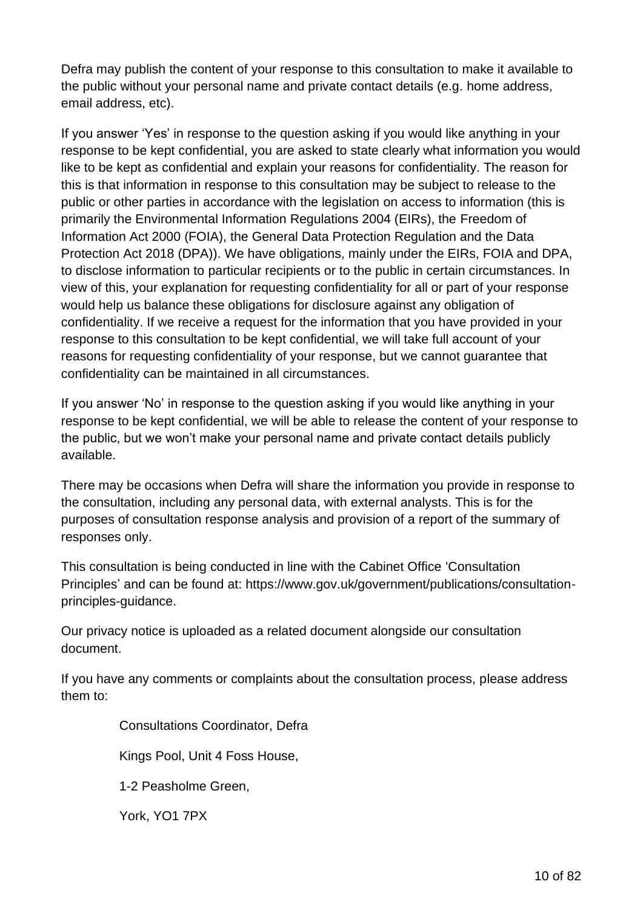Defra may publish the content of your response to this consultation to make it available to the public without your personal name and private contact details (e.g. home address, email address, etc).

If you answer 'Yes' in response to the question asking if you would like anything in your response to be kept confidential, you are asked to state clearly what information you would like to be kept as confidential and explain your reasons for confidentiality. The reason for this is that information in response to this consultation may be subject to release to the public or other parties in accordance with the legislation on access to information (this is primarily the Environmental Information Regulations 2004 (EIRs), the Freedom of Information Act 2000 (FOIA), the General Data Protection Regulation and the Data Protection Act 2018 (DPA)). We have obligations, mainly under the EIRs, FOIA and DPA, to disclose information to particular recipients or to the public in certain circumstances. In view of this, your explanation for requesting confidentiality for all or part of your response would help us balance these obligations for disclosure against any obligation of confidentiality. If we receive a request for the information that you have provided in your response to this consultation to be kept confidential, we will take full account of your reasons for requesting confidentiality of your response, but we cannot guarantee that confidentiality can be maintained in all circumstances.

If you answer 'No' in response to the question asking if you would like anything in your response to be kept confidential, we will be able to release the content of your response to the public, but we won't make your personal name and private contact details publicly available.

There may be occasions when Defra will share the information you provide in response to the consultation, including any personal data, with external analysts. This is for the purposes of consultation response analysis and provision of a report of the summary of responses only.

This consultation is being conducted in line with the Cabinet Office 'Consultation Principles' and can be found at: https://www.gov.uk/government/publications/consultation-principles-guidance.

Our privacy notice is uploaded as a related document alongside our consultation document.

If you have any comments or complaints about the consultation process, please address them to:

Consultations Coordinator, Defra

Kings Pool, Unit 4 Foss House,

1-2 Peasholme Green,

York, YO1 7PX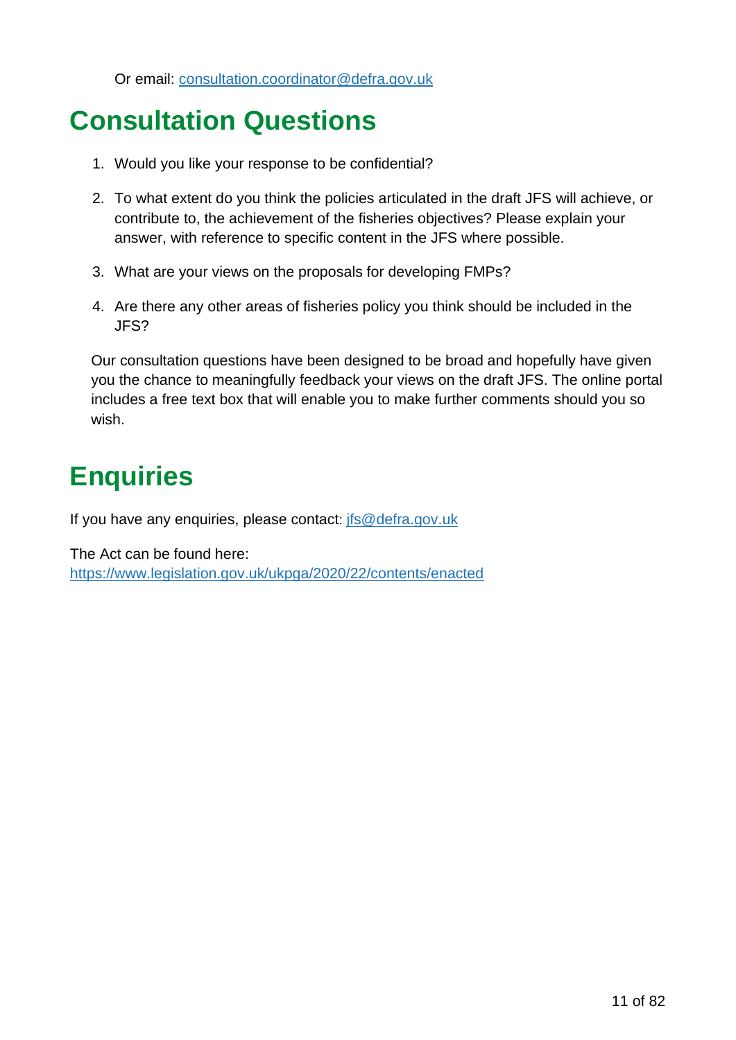Or email: consultation.coordinator@defra.gov.uk

# Consultation Questions

1. Would you like your response to be confidential?
2. To what extent do you think the policies articulated in the draft JFS will achieve, or contribute to, the achievement of the fisheries objectives? Please explain your answer, with reference to specific content in the JFS where possible.
3. What are your views on the proposals for developing FMPs?
4. Are there any other areas of fisheries policy you think should be included in the JFS?

Our consultation questions have been designed to be broad and hopefully have given you the chance to meaningfully feedback your views on the draft JFS. The online portal includes a free text box that will enable you to make further comments should you so wish.

# Enquiries

If you have any enquiries, please contact: jfs@defra.gov.uk

The Act can be found here:
https://www.legislation.gov.uk/ukpga/2020/22/contents/enacted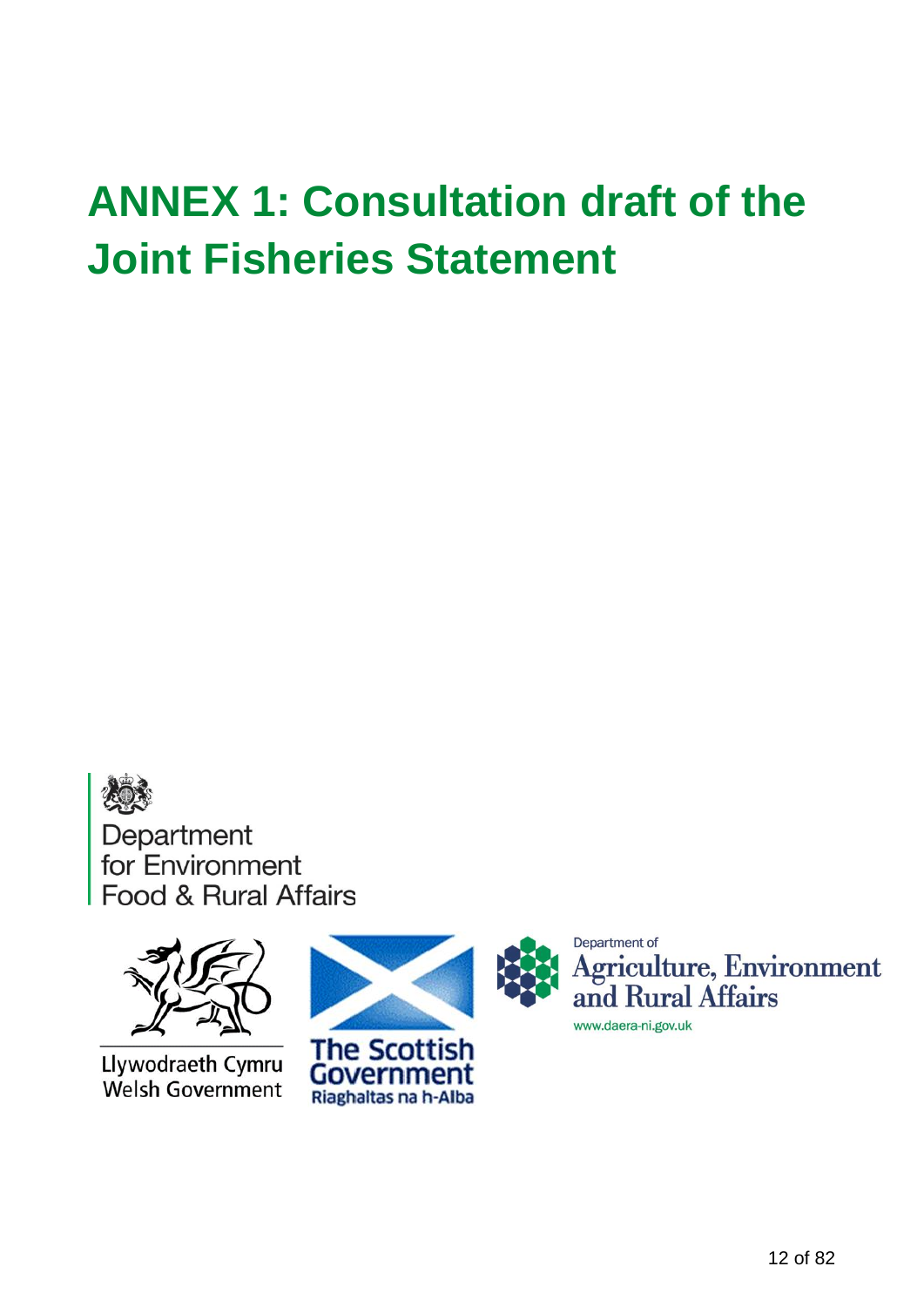# ANNEX 1: Consultation draft of the Joint Fisheries Statement

Department for Environment Food & Rural Affairs

Llywodraeth Cymru
Welsh Government

The Scottish Government
Riaghaltas na h-Alba

Department of Agriculture, Environment and Rural Affairs
www.daera-ni.gov.uk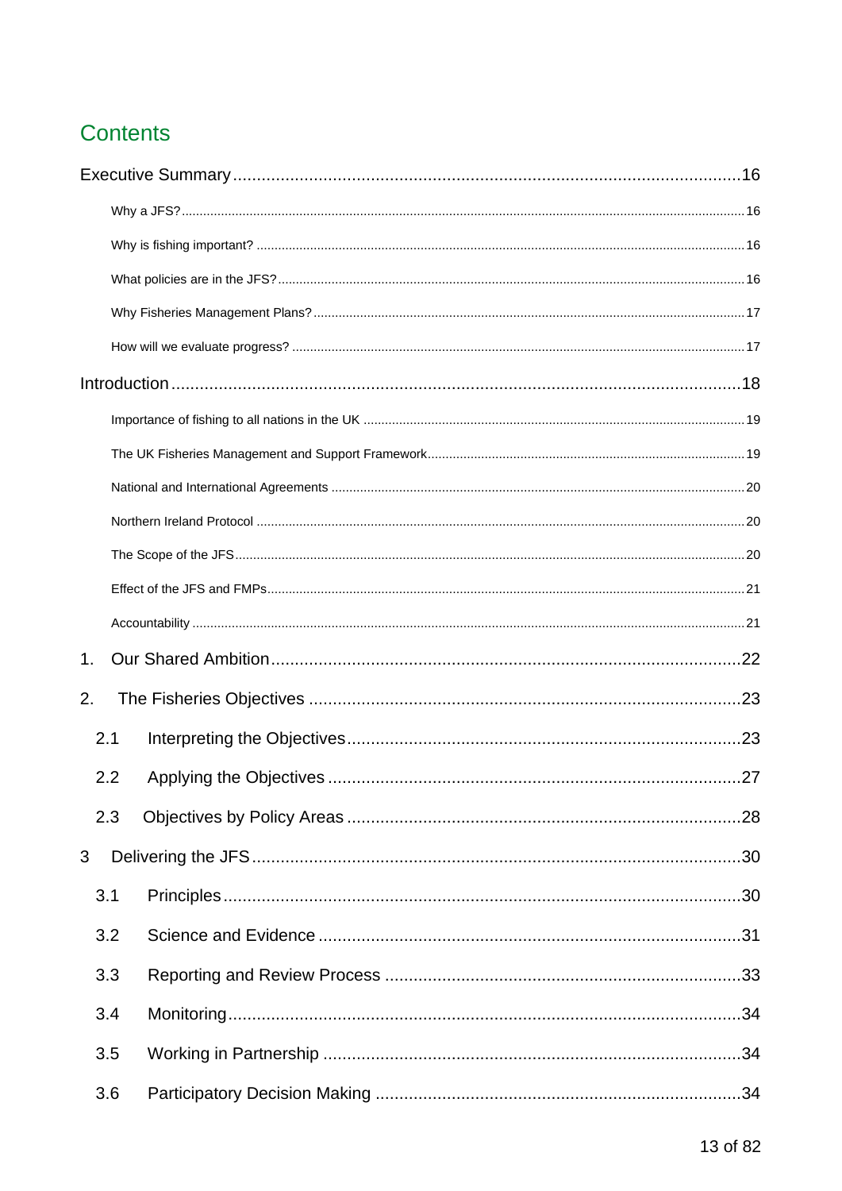## Contents

Executive Summary ....................................................................16

- Why a JFS? ....................................................................16
- Why is fishing important? ....................................................................16
- What policies are in the JFS? ....................................................................16
- Why Fisheries Management Plans? ....................................................................17
- How will we evaluate progress? ....................................................................17

Introduction ....................................................................18

- Importance of fishing to all nations in the UK ....................................................................19
- The UK Fisheries Management and Support Framework ....................................................................19
- National and International Agreements ....................................................................20
- Northern Ireland Protocol ....................................................................20
- The Scope of the JFS ....................................................................20
- Effect of the JFS and FMPs ....................................................................21
- Accountability ....................................................................21

1. Our Shared Ambition ....................................................................22

2. The Fisheries Objectives ....................................................................23
   - 2.1 Interpreting the Objectives ....................................................................23
   - 2.2 Applying the Objectives ....................................................................27
   - 2.3 Objectives by Policy Areas ....................................................................28

3 Delivering the JFS ....................................................................30
   - 3.1 Principles ....................................................................30
   - 3.2 Science and Evidence ....................................................................31
   - 3.3 Reporting and Review Process ....................................................................33
   - 3.4 Monitoring ....................................................................34
   - 3.5 Working in Partnership ....................................................................34
   - 3.6 Participatory Decision Making ....................................................................34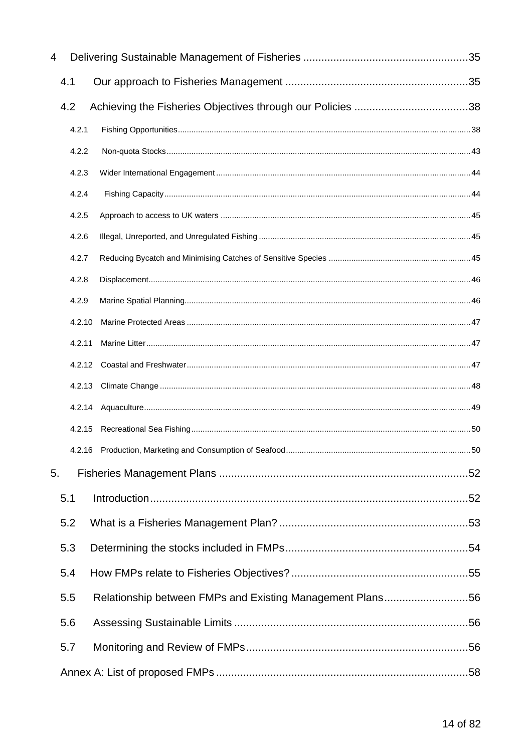4 Delivering Sustainable Management of Fisheries .......................................................35

4.1 Our approach to Fisheries Management .............................................................35

4.2 Achieving the Fisheries Objectives through our Policies ......................................38

4.2.1 Fishing Opportunities.................................................................................................................................38

4.2.2 Non-quota Stocks.......................................................................................................................................43

4.2.3 Wider International Engagement ................................................................................................................44

4.2.4 Fishing Capacity........................................................................................................................................44

4.2.5 Approach to access to UK waters ..............................................................................................................45

4.2.6 Illegal, Unreported, and Unregulated Fishing .............................................................................................45

4.2.7 Reducing Bycatch and Minimising Catches of Sensitive Species ..............................................................45

4.2.8 Displacement..............................................................................................................................................46

4.2.9 Marine Spatial Planning..............................................................................................................................46

4.2.10 Marine Protected Areas ..............................................................................................................................47

4.2.11 Marine Litter................................................................................................................................................47

4.2.12 Coastal and Freshwater..............................................................................................................................47

4.2.13 Climate Change ..........................................................................................................................................48

4.2.14 Aquaculture.................................................................................................................................................49

4.2.15 Recreational Sea Fishing............................................................................................................................50

4.2.16 Production, Marketing and Consumption of Seafood..................................................................................50

5. Fisheries Management Plans ...................................................................................52

5.1 Introduction..........................................................................................................52

5.2 What is a Fisheries Management Plan? ...............................................................53

5.3 Determining the stocks included in FMPs.............................................................54

5.4 How FMPs relate to Fisheries Objectives? ...........................................................55

5.5 Relationship between FMPs and Existing Management Plans............................56

5.6 Assessing Sustainable Limits ..............................................................................56

5.7 Monitoring and Review of FMPs..........................................................................56

Annex A: List of proposed FMPs ....................................................................................58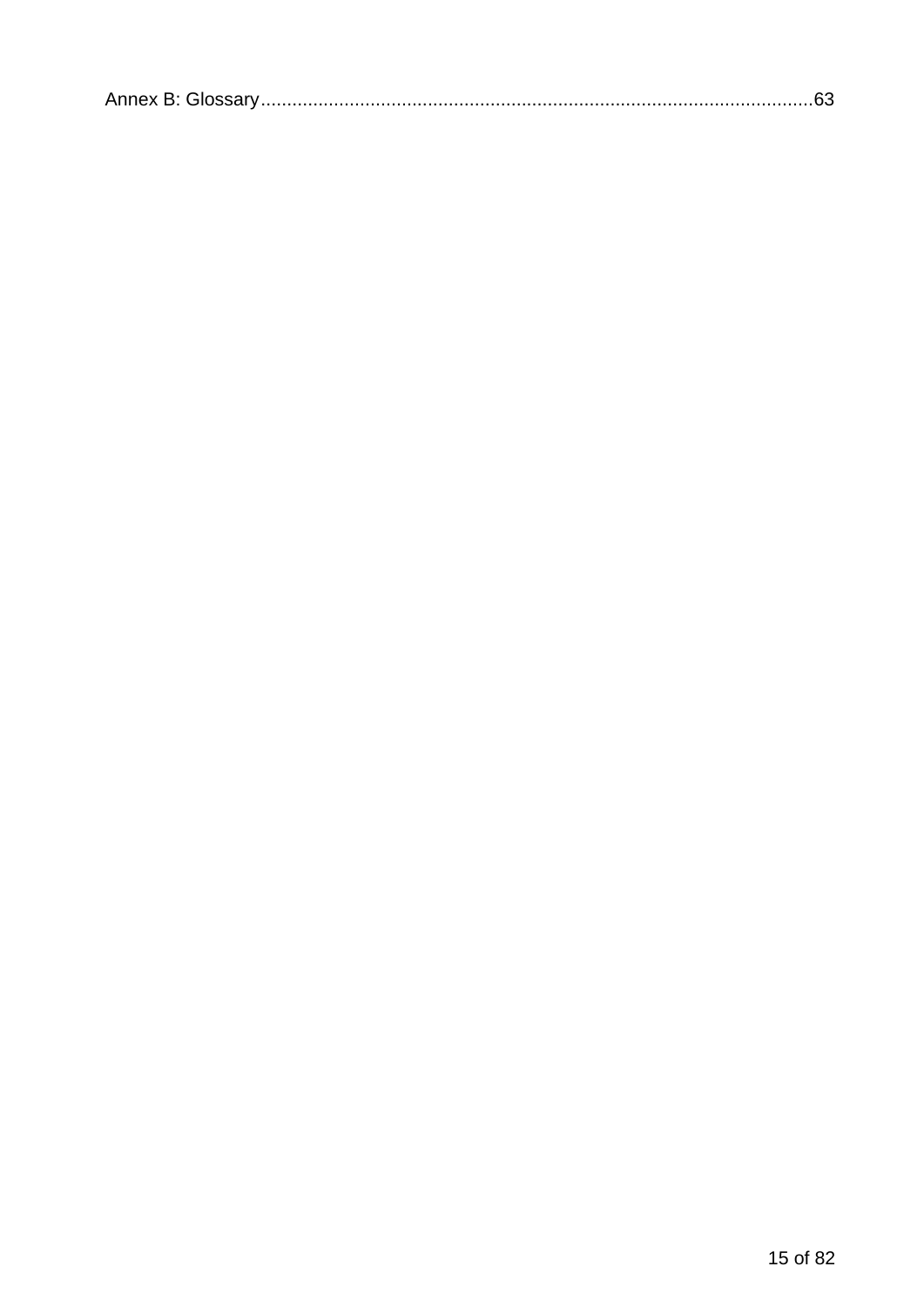Annex B: Glossary......................................................................................................63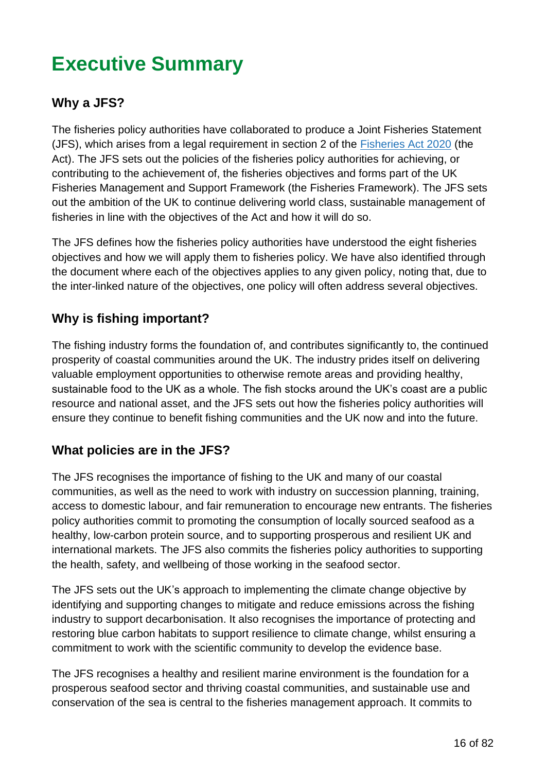# Executive Summary

## Why a JFS?

The fisheries policy authorities have collaborated to produce a Joint Fisheries Statement (JFS), which arises from a legal requirement in section 2 of the Fisheries Act 2020 (the Act). The JFS sets out the policies of the fisheries policy authorities for achieving, or contributing to the achievement of, the fisheries objectives and forms part of the UK Fisheries Management and Support Framework (the Fisheries Framework). The JFS sets out the ambition of the UK to continue delivering world class, sustainable management of fisheries in line with the objectives of the Act and how it will do so.

The JFS defines how the fisheries policy authorities have understood the eight fisheries objectives and how we will apply them to fisheries policy. We have also identified through the document where each of the objectives applies to any given policy, noting that, due to the inter-linked nature of the objectives, one policy will often address several objectives.

## Why is fishing important?

The fishing industry forms the foundation of, and contributes significantly to, the continued prosperity of coastal communities around the UK. The industry prides itself on delivering valuable employment opportunities to otherwise remote areas and providing healthy, sustainable food to the UK as a whole. The fish stocks around the UK's coast are a public resource and national asset, and the JFS sets out how the fisheries policy authorities will ensure they continue to benefit fishing communities and the UK now and into the future.

## What policies are in the JFS?

The JFS recognises the importance of fishing to the UK and many of our coastal communities, as well as the need to work with industry on succession planning, training, access to domestic labour, and fair remuneration to encourage new entrants. The fisheries policy authorities commit to promoting the consumption of locally sourced seafood as a healthy, low-carbon protein source, and to supporting prosperous and resilient UK and international markets. The JFS also commits the fisheries policy authorities to supporting the health, safety, and wellbeing of those working in the seafood sector.

The JFS sets out the UK's approach to implementing the climate change objective by identifying and supporting changes to mitigate and reduce emissions across the fishing industry to support decarbonisation. It also recognises the importance of protecting and restoring blue carbon habitats to support resilience to climate change, whilst ensuring a commitment to work with the scientific community to develop the evidence base.

The JFS recognises a healthy and resilient marine environment is the foundation for a prosperous seafood sector and thriving coastal communities, and sustainable use and conservation of the sea is central to the fisheries management approach. It commits to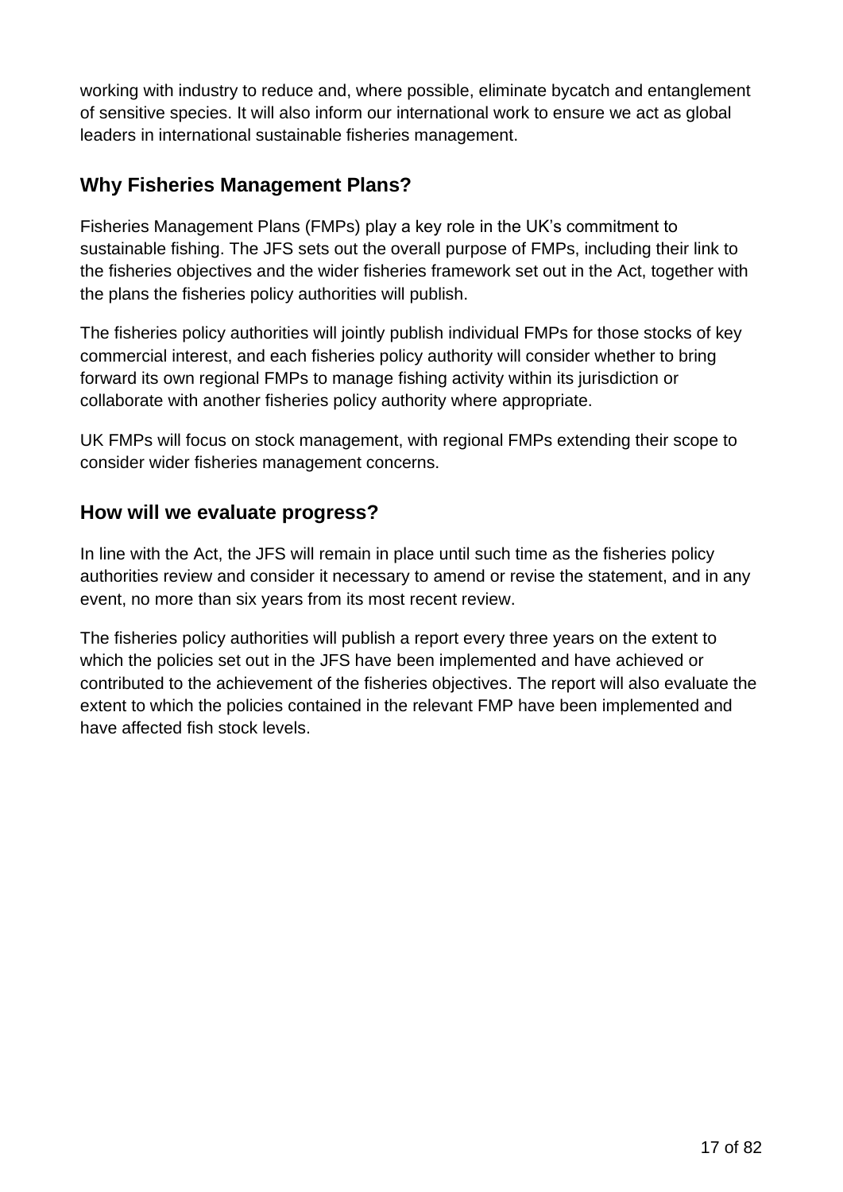working with industry to reduce and, where possible, eliminate bycatch and entanglement of sensitive species. It will also inform our international work to ensure we act as global leaders in international sustainable fisheries management.

## Why Fisheries Management Plans?

Fisheries Management Plans (FMPs) play a key role in the UK's commitment to sustainable fishing. The JFS sets out the overall purpose of FMPs, including their link to the fisheries objectives and the wider fisheries framework set out in the Act, together with the plans the fisheries policy authorities will publish.

The fisheries policy authorities will jointly publish individual FMPs for those stocks of key commercial interest, and each fisheries policy authority will consider whether to bring forward its own regional FMPs to manage fishing activity within its jurisdiction or collaborate with another fisheries policy authority where appropriate.

UK FMPs will focus on stock management, with regional FMPs extending their scope to consider wider fisheries management concerns.

## How will we evaluate progress?

In line with the Act, the JFS will remain in place until such time as the fisheries policy authorities review and consider it necessary to amend or revise the statement, and in any event, no more than six years from its most recent review.

The fisheries policy authorities will publish a report every three years on the extent to which the policies set out in the JFS have been implemented and have achieved or contributed to the achievement of the fisheries objectives. The report will also evaluate the extent to which the policies contained in the relevant FMP have been implemented and have affected fish stock levels.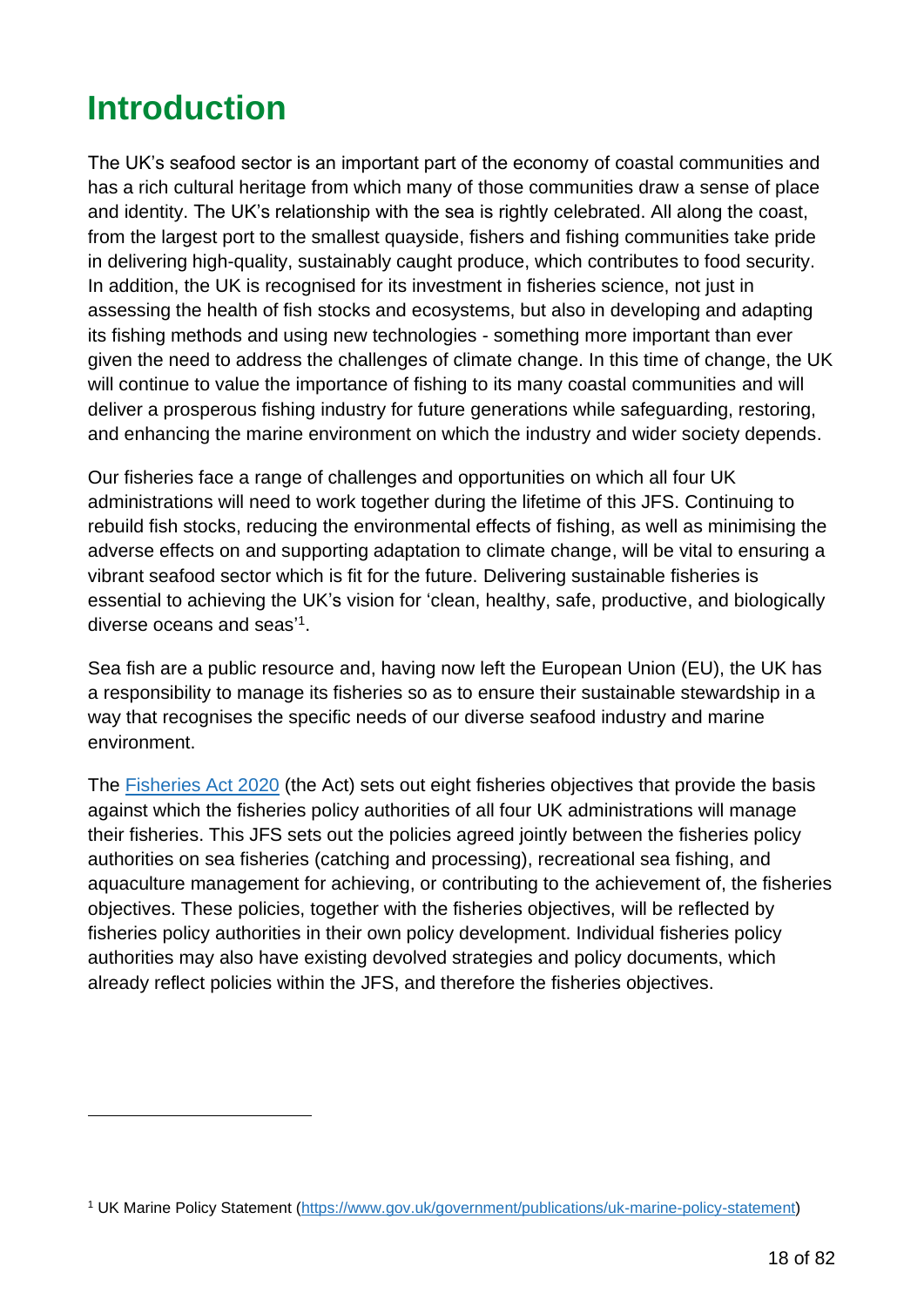# Introduction

The UK's seafood sector is an important part of the economy of coastal communities and has a rich cultural heritage from which many of those communities draw a sense of place and identity. The UK's relationship with the sea is rightly celebrated. All along the coast, from the largest port to the smallest quayside, fishers and fishing communities take pride in delivering high-quality, sustainably caught produce, which contributes to food security. In addition, the UK is recognised for its investment in fisheries science, not just in assessing the health of fish stocks and ecosystems, but also in developing and adapting its fishing methods and using new technologies - something more important than ever given the need to address the challenges of climate change. In this time of change, the UK will continue to value the importance of fishing to its many coastal communities and will deliver a prosperous fishing industry for future generations while safeguarding, restoring, and enhancing the marine environment on which the industry and wider society depends.

Our fisheries face a range of challenges and opportunities on which all four UK administrations will need to work together during the lifetime of this JFS. Continuing to rebuild fish stocks, reducing the environmental effects of fishing, as well as minimising the adverse effects on and supporting adaptation to climate change, will be vital to ensuring a vibrant seafood sector which is fit for the future. Delivering sustainable fisheries is essential to achieving the UK's vision for 'clean, healthy, safe, productive, and biologically diverse oceans and seas'[1].

Sea fish are a public resource and, having now left the European Union (EU), the UK has a responsibility to manage its fisheries so as to ensure their sustainable stewardship in a way that recognises the specific needs of our diverse seafood industry and marine environment.

The [Fisheries Act 2020](https://www.legislation.gov.uk/ukpga/2020/22/contents/enacted) (the Act) sets out eight fisheries objectives that provide the basis against which the fisheries policy authorities of all four UK administrations will manage their fisheries. This JFS sets out the policies agreed jointly between the fisheries policy authorities on sea fisheries (catching and processing), recreational sea fishing, and aquaculture management for achieving, or contributing to the achievement of, the fisheries objectives. These policies, together with the fisheries objectives, will be reflected by fisheries policy authorities in their own policy development. Individual fisheries policy authorities may also have existing devolved strategies and policy documents, which already reflect policies within the JFS, and therefore the fisheries objectives.

---

[1] UK Marine Policy Statement (https://www.gov.uk/government/publications/uk-marine-policy-statement)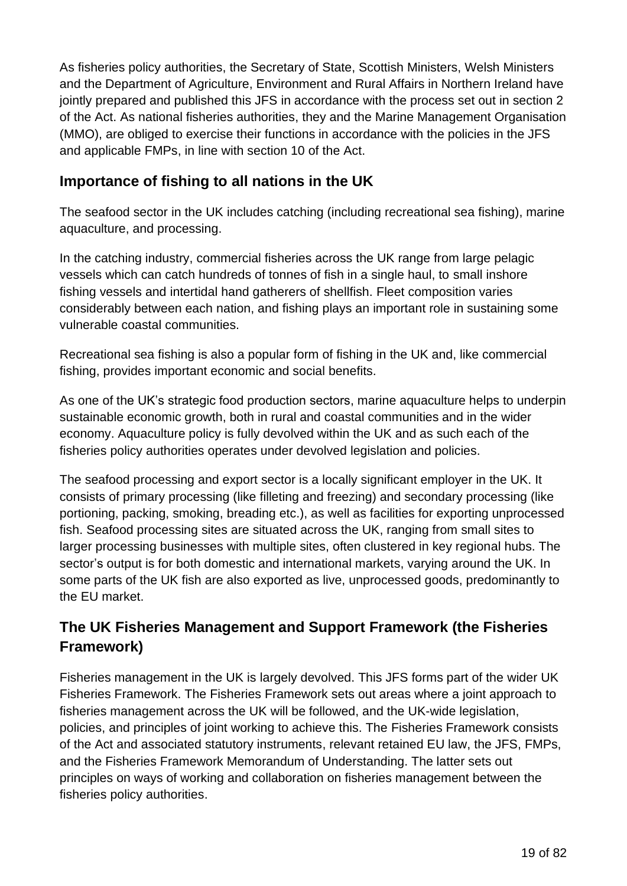As fisheries policy authorities, the Secretary of State, Scottish Ministers, Welsh Ministers and the Department of Agriculture, Environment and Rural Affairs in Northern Ireland have jointly prepared and published this JFS in accordance with the process set out in section 2 of the Act. As national fisheries authorities, they and the Marine Management Organisation (MMO), are obliged to exercise their functions in accordance with the policies in the JFS and applicable FMPs, in line with section 10 of the Act.

## Importance of fishing to all nations in the UK

The seafood sector in the UK includes catching (including recreational sea fishing), marine aquaculture, and processing.

In the catching industry, commercial fisheries across the UK range from large pelagic vessels which can catch hundreds of tonnes of fish in a single haul, to small inshore fishing vessels and intertidal hand gatherers of shellfish. Fleet composition varies considerably between each nation, and fishing plays an important role in sustaining some vulnerable coastal communities.

Recreational sea fishing is also a popular form of fishing in the UK and, like commercial fishing, provides important economic and social benefits.

As one of the UK's strategic food production sectors, marine aquaculture helps to underpin sustainable economic growth, both in rural and coastal communities and in the wider economy. Aquaculture policy is fully devolved within the UK and as such each of the fisheries policy authorities operates under devolved legislation and policies.

The seafood processing and export sector is a locally significant employer in the UK. It consists of primary processing (like filleting and freezing) and secondary processing (like portioning, packing, smoking, breading etc.), as well as facilities for exporting unprocessed fish. Seafood processing sites are situated across the UK, ranging from small sites to larger processing businesses with multiple sites, often clustered in key regional hubs. The sector's output is for both domestic and international markets, varying around the UK. In some parts of the UK fish are also exported as live, unprocessed goods, predominantly to the EU market.

## The UK Fisheries Management and Support Framework (the Fisheries Framework)

Fisheries management in the UK is largely devolved. This JFS forms part of the wider UK Fisheries Framework. The Fisheries Framework sets out areas where a joint approach to fisheries management across the UK will be followed, and the UK-wide legislation, policies, and principles of joint working to achieve this. The Fisheries Framework consists of the Act and associated statutory instruments, relevant retained EU law, the JFS, FMPs, and the Fisheries Framework Memorandum of Understanding. The latter sets out principles on ways of working and collaboration on fisheries management between the fisheries policy authorities.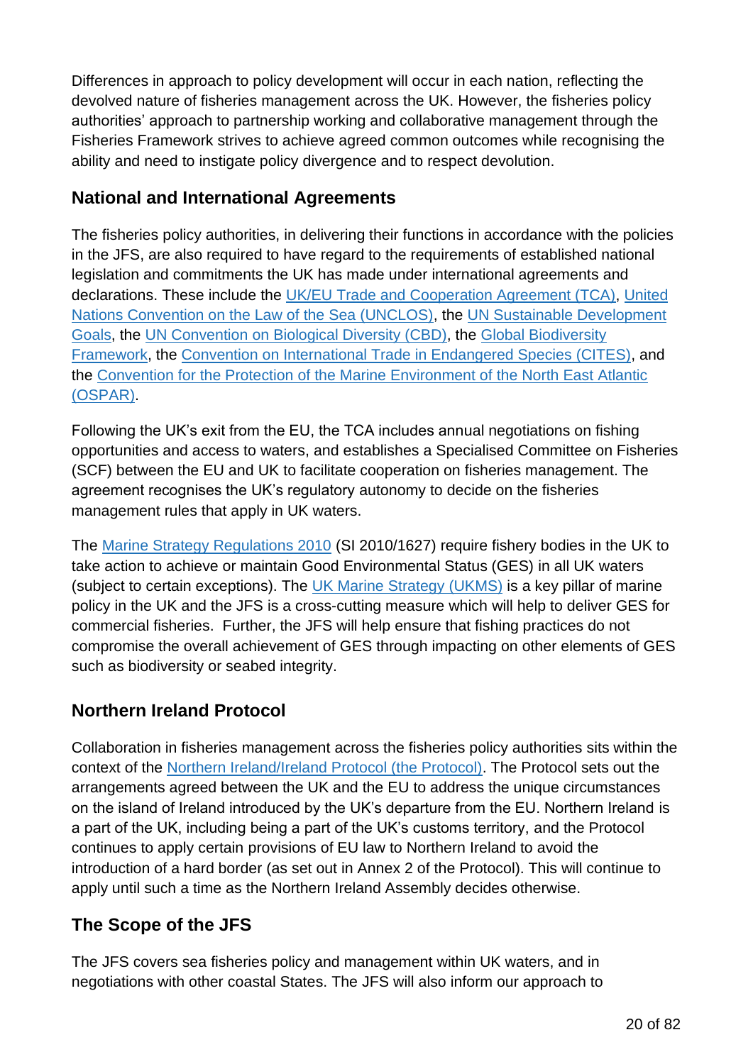Differences in approach to policy development will occur in each nation, reflecting the devolved nature of fisheries management across the UK. However, the fisheries policy authorities' approach to partnership working and collaborative management through the Fisheries Framework strives to achieve agreed common outcomes while recognising the ability and need to instigate policy divergence and to respect devolution.

## National and International Agreements

The fisheries policy authorities, in delivering their functions in accordance with the policies in the JFS, are also required to have regard to the requirements of established national legislation and commitments the UK has made under international agreements and declarations. These include the UK/EU Trade and Cooperation Agreement (TCA), United Nations Convention on the Law of the Sea (UNCLOS), the UN Sustainable Development Goals, the UN Convention on Biological Diversity (CBD), the Global Biodiversity Framework, the Convention on International Trade in Endangered Species (CITES), and the Convention for the Protection of the Marine Environment of the North East Atlantic (OSPAR).

Following the UK's exit from the EU, the TCA includes annual negotiations on fishing opportunities and access to waters, and establishes a Specialised Committee on Fisheries (SCF) between the EU and UK to facilitate cooperation on fisheries management. The agreement recognises the UK's regulatory autonomy to decide on the fisheries management rules that apply in UK waters.

The Marine Strategy Regulations 2010 (SI 2010/1627) require fishery bodies in the UK to take action to achieve or maintain Good Environmental Status (GES) in all UK waters (subject to certain exceptions). The UK Marine Strategy (UKMS) is a key pillar of marine policy in the UK and the JFS is a cross-cutting measure which will help to deliver GES for commercial fisheries. Further, the JFS will help ensure that fishing practices do not compromise the overall achievement of GES through impacting on other elements of GES such as biodiversity or seabed integrity.

## Northern Ireland Protocol

Collaboration in fisheries management across the fisheries policy authorities sits within the context of the Northern Ireland/Ireland Protocol (the Protocol). The Protocol sets out the arrangements agreed between the UK and the EU to address the unique circumstances on the island of Ireland introduced by the UK's departure from the EU. Northern Ireland is a part of the UK, including being a part of the UK's customs territory, and the Protocol continues to apply certain provisions of EU law to Northern Ireland to avoid the introduction of a hard border (as set out in Annex 2 of the Protocol). This will continue to apply until such a time as the Northern Ireland Assembly decides otherwise.

## The Scope of the JFS

The JFS covers sea fisheries policy and management within UK waters, and in negotiations with other coastal States. The JFS will also inform our approach to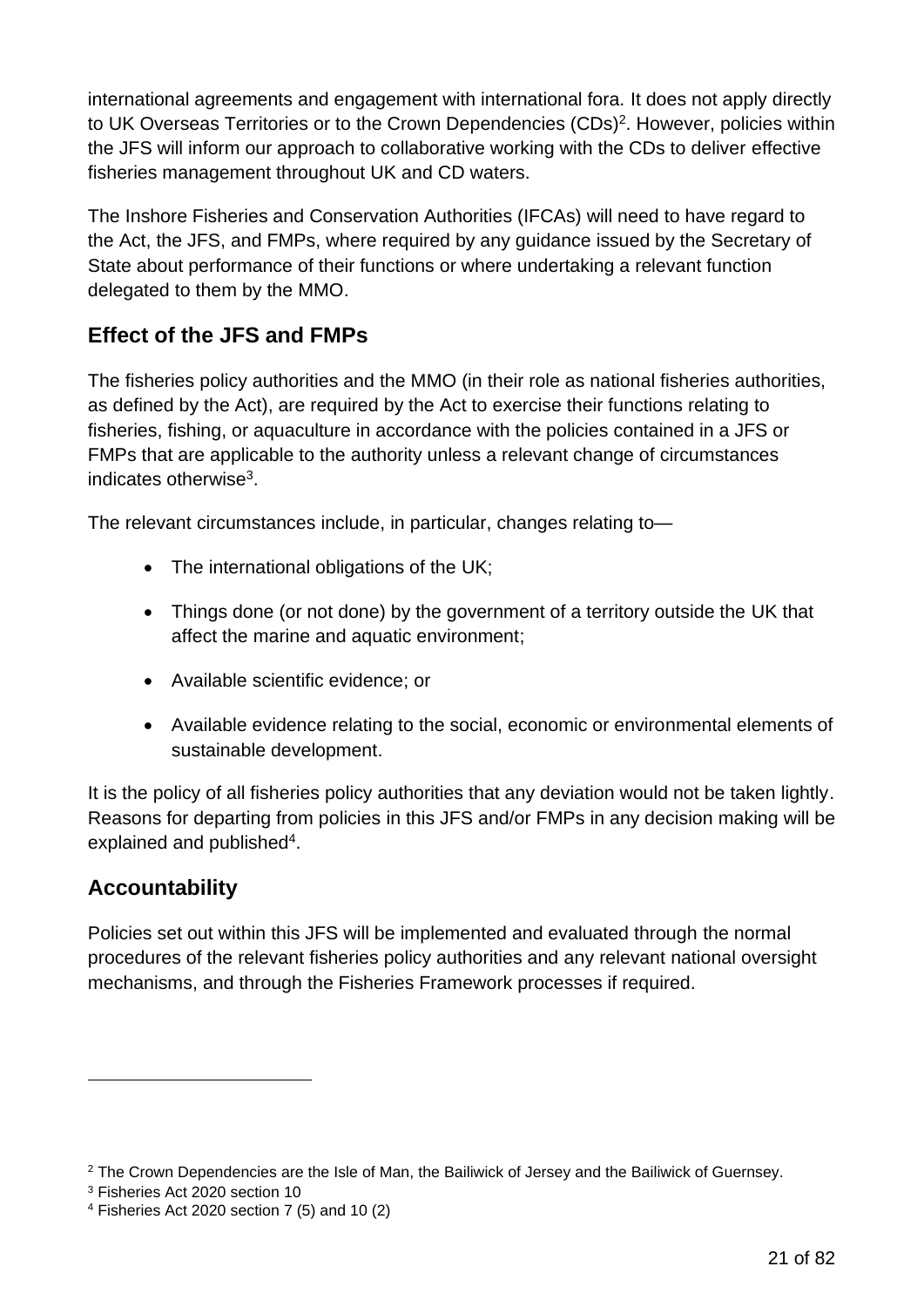international agreements and engagement with international fora. It does not apply directly to UK Overseas Territories or to the Crown Dependencies (CDs)[2]. However, policies within the JFS will inform our approach to collaborative working with the CDs to deliver effective fisheries management throughout UK and CD waters.

The Inshore Fisheries and Conservation Authorities (IFCAs) will need to have regard to the Act, the JFS, and FMPs, where required by any guidance issued by the Secretary of State about performance of their functions or where undertaking a relevant function delegated to them by the MMO.

## Effect of the JFS and FMPs

The fisheries policy authorities and the MMO (in their role as national fisheries authorities, as defined by the Act), are required by the Act to exercise their functions relating to fisheries, fishing, or aquaculture in accordance with the policies contained in a JFS or FMPs that are applicable to the authority unless a relevant change of circumstances indicates otherwise[3].

The relevant circumstances include, in particular, changes relating to—

- The international obligations of the UK;
- Things done (or not done) by the government of a territory outside the UK that affect the marine and aquatic environment;
- Available scientific evidence; or
- Available evidence relating to the social, economic or environmental elements of sustainable development.

It is the policy of all fisheries policy authorities that any deviation would not be taken lightly. Reasons for departing from policies in this JFS and/or FMPs in any decision making will be explained and published[4].

## Accountability

Policies set out within this JFS will be implemented and evaluated through the normal procedures of the relevant fisheries policy authorities and any relevant national oversight mechanisms, and through the Fisheries Framework processes if required.

---

[2] The Crown Dependencies are the Isle of Man, the Bailiwick of Jersey and the Bailiwick of Guernsey.

[3] Fisheries Act 2020 section 10

[4] Fisheries Act 2020 section 7 (5) and 10 (2)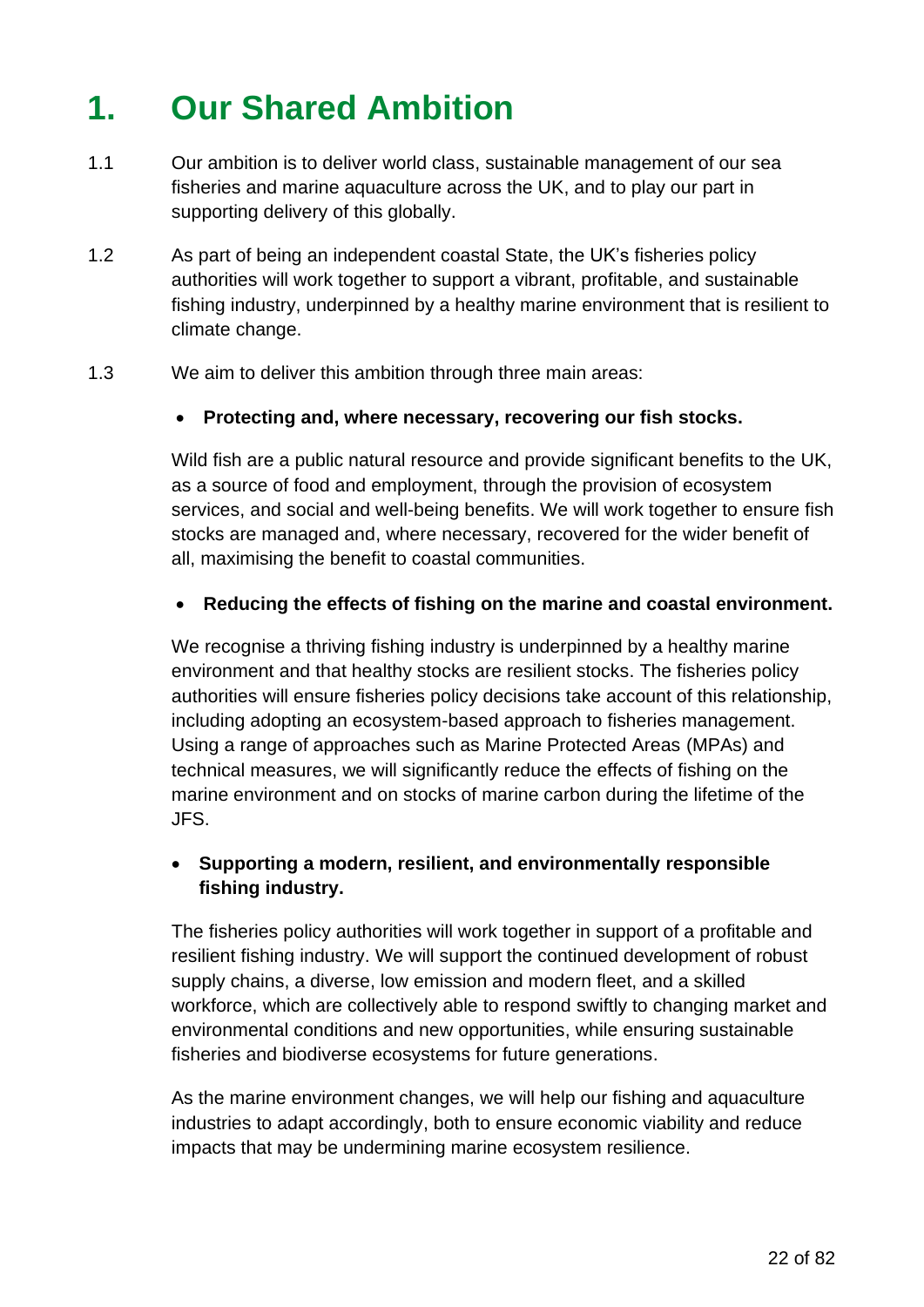# 1. Our Shared Ambition

1.1 Our ambition is to deliver world class, sustainable management of our sea fisheries and marine aquaculture across the UK, and to play our part in supporting delivery of this globally.

1.2 As part of being an independent coastal State, the UK's fisheries policy authorities will work together to support a vibrant, profitable, and sustainable fishing industry, underpinned by a healthy marine environment that is resilient to climate change.

1.3 We aim to deliver this ambition through three main areas:

- **Protecting and, where necessary, recovering our fish stocks.**

  Wild fish are a public natural resource and provide significant benefits to the UK, as a source of food and employment, through the provision of ecosystem services, and social and well-being benefits. We will work together to ensure fish stocks are managed and, where necessary, recovered for the wider benefit of all, maximising the benefit to coastal communities.

- **Reducing the effects of fishing on the marine and coastal environment.**

  We recognise a thriving fishing industry is underpinned by a healthy marine environment and that healthy stocks are resilient stocks. The fisheries policy authorities will ensure fisheries policy decisions take account of this relationship, including adopting an ecosystem-based approach to fisheries management. Using a range of approaches such as Marine Protected Areas (MPAs) and technical measures, we will significantly reduce the effects of fishing on the marine environment and on stocks of marine carbon during the lifetime of the JFS.

- **Supporting a modern, resilient, and environmentally responsible fishing industry.**

  The fisheries policy authorities will work together in support of a profitable and resilient fishing industry. We will support the continued development of robust supply chains, a diverse, low emission and modern fleet, and a skilled workforce, which are collectively able to respond swiftly to changing market and environmental conditions and new opportunities, while ensuring sustainable fisheries and biodiverse ecosystems for future generations.

  As the marine environment changes, we will help our fishing and aquaculture industries to adapt accordingly, both to ensure economic viability and reduce impacts that may be undermining marine ecosystem resilience.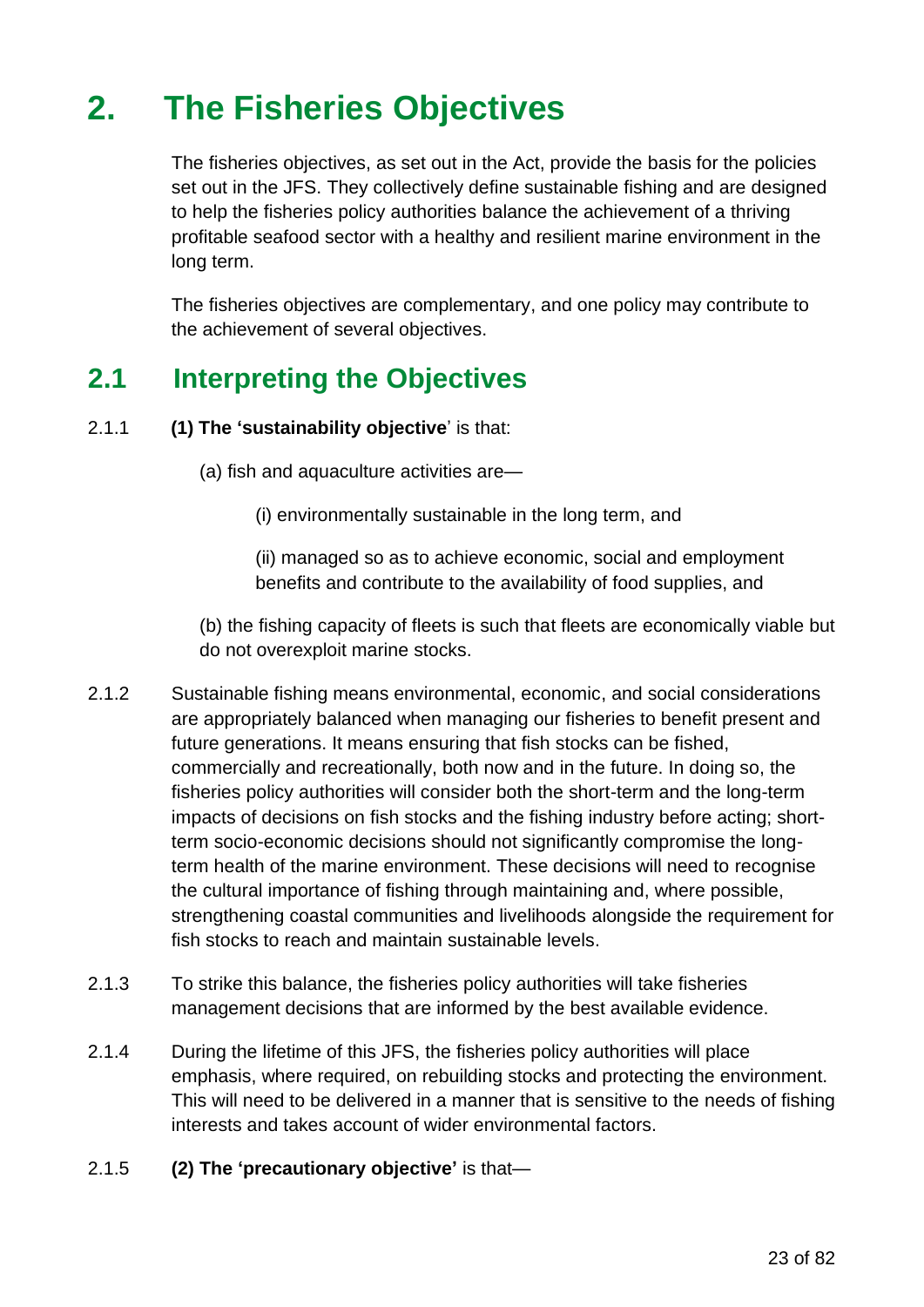# 2. The Fisheries Objectives

The fisheries objectives, as set out in the Act, provide the basis for the policies set out in the JFS. They collectively define sustainable fishing and are designed to help the fisheries policy authorities balance the achievement of a thriving profitable seafood sector with a healthy and resilient marine environment in the long term.

The fisheries objectives are complementary, and one policy may contribute to the achievement of several objectives.

## 2.1 Interpreting the Objectives

2.1.1 **(1) The 'sustainability objective**' is that:

(a) fish and aquaculture activities are—

(i) environmentally sustainable in the long term, and

(ii) managed so as to achieve economic, social and employment benefits and contribute to the availability of food supplies, and

(b) the fishing capacity of fleets is such that fleets are economically viable but do not overexploit marine stocks.

2.1.2 Sustainable fishing means environmental, economic, and social considerations are appropriately balanced when managing our fisheries to benefit present and future generations. It means ensuring that fish stocks can be fished, commercially and recreationally, both now and in the future. In doing so, the fisheries policy authorities will consider both the short-term and the long-term impacts of decisions on fish stocks and the fishing industry before acting; short-term socio-economic decisions should not significantly compromise the long-term health of the marine environment. These decisions will need to recognise the cultural importance of fishing through maintaining and, where possible, strengthening coastal communities and livelihoods alongside the requirement for fish stocks to reach and maintain sustainable levels.

2.1.3 To strike this balance, the fisheries policy authorities will take fisheries management decisions that are informed by the best available evidence.

2.1.4 During the lifetime of this JFS, the fisheries policy authorities will place emphasis, where required, on rebuilding stocks and protecting the environment. This will need to be delivered in a manner that is sensitive to the needs of fishing interests and takes account of wider environmental factors.

2.1.5 **(2) The 'precautionary objective'** is that—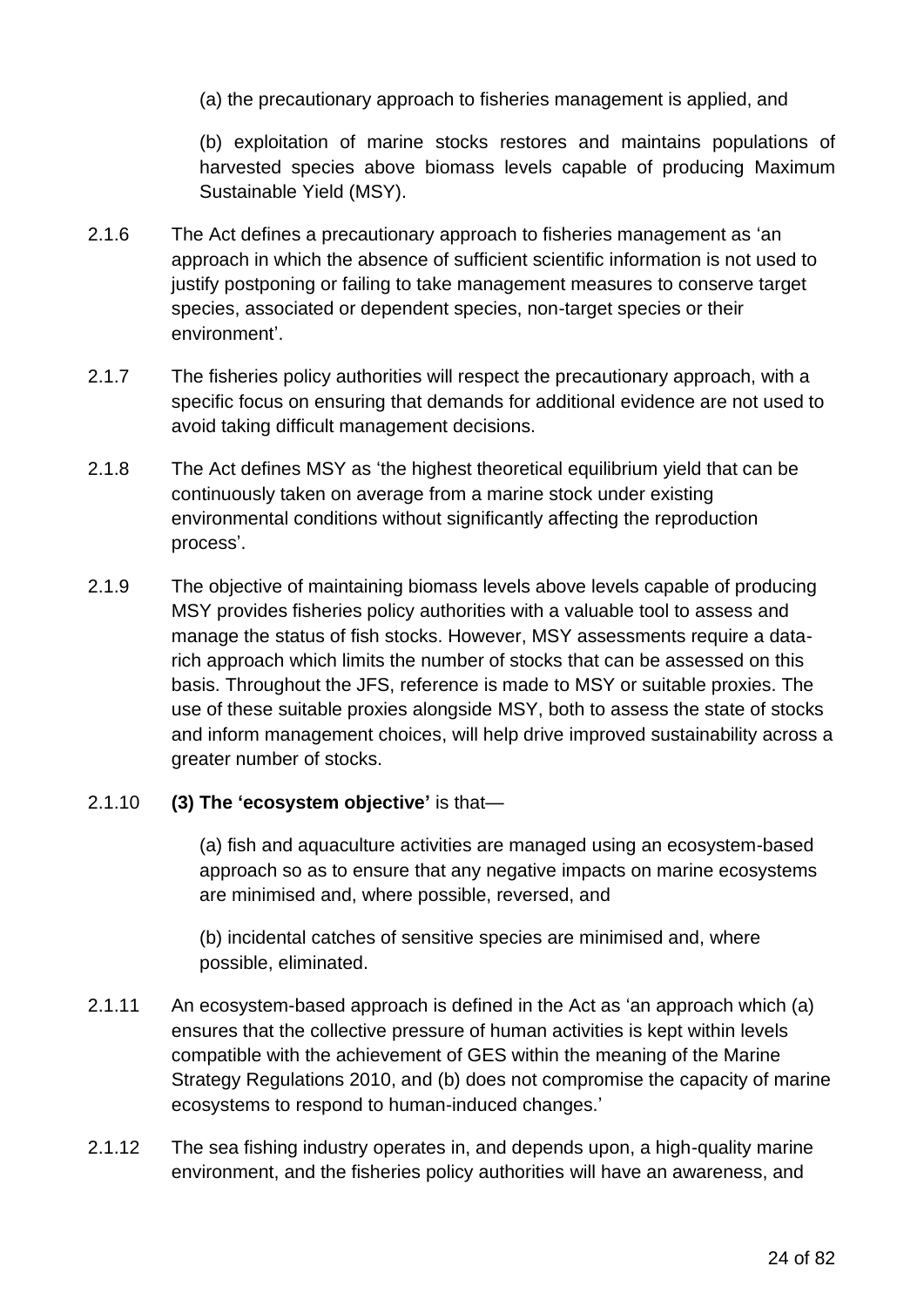(a) the precautionary approach to fisheries management is applied, and

(b) exploitation of marine stocks restores and maintains populations of harvested species above biomass levels capable of producing Maximum Sustainable Yield (MSY).

2.1.6 The Act defines a precautionary approach to fisheries management as 'an approach in which the absence of sufficient scientific information is not used to justify postponing or failing to take management measures to conserve target species, associated or dependent species, non-target species or their environment'.

2.1.7 The fisheries policy authorities will respect the precautionary approach, with a specific focus on ensuring that demands for additional evidence are not used to avoid taking difficult management decisions.

2.1.8 The Act defines MSY as 'the highest theoretical equilibrium yield that can be continuously taken on average from a marine stock under existing environmental conditions without significantly affecting the reproduction process'.

2.1.9 The objective of maintaining biomass levels above levels capable of producing MSY provides fisheries policy authorities with a valuable tool to assess and manage the status of fish stocks. However, MSY assessments require a data-rich approach which limits the number of stocks that can be assessed on this basis. Throughout the JFS, reference is made to MSY or suitable proxies. The use of these suitable proxies alongside MSY, both to assess the state of stocks and inform management choices, will help drive improved sustainability across a greater number of stocks.

2.1.10 **(3) The 'ecosystem objective'** is that—

(a) fish and aquaculture activities are managed using an ecosystem-based approach so as to ensure that any negative impacts on marine ecosystems are minimised and, where possible, reversed, and

(b) incidental catches of sensitive species are minimised and, where possible, eliminated.

2.1.11 An ecosystem-based approach is defined in the Act as 'an approach which (a) ensures that the collective pressure of human activities is kept within levels compatible with the achievement of GES within the meaning of the Marine Strategy Regulations 2010, and (b) does not compromise the capacity of marine ecosystems to respond to human-induced changes.'

2.1.12 The sea fishing industry operates in, and depends upon, a high-quality marine environment, and the fisheries policy authorities will have an awareness, and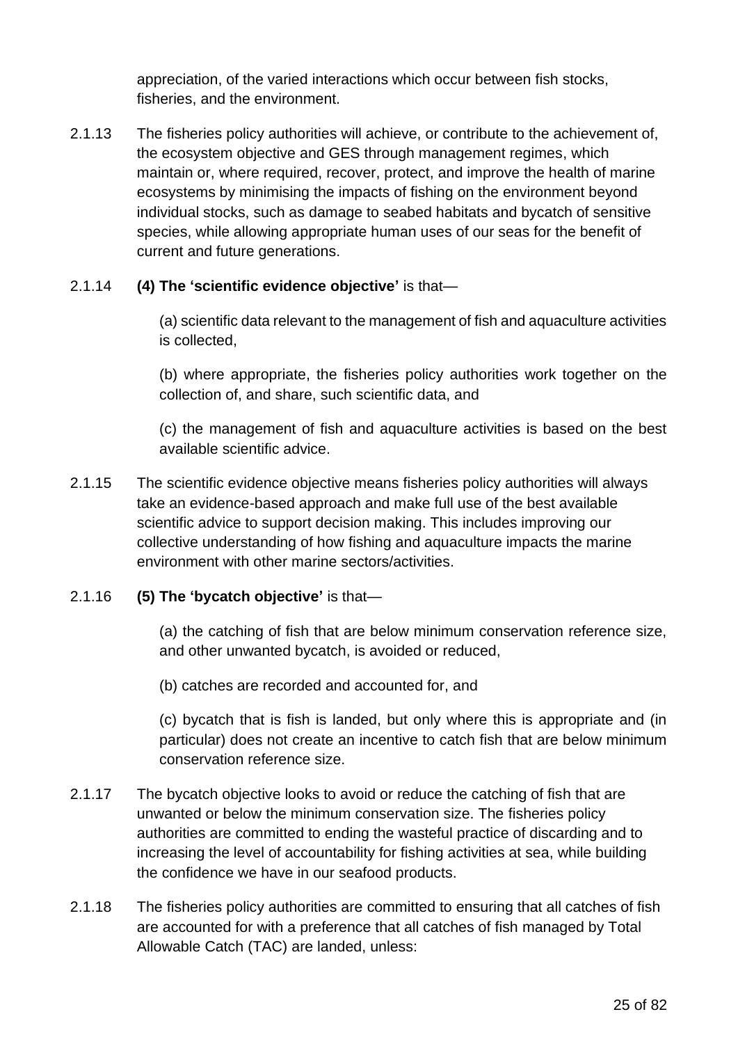appreciation, of the varied interactions which occur between fish stocks, fisheries, and the environment.

2.1.13 The fisheries policy authorities will achieve, or contribute to the achievement of, the ecosystem objective and GES through management regimes, which maintain or, where required, recover, protect, and improve the health of marine ecosystems by minimising the impacts of fishing on the environment beyond individual stocks, such as damage to seabed habitats and bycatch of sensitive species, while allowing appropriate human uses of our seas for the benefit of current and future generations.

2.1.14 **(4) The 'scientific evidence objective'** is that—

(a) scientific data relevant to the management of fish and aquaculture activities is collected,

(b) where appropriate, the fisheries policy authorities work together on the collection of, and share, such scientific data, and

(c) the management of fish and aquaculture activities is based on the best available scientific advice.

2.1.15 The scientific evidence objective means fisheries policy authorities will always take an evidence-based approach and make full use of the best available scientific advice to support decision making. This includes improving our collective understanding of how fishing and aquaculture impacts the marine environment with other marine sectors/activities.

2.1.16 **(5) The 'bycatch objective'** is that—

(a) the catching of fish that are below minimum conservation reference size, and other unwanted bycatch, is avoided or reduced,

(b) catches are recorded and accounted for, and

(c) bycatch that is fish is landed, but only where this is appropriate and (in particular) does not create an incentive to catch fish that are below minimum conservation reference size.

2.1.17 The bycatch objective looks to avoid or reduce the catching of fish that are unwanted or below the minimum conservation size. The fisheries policy authorities are committed to ending the wasteful practice of discarding and to increasing the level of accountability for fishing activities at sea, while building the confidence we have in our seafood products.

2.1.18 The fisheries policy authorities are committed to ensuring that all catches of fish are accounted for with a preference that all catches of fish managed by Total Allowable Catch (TAC) are landed, unless: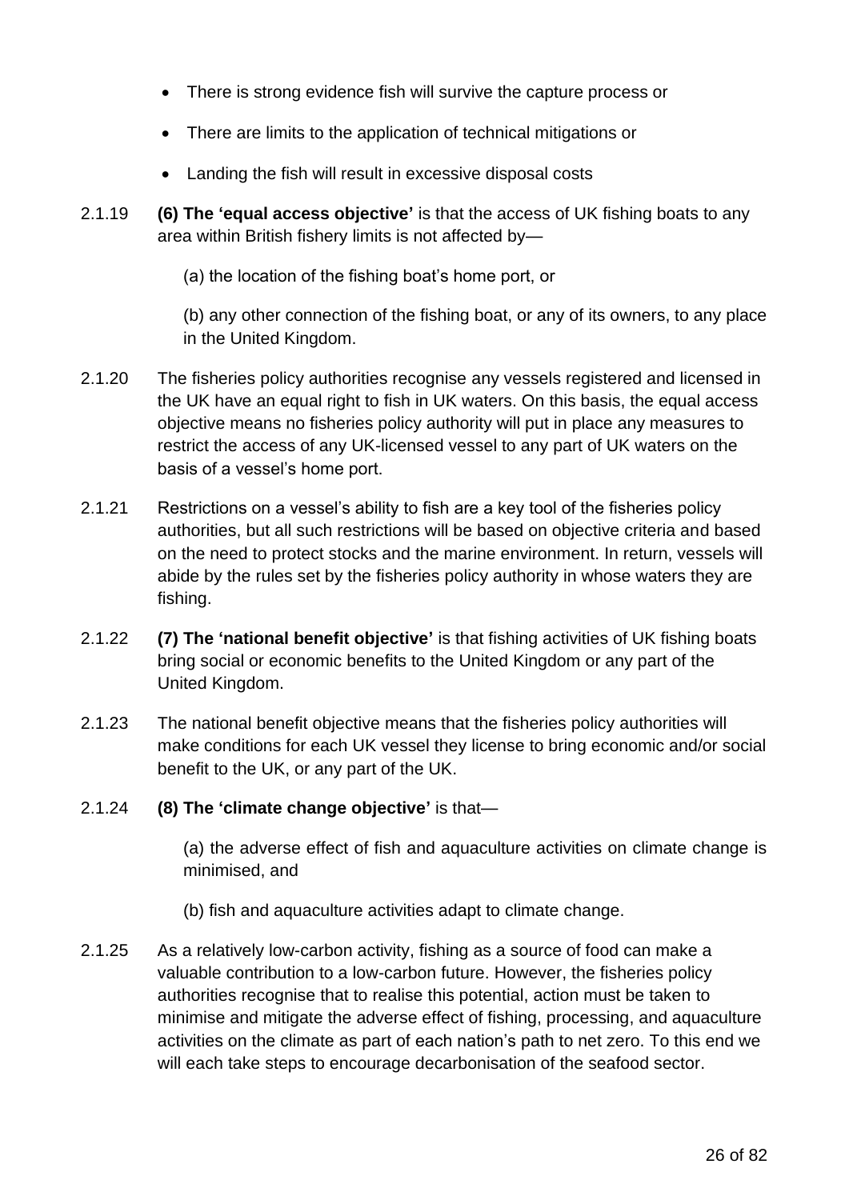- There is strong evidence fish will survive the capture process or
- There are limits to the application of technical mitigations or
- Landing the fish will result in excessive disposal costs

2.1.19 **(6) The 'equal access objective'** is that the access of UK fishing boats to any area within British fishery limits is not affected by—

(a) the location of the fishing boat's home port, or

(b) any other connection of the fishing boat, or any of its owners, to any place in the United Kingdom.

2.1.20 The fisheries policy authorities recognise any vessels registered and licensed in the UK have an equal right to fish in UK waters. On this basis, the equal access objective means no fisheries policy authority will put in place any measures to restrict the access of any UK-licensed vessel to any part of UK waters on the basis of a vessel's home port.

2.1.21 Restrictions on a vessel's ability to fish are a key tool of the fisheries policy authorities, but all such restrictions will be based on objective criteria and based on the need to protect stocks and the marine environment. In return, vessels will abide by the rules set by the fisheries policy authority in whose waters they are fishing.

2.1.22 **(7) The 'national benefit objective'** is that fishing activities of UK fishing boats bring social or economic benefits to the United Kingdom or any part of the United Kingdom.

2.1.23 The national benefit objective means that the fisheries policy authorities will make conditions for each UK vessel they license to bring economic and/or social benefit to the UK, or any part of the UK.

2.1.24 **(8) The 'climate change objective'** is that—

(a) the adverse effect of fish and aquaculture activities on climate change is minimised, and

(b) fish and aquaculture activities adapt to climate change.

2.1.25 As a relatively low-carbon activity, fishing as a source of food can make a valuable contribution to a low-carbon future. However, the fisheries policy authorities recognise that to realise this potential, action must be taken to minimise and mitigate the adverse effect of fishing, processing, and aquaculture activities on the climate as part of each nation's path to net zero. To this end we will each take steps to encourage decarbonisation of the seafood sector.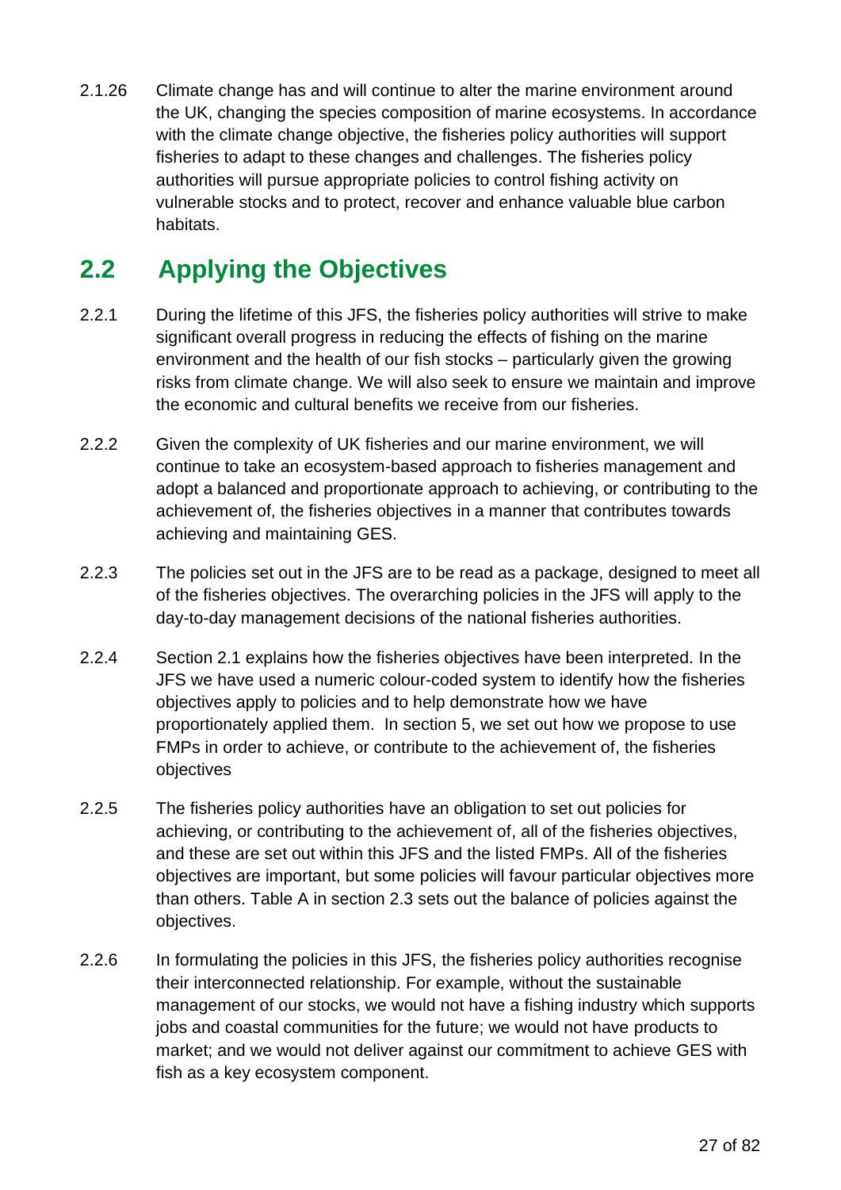2.1.26 Climate change has and will continue to alter the marine environment around the UK, changing the species composition of marine ecosystems. In accordance with the climate change objective, the fisheries policy authorities will support fisheries to adapt to these changes and challenges. The fisheries policy authorities will pursue appropriate policies to control fishing activity on vulnerable stocks and to protect, recover and enhance valuable blue carbon habitats.

## 2.2 Applying the Objectives

2.2.1 During the lifetime of this JFS, the fisheries policy authorities will strive to make significant overall progress in reducing the effects of fishing on the marine environment and the health of our fish stocks – particularly given the growing risks from climate change. We will also seek to ensure we maintain and improve the economic and cultural benefits we receive from our fisheries.

2.2.2 Given the complexity of UK fisheries and our marine environment, we will continue to take an ecosystem-based approach to fisheries management and adopt a balanced and proportionate approach to achieving, or contributing to the achievement of, the fisheries objectives in a manner that contributes towards achieving and maintaining GES.

2.2.3 The policies set out in the JFS are to be read as a package, designed to meet all of the fisheries objectives. The overarching policies in the JFS will apply to the day-to-day management decisions of the national fisheries authorities.

2.2.4 Section 2.1 explains how the fisheries objectives have been interpreted. In the JFS we have used a numeric colour-coded system to identify how the fisheries objectives apply to policies and to help demonstrate how we have proportionately applied them. In section 5, we set out how we propose to use FMPs in order to achieve, or contribute to the achievement of, the fisheries objectives

2.2.5 The fisheries policy authorities have an obligation to set out policies for achieving, or contributing to the achievement of, all of the fisheries objectives, and these are set out within this JFS and the listed FMPs. All of the fisheries objectives are important, but some policies will favour particular objectives more than others. Table A in section 2.3 sets out the balance of policies against the objectives.

2.2.6 In formulating the policies in this JFS, the fisheries policy authorities recognise their interconnected relationship. For example, without the sustainable management of our stocks, we would not have a fishing industry which supports jobs and coastal communities for the future; we would not have products to market; and we would not deliver against our commitment to achieve GES with fish as a key ecosystem component.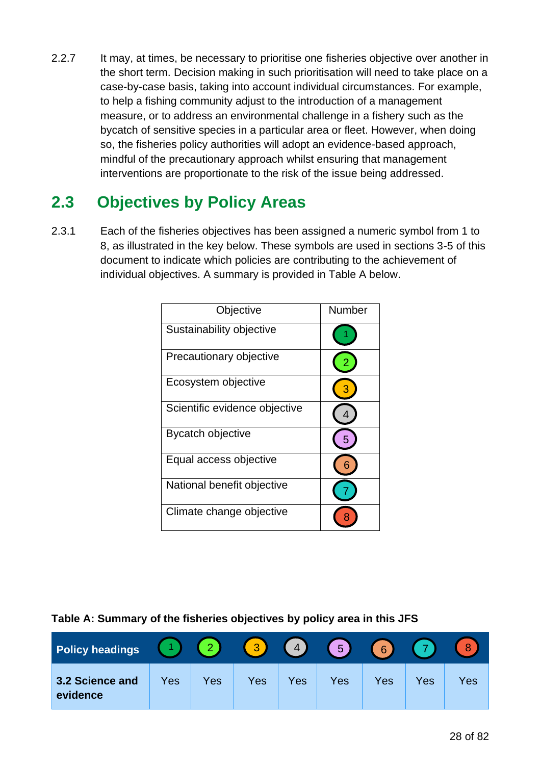2.2.7 It may, at times, be necessary to prioritise one fisheries objective over another in the short term. Decision making in such prioritisation will need to take place on a case-by-case basis, taking into account individual circumstances. For example, to help a fishing community adjust to the introduction of a management measure, or to address an environmental challenge in a fishery such as the bycatch of sensitive species in a particular area or fleet. However, when doing so, the fisheries policy authorities will adopt an evidence-based approach, mindful of the precautionary approach whilst ensuring that management interventions are proportionate to the risk of the issue being addressed.

## 2.3 Objectives by Policy Areas

2.3.1 Each of the fisheries objectives has been assigned a numeric symbol from 1 to 8, as illustrated in the key below. These symbols are used in sections 3-5 of this document to indicate which policies are contributing to the achievement of individual objectives. A summary is provided in Table A below.

| Objective | Number |
|---|---|
| Sustainability objective | 1 |
| Precautionary objective | 2 |
| Ecosystem objective | 3 |
| Scientific evidence objective | 4 |
| Bycatch objective | 5 |
| Equal access objective | 6 |
| National benefit objective | 7 |
| Climate change objective | 8 |

**Table A: Summary of the fisheries objectives by policy area in this JFS**

| Policy headings | 1 | 2 | 3 | 4 | 5 | 6 | 7 | 8 |
|---|---|---|---|---|---|---|---|---|
| **3.2 Science and evidence** | Yes | Yes | Yes | Yes | Yes | Yes | Yes | Yes |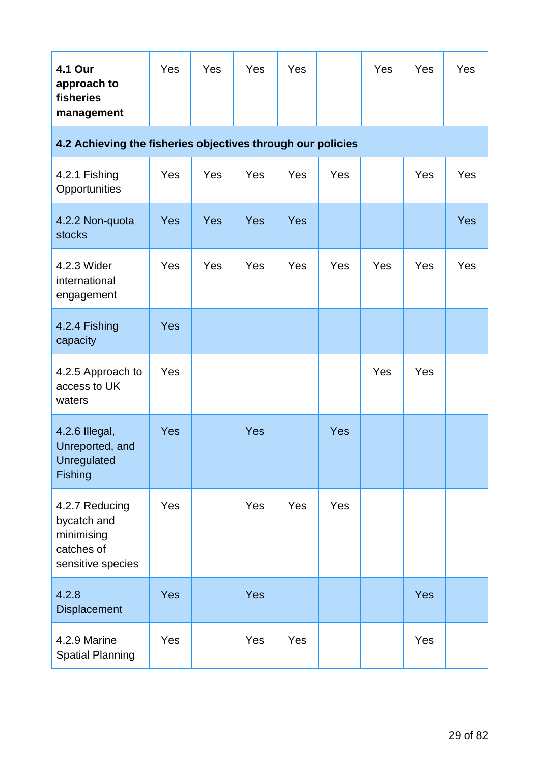| | | | | | | | | |
|---|---|---|---|---|---|---|---|---|
| **4.1 Our approach to fisheries management** | Yes | Yes | Yes | Yes | | Yes | Yes | Yes |
| **4.2 Achieving the fisheries objectives through our policies** | | | | | | | | |
| 4.2.1 Fishing Opportunities | Yes | Yes | Yes | Yes | Yes | | Yes | Yes |
| 4.2.2 Non-quota stocks | Yes | Yes | Yes | Yes | | | | Yes |
| 4.2.3 Wider international engagement | Yes | Yes | Yes | Yes | Yes | Yes | Yes | Yes |
| 4.2.4 Fishing capacity | Yes | | | | | | | |
| 4.2.5 Approach to access to UK waters | Yes | | | | | Yes | Yes | |
| 4.2.6 Illegal, Unreported, and Unregulated Fishing | Yes | | Yes | | Yes | | | |
| 4.2.7 Reducing bycatch and minimising catches of sensitive species | Yes | | Yes | Yes | Yes | | | |
| 4.2.8 Displacement | Yes | | Yes | | | | Yes | |
| 4.2.9 Marine Spatial Planning | Yes | | Yes | Yes | | | Yes | |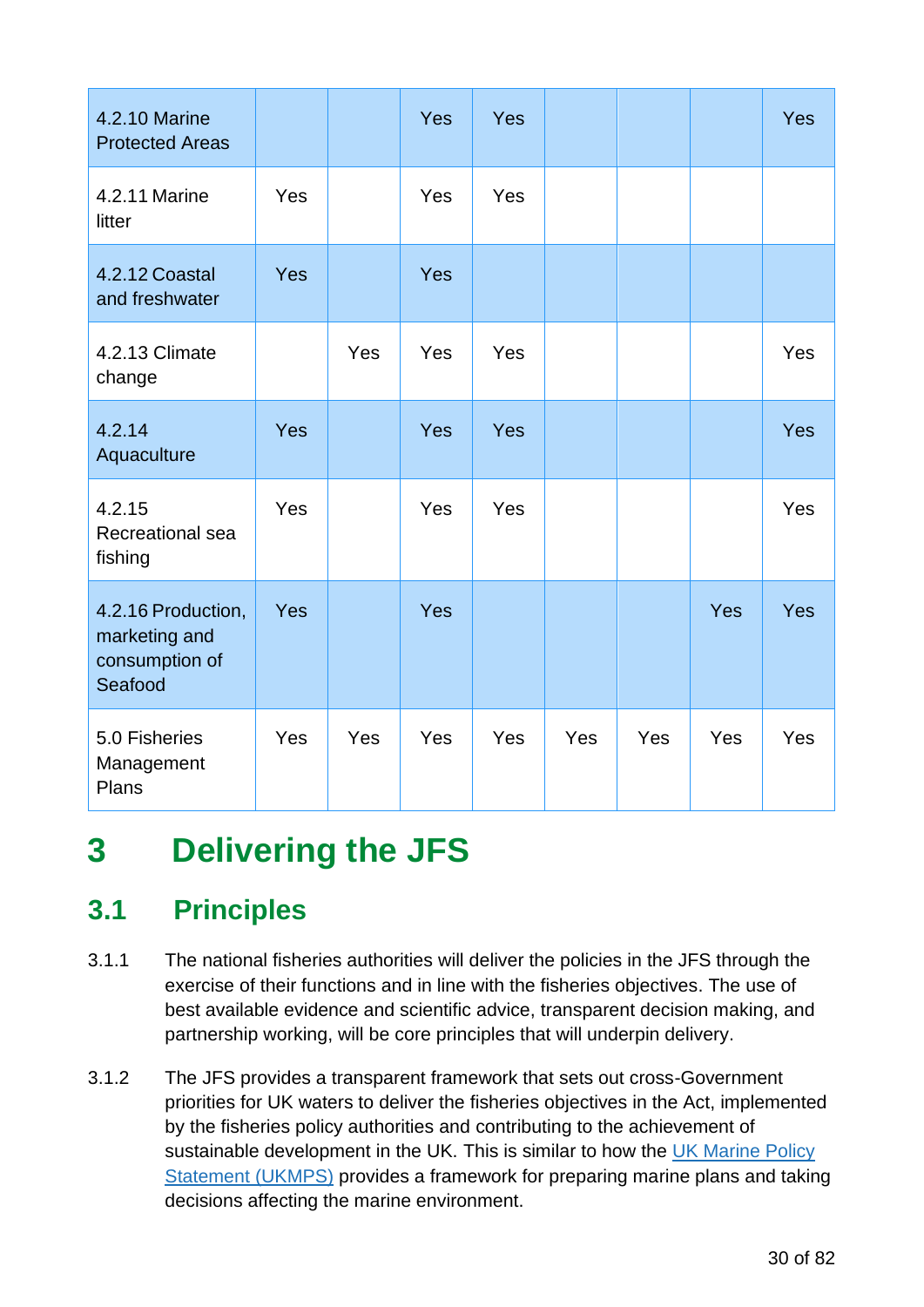| | | | | | | | | |
|---|---|---|---|---|---|---|---|---|
| 4.2.10 Marine Protected Areas | | | Yes | Yes | | | | Yes |
| 4.2.11 Marine litter | Yes | | Yes | Yes | | | | |
| 4.2.12 Coastal and freshwater | Yes | | Yes | | | | | |
| 4.2.13 Climate change | | Yes | Yes | Yes | | | | Yes |
| 4.2.14 Aquaculture | Yes | | Yes | Yes | | | | Yes |
| 4.2.15 Recreational sea fishing | Yes | | Yes | Yes | | | | Yes |
| 4.2.16 Production, marketing and consumption of Seafood | Yes | | Yes | | | | Yes | Yes |
| 5.0 Fisheries Management Plans | Yes | Yes | Yes | Yes | Yes | Yes | Yes | Yes |

# 3 Delivering the JFS

## 3.1 Principles

3.1.1 The national fisheries authorities will deliver the policies in the JFS through the exercise of their functions and in line with the fisheries objectives. The use of best available evidence and scientific advice, transparent decision making, and partnership working, will be core principles that will underpin delivery.

3.1.2 The JFS provides a transparent framework that sets out cross-Government priorities for UK waters to deliver the fisheries objectives in the Act, implemented by the fisheries policy authorities and contributing to the achievement of sustainable development in the UK. This is similar to how the UK Marine Policy Statement (UKMPS) provides a framework for preparing marine plans and taking decisions affecting the marine environment.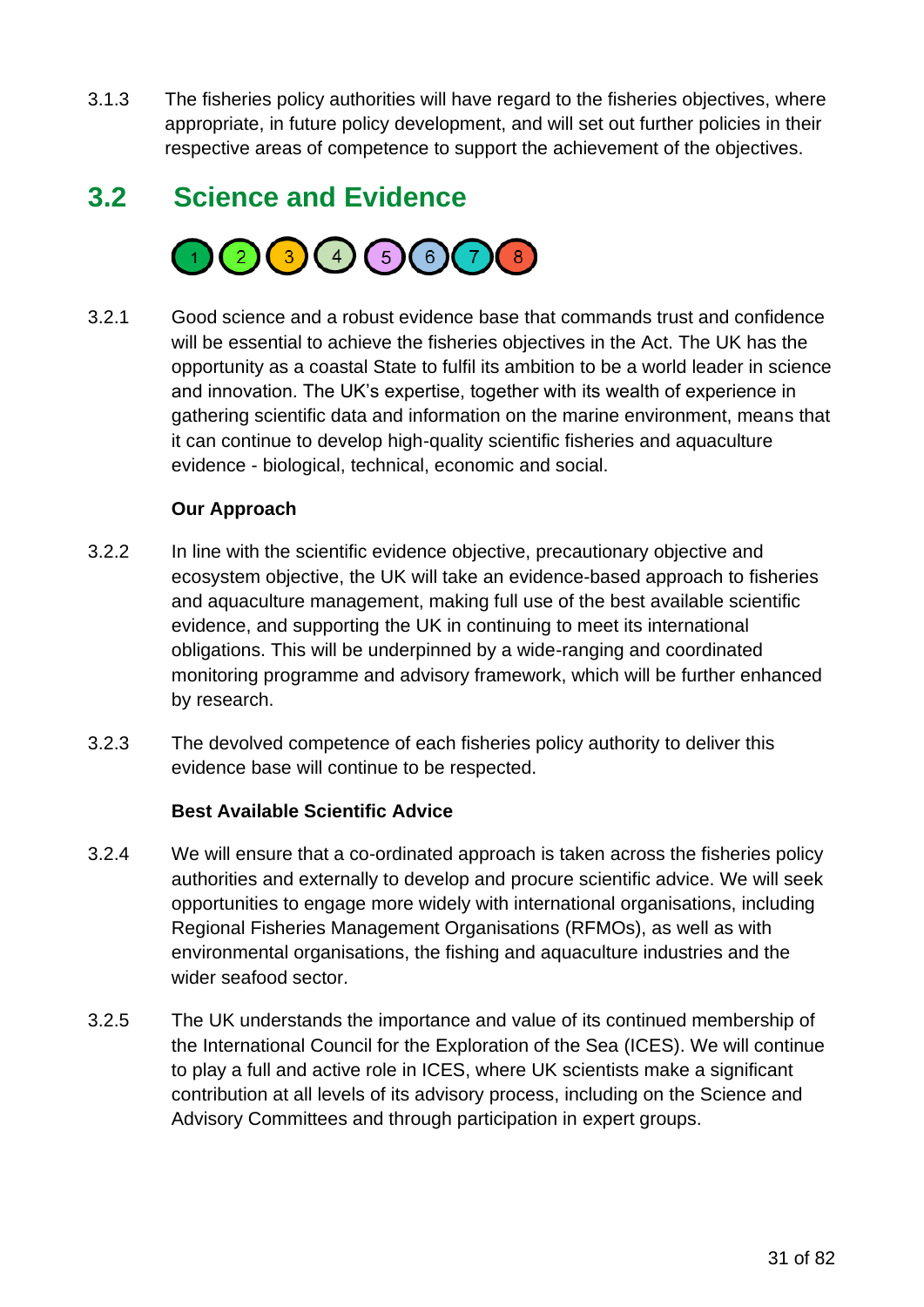3.1.3 The fisheries policy authorities will have regard to the fisheries objectives, where appropriate, in future policy development, and will set out further policies in their respective areas of competence to support the achievement of the objectives.

## 3.2 Science and Evidence

1 2 3 4 5 6 7 8

3.2.1 Good science and a robust evidence base that commands trust and confidence will be essential to achieve the fisheries objectives in the Act. The UK has the opportunity as a coastal State to fulfil its ambition to be a world leader in science and innovation. The UK's expertise, together with its wealth of experience in gathering scientific data and information on the marine environment, means that it can continue to develop high-quality scientific fisheries and aquaculture evidence - biological, technical, economic and social.

**Our Approach**

3.2.2 In line with the scientific evidence objective, precautionary objective and ecosystem objective, the UK will take an evidence-based approach to fisheries and aquaculture management, making full use of the best available scientific evidence, and supporting the UK in continuing to meet its international obligations. This will be underpinned by a wide-ranging and coordinated monitoring programme and advisory framework, which will be further enhanced by research.

3.2.3 The devolved competence of each fisheries policy authority to deliver this evidence base will continue to be respected.

**Best Available Scientific Advice**

3.2.4 We will ensure that a co-ordinated approach is taken across the fisheries policy authorities and externally to develop and procure scientific advice. We will seek opportunities to engage more widely with international organisations, including Regional Fisheries Management Organisations (RFMOs), as well as with environmental organisations, the fishing and aquaculture industries and the wider seafood sector.

3.2.5 The UK understands the importance and value of its continued membership of the International Council for the Exploration of the Sea (ICES). We will continue to play a full and active role in ICES, where UK scientists make a significant contribution at all levels of its advisory process, including on the Science and Advisory Committees and through participation in expert groups.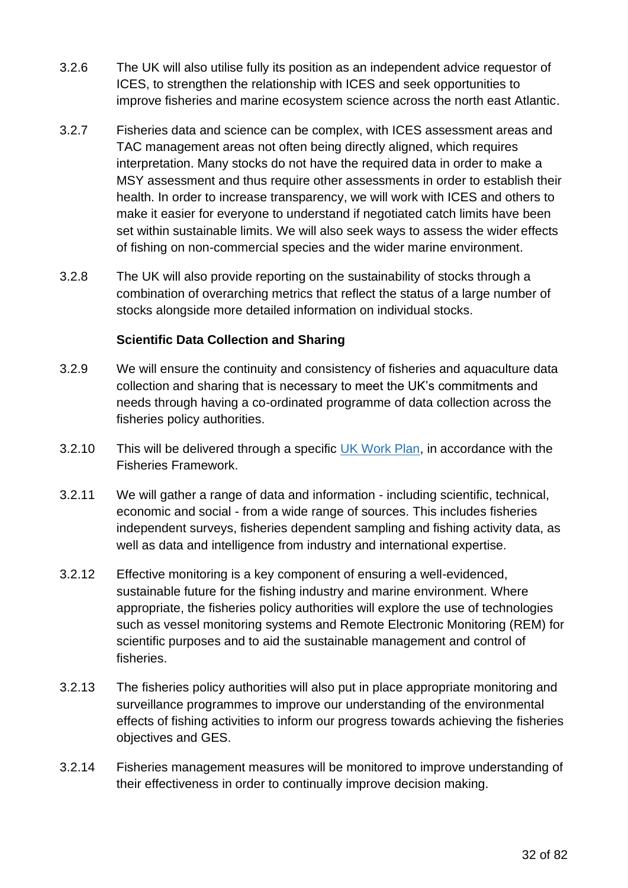3.2.6 The UK will also utilise fully its position as an independent advice requestor of ICES, to strengthen the relationship with ICES and seek opportunities to improve fisheries and marine ecosystem science across the north east Atlantic.

3.2.7 Fisheries data and science can be complex, with ICES assessment areas and TAC management areas not often being directly aligned, which requires interpretation. Many stocks do not have the required data in order to make a MSY assessment and thus require other assessments in order to establish their health. In order to increase transparency, we will work with ICES and others to make it easier for everyone to understand if negotiated catch limits have been set within sustainable limits. We will also seek ways to assess the wider effects of fishing on non-commercial species and the wider marine environment.

3.2.8 The UK will also provide reporting on the sustainability of stocks through a combination of overarching metrics that reflect the status of a large number of stocks alongside more detailed information on individual stocks.

**Scientific Data Collection and Sharing**

3.2.9 We will ensure the continuity and consistency of fisheries and aquaculture data collection and sharing that is necessary to meet the UK's commitments and needs through having a co-ordinated programme of data collection across the fisheries policy authorities.

3.2.10 This will be delivered through a specific [UK Work Plan](), in accordance with the Fisheries Framework.

3.2.11 We will gather a range of data and information - including scientific, technical, economic and social - from a wide range of sources. This includes fisheries independent surveys, fisheries dependent sampling and fishing activity data, as well as data and intelligence from industry and international expertise.

3.2.12 Effective monitoring is a key component of ensuring a well-evidenced, sustainable future for the fishing industry and marine environment. Where appropriate, the fisheries policy authorities will explore the use of technologies such as vessel monitoring systems and Remote Electronic Monitoring (REM) for scientific purposes and to aid the sustainable management and control of fisheries.

3.2.13 The fisheries policy authorities will also put in place appropriate monitoring and surveillance programmes to improve our understanding of the environmental effects of fishing activities to inform our progress towards achieving the fisheries objectives and GES.

3.2.14 Fisheries management measures will be monitored to improve understanding of their effectiveness in order to continually improve decision making.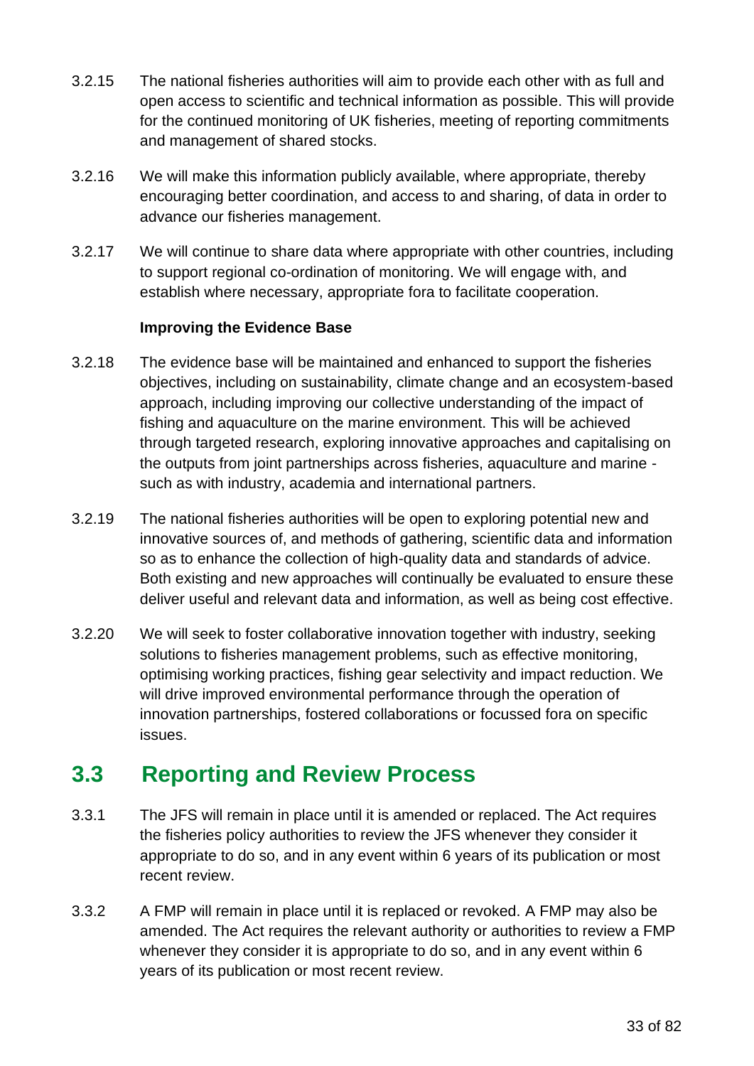3.2.15 The national fisheries authorities will aim to provide each other with as full and open access to scientific and technical information as possible. This will provide for the continued monitoring of UK fisheries, meeting of reporting commitments and management of shared stocks.

3.2.16 We will make this information publicly available, where appropriate, thereby encouraging better coordination, and access to and sharing, of data in order to advance our fisheries management.

3.2.17 We will continue to share data where appropriate with other countries, including to support regional co-ordination of monitoring. We will engage with, and establish where necessary, appropriate fora to facilitate cooperation.

**Improving the Evidence Base**

3.2.18 The evidence base will be maintained and enhanced to support the fisheries objectives, including on sustainability, climate change and an ecosystem-based approach, including improving our collective understanding of the impact of fishing and aquaculture on the marine environment. This will be achieved through targeted research, exploring innovative approaches and capitalising on the outputs from joint partnerships across fisheries, aquaculture and marine - such as with industry, academia and international partners.

3.2.19 The national fisheries authorities will be open to exploring potential new and innovative sources of, and methods of gathering, scientific data and information so as to enhance the collection of high-quality data and standards of advice. Both existing and new approaches will continually be evaluated to ensure these deliver useful and relevant data and information, as well as being cost effective.

3.2.20 We will seek to foster collaborative innovation together with industry, seeking solutions to fisheries management problems, such as effective monitoring, optimising working practices, fishing gear selectivity and impact reduction. We will drive improved environmental performance through the operation of innovation partnerships, fostered collaborations or focussed fora on specific issues.

## 3.3 Reporting and Review Process

3.3.1 The JFS will remain in place until it is amended or replaced. The Act requires the fisheries policy authorities to review the JFS whenever they consider it appropriate to do so, and in any event within 6 years of its publication or most recent review.

3.3.2 A FMP will remain in place until it is replaced or revoked. A FMP may also be amended. The Act requires the relevant authority or authorities to review a FMP whenever they consider it is appropriate to do so, and in any event within 6 years of its publication or most recent review.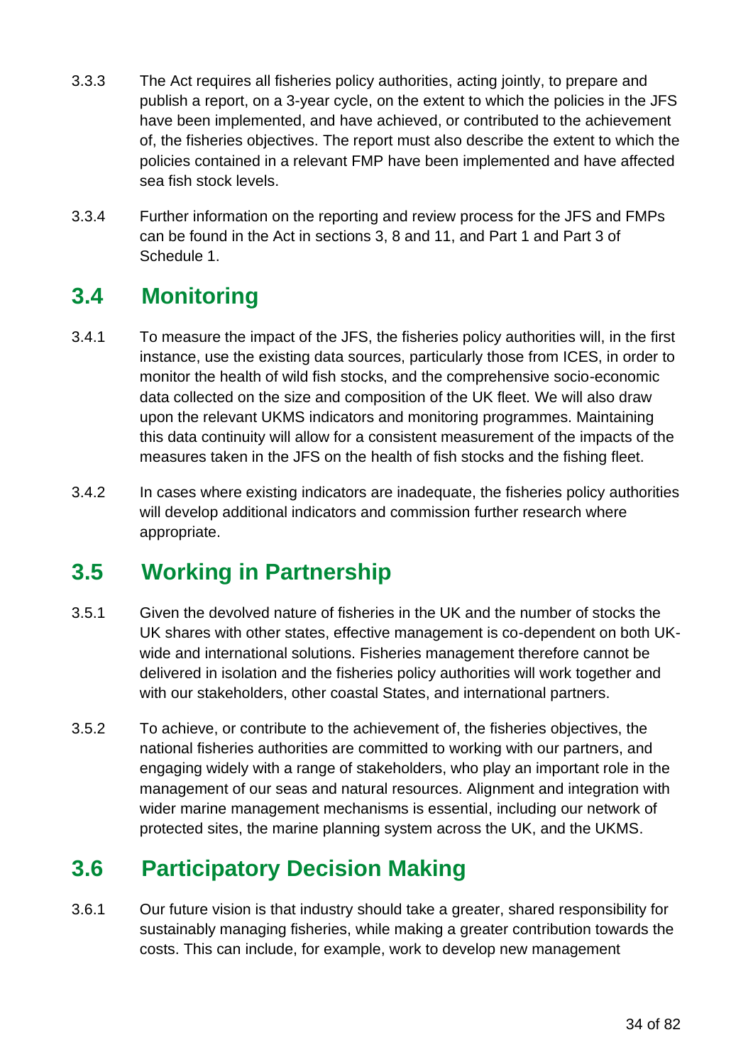3.3.3 The Act requires all fisheries policy authorities, acting jointly, to prepare and publish a report, on a 3-year cycle, on the extent to which the policies in the JFS have been implemented, and have achieved, or contributed to the achievement of, the fisheries objectives. The report must also describe the extent to which the policies contained in a relevant FMP have been implemented and have affected sea fish stock levels.

3.3.4 Further information on the reporting and review process for the JFS and FMPs can be found in the Act in sections 3, 8 and 11, and Part 1 and Part 3 of Schedule 1.

## 3.4 Monitoring

3.4.1 To measure the impact of the JFS, the fisheries policy authorities will, in the first instance, use the existing data sources, particularly those from ICES, in order to monitor the health of wild fish stocks, and the comprehensive socio-economic data collected on the size and composition of the UK fleet. We will also draw upon the relevant UKMS indicators and monitoring programmes. Maintaining this data continuity will allow for a consistent measurement of the impacts of the measures taken in the JFS on the health of fish stocks and the fishing fleet.

3.4.2 In cases where existing indicators are inadequate, the fisheries policy authorities will develop additional indicators and commission further research where appropriate.

## 3.5 Working in Partnership

3.5.1 Given the devolved nature of fisheries in the UK and the number of stocks the UK shares with other states, effective management is co-dependent on both UK-wide and international solutions. Fisheries management therefore cannot be delivered in isolation and the fisheries policy authorities will work together and with our stakeholders, other coastal States, and international partners.

3.5.2 To achieve, or contribute to the achievement of, the fisheries objectives, the national fisheries authorities are committed to working with our partners, and engaging widely with a range of stakeholders, who play an important role in the management of our seas and natural resources. Alignment and integration with wider marine management mechanisms is essential, including our network of protected sites, the marine planning system across the UK, and the UKMS.

## 3.6 Participatory Decision Making

3.6.1 Our future vision is that industry should take a greater, shared responsibility for sustainably managing fisheries, while making a greater contribution towards the costs. This can include, for example, work to develop new management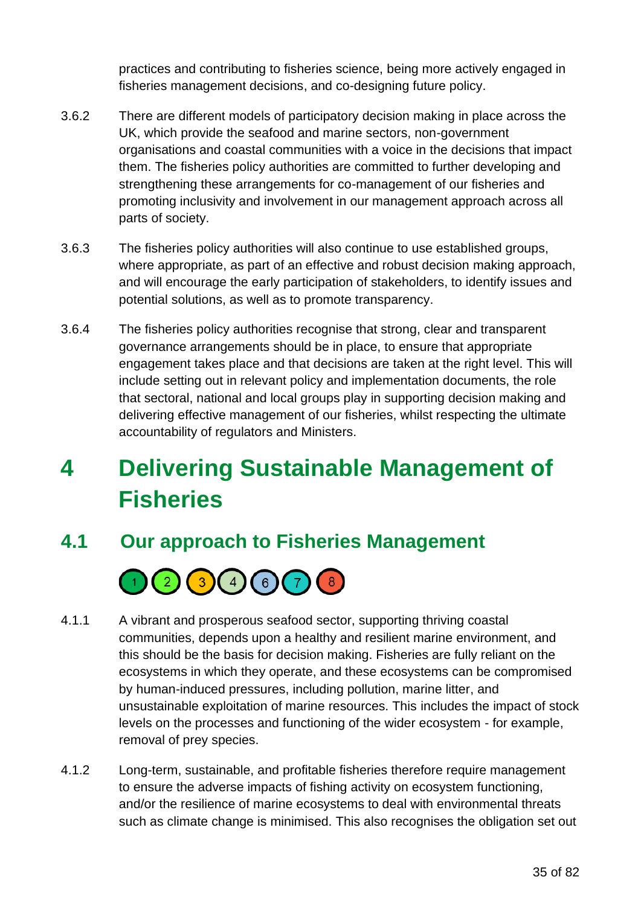practices and contributing to fisheries science, being more actively engaged in fisheries management decisions, and co-designing future policy.

3.6.2 There are different models of participatory decision making in place across the UK, which provide the seafood and marine sectors, non-government organisations and coastal communities with a voice in the decisions that impact them. The fisheries policy authorities are committed to further developing and strengthening these arrangements for co-management of our fisheries and promoting inclusivity and involvement in our management approach across all parts of society.

3.6.3 The fisheries policy authorities will also continue to use established groups, where appropriate, as part of an effective and robust decision making approach, and will encourage the early participation of stakeholders, to identify issues and potential solutions, as well as to promote transparency.

3.6.4 The fisheries policy authorities recognise that strong, clear and transparent governance arrangements should be in place, to ensure that appropriate engagement takes place and that decisions are taken at the right level. This will include setting out in relevant policy and implementation documents, the role that sectoral, national and local groups play in supporting decision making and delivering effective management of our fisheries, whilst respecting the ultimate accountability of regulators and Ministers.

# 4 Delivering Sustainable Management of Fisheries

## 4.1 Our approach to Fisheries Management

1 2 3 4 6 7 8

4.1.1 A vibrant and prosperous seafood sector, supporting thriving coastal communities, depends upon a healthy and resilient marine environment, and this should be the basis for decision making. Fisheries are fully reliant on the ecosystems in which they operate, and these ecosystems can be compromised by human-induced pressures, including pollution, marine litter, and unsustainable exploitation of marine resources. This includes the impact of stock levels on the processes and functioning of the wider ecosystem - for example, removal of prey species.

4.1.2 Long-term, sustainable, and profitable fisheries therefore require management to ensure the adverse impacts of fishing activity on ecosystem functioning, and/or the resilience of marine ecosystems to deal with environmental threats such as climate change is minimised. This also recognises the obligation set out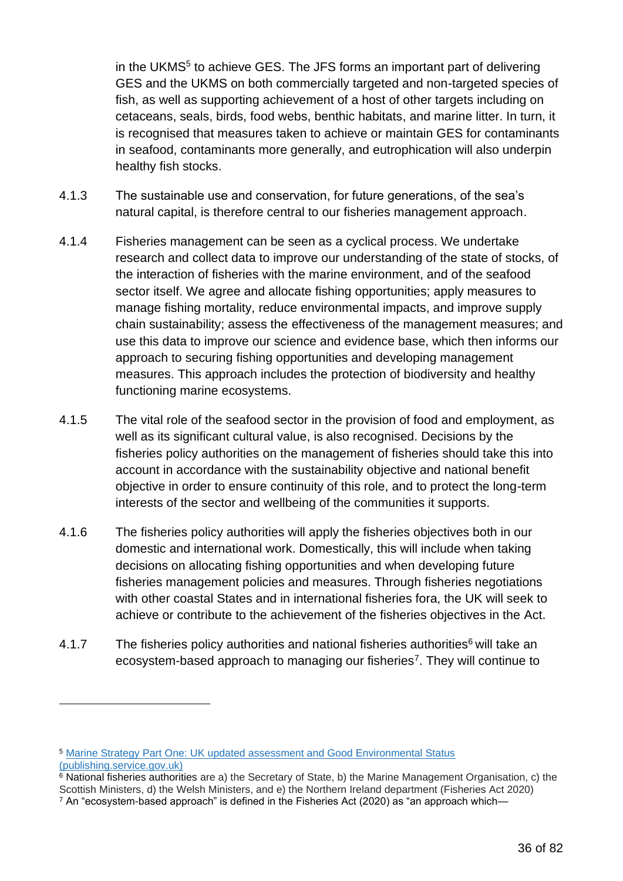in the UKMS[5] to achieve GES. The JFS forms an important part of delivering GES and the UKMS on both commercially targeted and non-targeted species of fish, as well as supporting achievement of a host of other targets including on cetaceans, seals, birds, food webs, benthic habitats, and marine litter. In turn, it is recognised that measures taken to achieve or maintain GES for contaminants in seafood, contaminants more generally, and eutrophication will also underpin healthy fish stocks.

4.1.3 The sustainable use and conservation, for future generations, of the sea's natural capital, is therefore central to our fisheries management approach.

4.1.4 Fisheries management can be seen as a cyclical process. We undertake research and collect data to improve our understanding of the state of stocks, of the interaction of fisheries with the marine environment, and of the seafood sector itself. We agree and allocate fishing opportunities; apply measures to manage fishing mortality, reduce environmental impacts, and improve supply chain sustainability; assess the effectiveness of the management measures; and use this data to improve our science and evidence base, which then informs our approach to securing fishing opportunities and developing management measures. This approach includes the protection of biodiversity and healthy functioning marine ecosystems.

4.1.5 The vital role of the seafood sector in the provision of food and employment, as well as its significant cultural value, is also recognised. Decisions by the fisheries policy authorities on the management of fisheries should take this into account in accordance with the sustainability objective and national benefit objective in order to ensure continuity of this role, and to protect the long-term interests of the sector and wellbeing of the communities it supports.

4.1.6 The fisheries policy authorities will apply the fisheries objectives both in our domestic and international work. Domestically, this will include when taking decisions on allocating fishing opportunities and when developing future fisheries management policies and measures. Through fisheries negotiations with other coastal States and in international fisheries fora, the UK will seek to achieve or contribute to the achievement of the fisheries objectives in the Act.

4.1.7 The fisheries policy authorities and national fisheries authorities[6] will take an ecosystem-based approach to managing our fisheries[7]. They will continue to

---

[5] [Marine Strategy Part One: UK updated assessment and Good Environmental Status (publishing.service.gov.uk)]

[6] National fisheries authorities are a) the Secretary of State, b) the Marine Management Organisation, c) the Scottish Ministers, d) the Welsh Ministers, and e) the Northern Ireland department (Fisheries Act 2020)

[7] An "ecosystem-based approach" is defined in the Fisheries Act (2020) as "an approach which—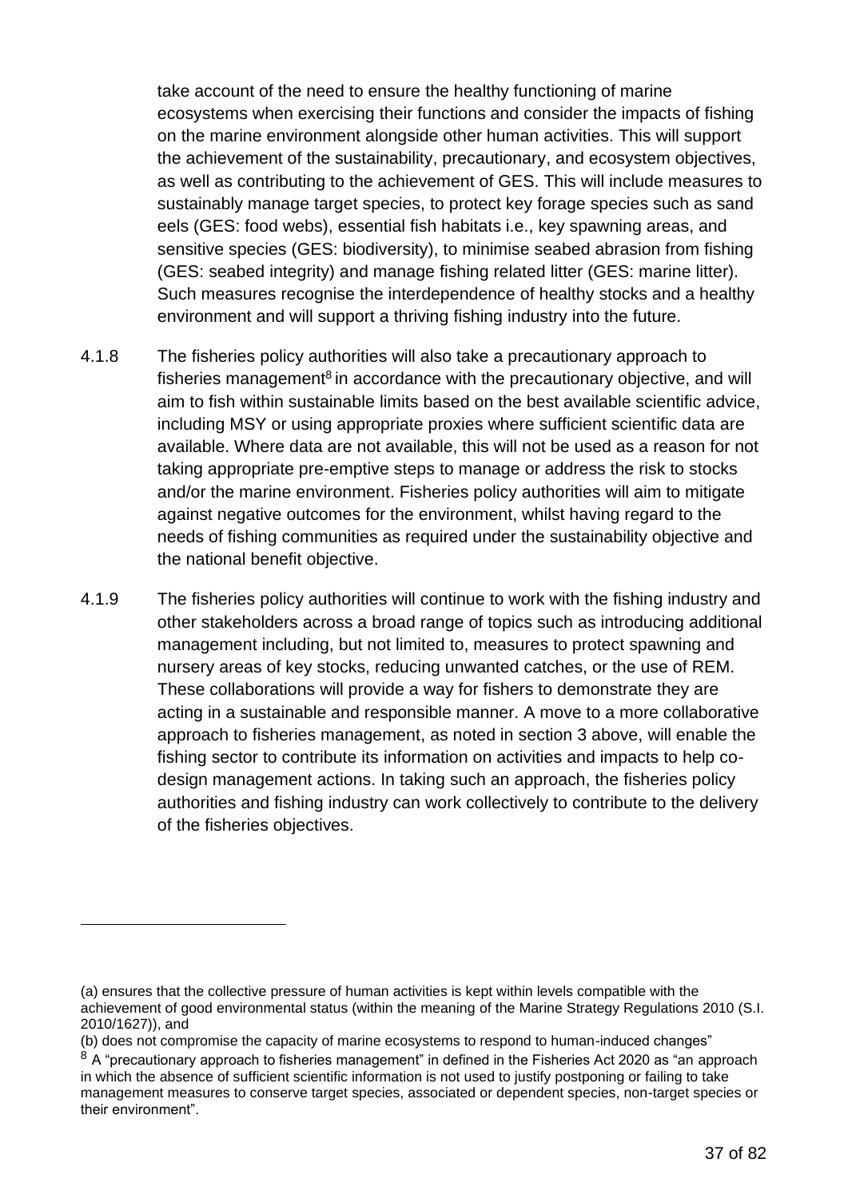take account of the need to ensure the healthy functioning of marine ecosystems when exercising their functions and consider the impacts of fishing on the marine environment alongside other human activities. This will support the achievement of the sustainability, precautionary, and ecosystem objectives, as well as contributing to the achievement of GES. This will include measures to sustainably manage target species, to protect key forage species such as sand eels (GES: food webs), essential fish habitats i.e., key spawning areas, and sensitive species (GES: biodiversity), to minimise seabed abrasion from fishing (GES: seabed integrity) and manage fishing related litter (GES: marine litter). Such measures recognise the interdependence of healthy stocks and a healthy environment and will support a thriving fishing industry into the future.

4.1.8 The fisheries policy authorities will also take a precautionary approach to fisheries management[8] in accordance with the precautionary objective, and will aim to fish within sustainable limits based on the best available scientific advice, including MSY or using appropriate proxies where sufficient scientific data are available. Where data are not available, this will not be used as a reason for not taking appropriate pre-emptive steps to manage or address the risk to stocks and/or the marine environment. Fisheries policy authorities will aim to mitigate against negative outcomes for the environment, whilst having regard to the needs of fishing communities as required under the sustainability objective and the national benefit objective.

4.1.9 The fisheries policy authorities will continue to work with the fishing industry and other stakeholders across a broad range of topics such as introducing additional management including, but not limited to, measures to protect spawning and nursery areas of key stocks, reducing unwanted catches, or the use of REM. These collaborations will provide a way for fishers to demonstrate they are acting in a sustainable and responsible manner. A move to a more collaborative approach to fisheries management, as noted in section 3 above, will enable the fishing sector to contribute its information on activities and impacts to help co-design management actions. In taking such an approach, the fisheries policy authorities and fishing industry can work collectively to contribute to the delivery of the fisheries objectives.

---

(a) ensures that the collective pressure of human activities is kept within levels compatible with the achievement of good environmental status (within the meaning of the Marine Strategy Regulations 2010 (S.I. 2010/1627)), and

(b) does not compromise the capacity of marine ecosystems to respond to human-induced changes"

[8] A "precautionary approach to fisheries management" in defined in the Fisheries Act 2020 as "an approach in which the absence of sufficient scientific information is not used to justify postponing or failing to take management measures to conserve target species, associated or dependent species, non-target species or their environment".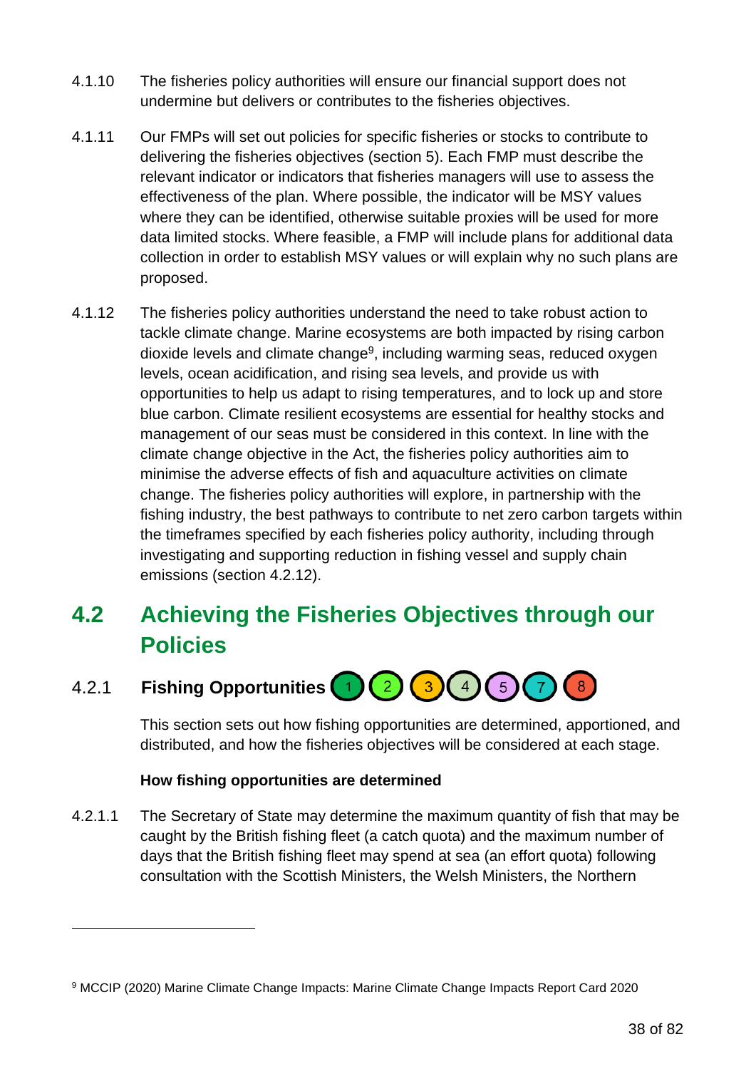4.1.10 The fisheries policy authorities will ensure our financial support does not undermine but delivers or contributes to the fisheries objectives.

4.1.11 Our FMPs will set out policies for specific fisheries or stocks to contribute to delivering the fisheries objectives (section 5). Each FMP must describe the relevant indicator or indicators that fisheries managers will use to assess the effectiveness of the plan. Where possible, the indicator will be MSY values where they can be identified, otherwise suitable proxies will be used for more data limited stocks. Where feasible, a FMP will include plans for additional data collection in order to establish MSY values or will explain why no such plans are proposed.

4.1.12 The fisheries policy authorities understand the need to take robust action to tackle climate change. Marine ecosystems are both impacted by rising carbon dioxide levels and climate change[9], including warming seas, reduced oxygen levels, ocean acidification, and rising sea levels, and provide us with opportunities to help us adapt to rising temperatures, and to lock up and store blue carbon. Climate resilient ecosystems are essential for healthy stocks and management of our seas must be considered in this context. In line with the climate change objective in the Act, the fisheries policy authorities aim to minimise the adverse effects of fish and aquaculture activities on climate change. The fisheries policy authorities will explore, in partnership with the fishing industry, the best pathways to contribute to net zero carbon targets within the timeframes specified by each fisheries policy authority, including through investigating and supporting reduction in fishing vessel and supply chain emissions (section 4.2.12).

## 4.2 Achieving the Fisheries Objectives through our Policies

### 4.2.1 Fishing Opportunities 1 2 3 4 5 7 8

This section sets out how fishing opportunities are determined, apportioned, and distributed, and how the fisheries objectives will be considered at each stage.

**How fishing opportunities are determined**

4.2.1.1 The Secretary of State may determine the maximum quantity of fish that may be caught by the British fishing fleet (a catch quota) and the maximum number of days that the British fishing fleet may spend at sea (an effort quota) following consultation with the Scottish Ministers, the Welsh Ministers, the Northern

[9] MCCIP (2020) Marine Climate Change Impacts: Marine Climate Change Impacts Report Card 2020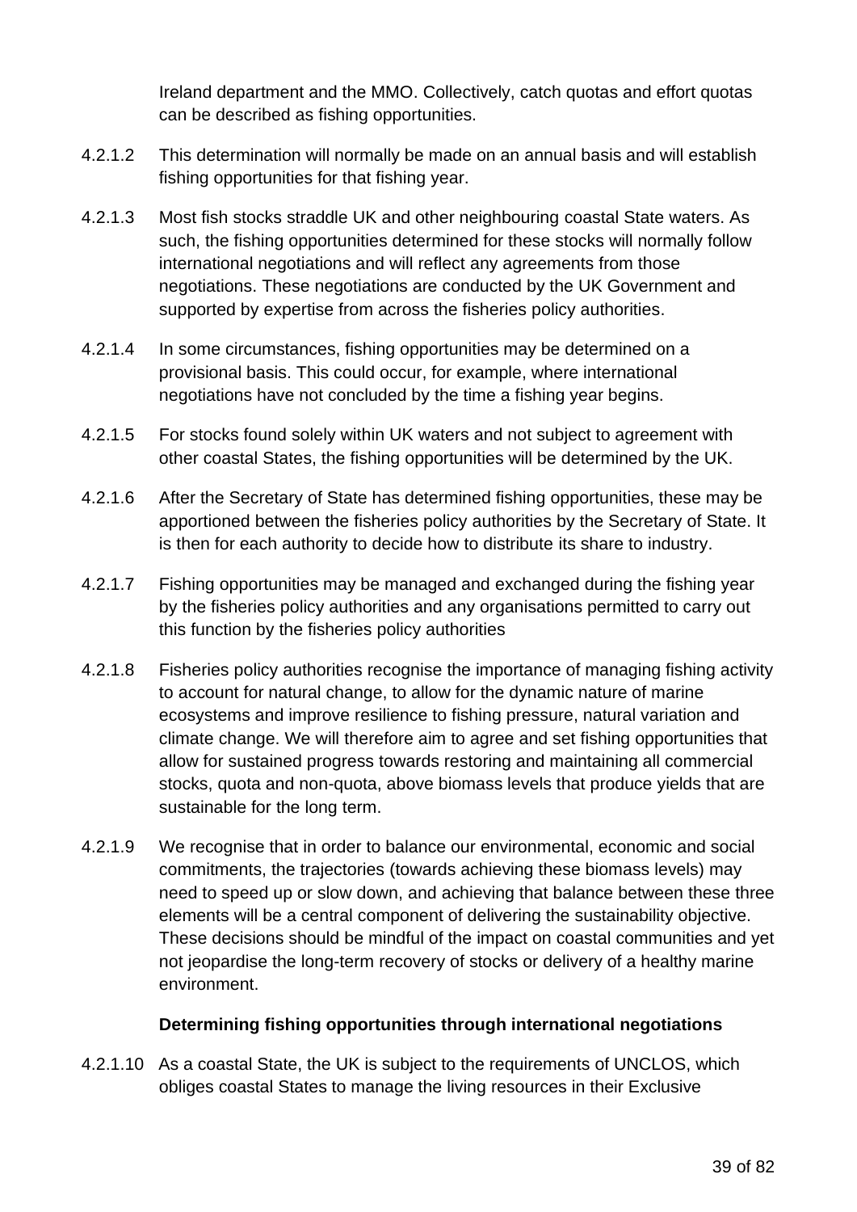Ireland department and the MMO. Collectively, catch quotas and effort quotas can be described as fishing opportunities.

4.2.1.2 This determination will normally be made on an annual basis and will establish fishing opportunities for that fishing year.

4.2.1.3 Most fish stocks straddle UK and other neighbouring coastal State waters. As such, the fishing opportunities determined for these stocks will normally follow international negotiations and will reflect any agreements from those negotiations. These negotiations are conducted by the UK Government and supported by expertise from across the fisheries policy authorities.

4.2.1.4 In some circumstances, fishing opportunities may be determined on a provisional basis. This could occur, for example, where international negotiations have not concluded by the time a fishing year begins.

4.2.1.5 For stocks found solely within UK waters and not subject to agreement with other coastal States, the fishing opportunities will be determined by the UK.

4.2.1.6 After the Secretary of State has determined fishing opportunities, these may be apportioned between the fisheries policy authorities by the Secretary of State. It is then for each authority to decide how to distribute its share to industry.

4.2.1.7 Fishing opportunities may be managed and exchanged during the fishing year by the fisheries policy authorities and any organisations permitted to carry out this function by the fisheries policy authorities

4.2.1.8 Fisheries policy authorities recognise the importance of managing fishing activity to account for natural change, to allow for the dynamic nature of marine ecosystems and improve resilience to fishing pressure, natural variation and climate change. We will therefore aim to agree and set fishing opportunities that allow for sustained progress towards restoring and maintaining all commercial stocks, quota and non-quota, above biomass levels that produce yields that are sustainable for the long term.

4.2.1.9 We recognise that in order to balance our environmental, economic and social commitments, the trajectories (towards achieving these biomass levels) may need to speed up or slow down, and achieving that balance between these three elements will be a central component of delivering the sustainability objective. These decisions should be mindful of the impact on coastal communities and yet not jeopardise the long-term recovery of stocks or delivery of a healthy marine environment.

**Determining fishing opportunities through international negotiations**

4.2.1.10 As a coastal State, the UK is subject to the requirements of UNCLOS, which obliges coastal States to manage the living resources in their Exclusive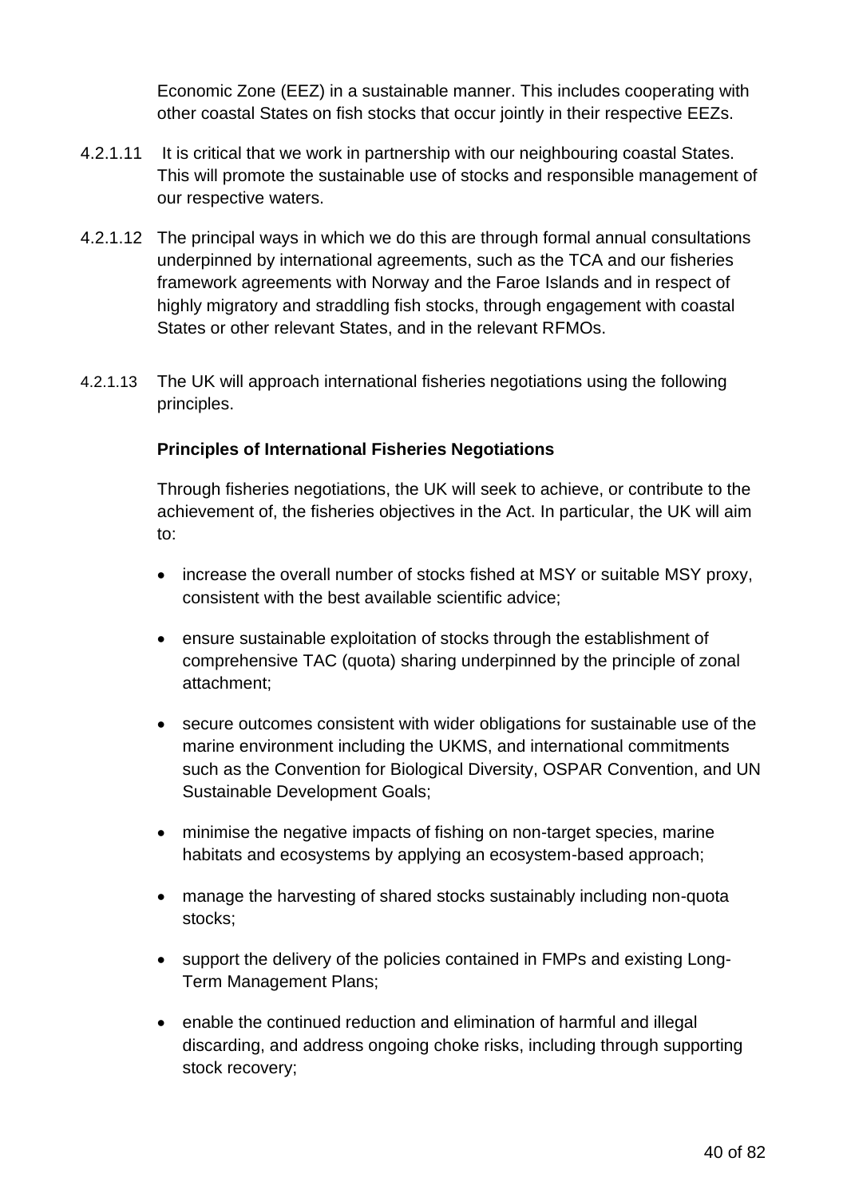Economic Zone (EEZ) in a sustainable manner. This includes cooperating with other coastal States on fish stocks that occur jointly in their respective EEZs.

4.2.1.11 It is critical that we work in partnership with our neighbouring coastal States. This will promote the sustainable use of stocks and responsible management of our respective waters.

4.2.1.12 The principal ways in which we do this are through formal annual consultations underpinned by international agreements, such as the TCA and our fisheries framework agreements with Norway and the Faroe Islands and in respect of highly migratory and straddling fish stocks, through engagement with coastal States or other relevant States, and in the relevant RFMOs.

4.2.1.13 The UK will approach international fisheries negotiations using the following principles.

**Principles of International Fisheries Negotiations**

Through fisheries negotiations, the UK will seek to achieve, or contribute to the achievement of, the fisheries objectives in the Act. In particular, the UK will aim to:

- increase the overall number of stocks fished at MSY or suitable MSY proxy, consistent with the best available scientific advice;
- ensure sustainable exploitation of stocks through the establishment of comprehensive TAC (quota) sharing underpinned by the principle of zonal attachment;
- secure outcomes consistent with wider obligations for sustainable use of the marine environment including the UKMS, and international commitments such as the Convention for Biological Diversity, OSPAR Convention, and UN Sustainable Development Goals;
- minimise the negative impacts of fishing on non-target species, marine habitats and ecosystems by applying an ecosystem-based approach;
- manage the harvesting of shared stocks sustainably including non-quota stocks;
- support the delivery of the policies contained in FMPs and existing Long-Term Management Plans;
- enable the continued reduction and elimination of harmful and illegal discarding, and address ongoing choke risks, including through supporting stock recovery;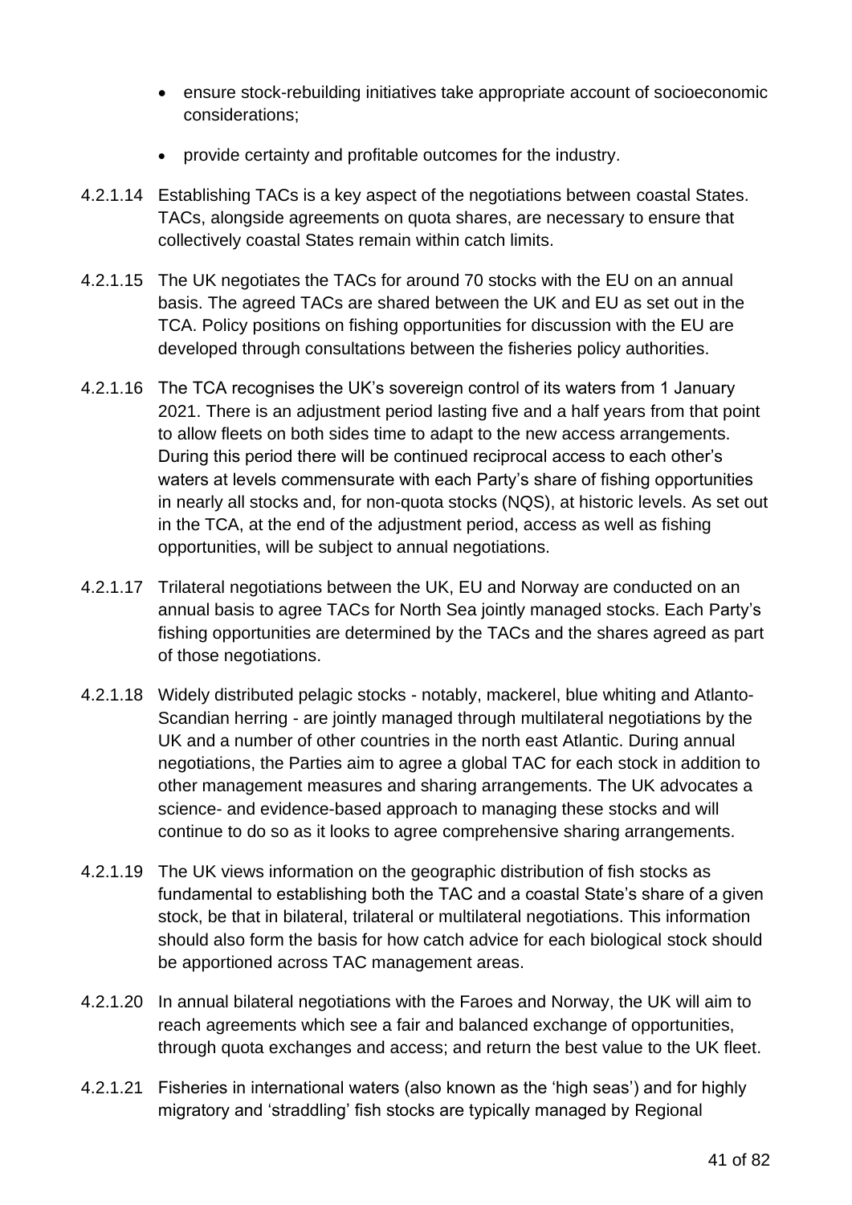- ensure stock-rebuilding initiatives take appropriate account of socioeconomic considerations;
- provide certainty and profitable outcomes for the industry.

4.2.1.14 Establishing TACs is a key aspect of the negotiations between coastal States. TACs, alongside agreements on quota shares, are necessary to ensure that collectively coastal States remain within catch limits.

4.2.1.15 The UK negotiates the TACs for around 70 stocks with the EU on an annual basis. The agreed TACs are shared between the UK and EU as set out in the TCA. Policy positions on fishing opportunities for discussion with the EU are developed through consultations between the fisheries policy authorities.

4.2.1.16 The TCA recognises the UK's sovereign control of its waters from 1 January 2021. There is an adjustment period lasting five and a half years from that point to allow fleets on both sides time to adapt to the new access arrangements. During this period there will be continued reciprocal access to each other's waters at levels commensurate with each Party's share of fishing opportunities in nearly all stocks and, for non-quota stocks (NQS), at historic levels. As set out in the TCA, at the end of the adjustment period, access as well as fishing opportunities, will be subject to annual negotiations.

4.2.1.17 Trilateral negotiations between the UK, EU and Norway are conducted on an annual basis to agree TACs for North Sea jointly managed stocks. Each Party's fishing opportunities are determined by the TACs and the shares agreed as part of those negotiations.

4.2.1.18 Widely distributed pelagic stocks - notably, mackerel, blue whiting and Atlanto-Scandian herring - are jointly managed through multilateral negotiations by the UK and a number of other countries in the north east Atlantic. During annual negotiations, the Parties aim to agree a global TAC for each stock in addition to other management measures and sharing arrangements. The UK advocates a science- and evidence-based approach to managing these stocks and will continue to do so as it looks to agree comprehensive sharing arrangements.

4.2.1.19 The UK views information on the geographic distribution of fish stocks as fundamental to establishing both the TAC and a coastal State's share of a given stock, be that in bilateral, trilateral or multilateral negotiations. This information should also form the basis for how catch advice for each biological stock should be apportioned across TAC management areas.

4.2.1.20 In annual bilateral negotiations with the Faroes and Norway, the UK will aim to reach agreements which see a fair and balanced exchange of opportunities, through quota exchanges and access; and return the best value to the UK fleet.

4.2.1.21 Fisheries in international waters (also known as the 'high seas') and for highly migratory and 'straddling' fish stocks are typically managed by Regional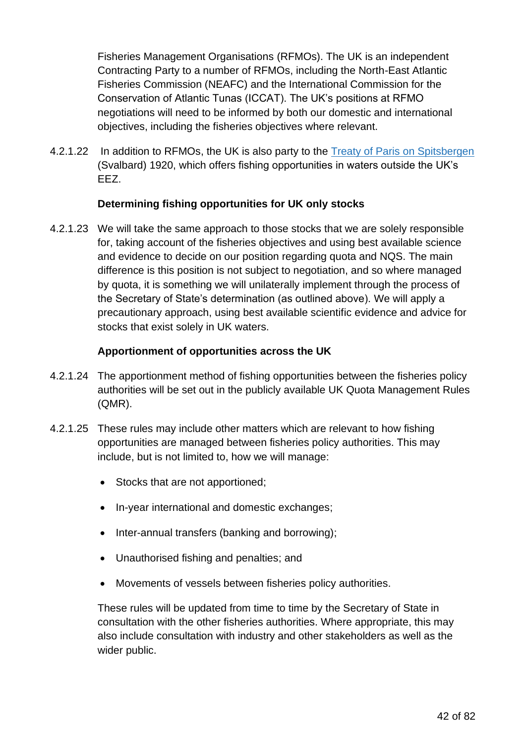Fisheries Management Organisations (RFMOs). The UK is an independent Contracting Party to a number of RFMOs, including the North-East Atlantic Fisheries Commission (NEAFC) and the International Commission for the Conservation of Atlantic Tunas (ICCAT). The UK's positions at RFMO negotiations will need to be informed by both our domestic and international objectives, including the fisheries objectives where relevant.

4.2.1.22 In addition to RFMOs, the UK is also party to the [Treaty of Paris on Spitsbergen](#) (Svalbard) 1920, which offers fishing opportunities in waters outside the UK's EEZ.

**Determining fishing opportunities for UK only stocks**

4.2.1.23 We will take the same approach to those stocks that we are solely responsible for, taking account of the fisheries objectives and using best available science and evidence to decide on our position regarding quota and NQS. The main difference is this position is not subject to negotiation, and so where managed by quota, it is something we will unilaterally implement through the process of the Secretary of State's determination (as outlined above). We will apply a precautionary approach, using best available scientific evidence and advice for stocks that exist solely in UK waters.

**Apportionment of opportunities across the UK**

4.2.1.24 The apportionment method of fishing opportunities between the fisheries policy authorities will be set out in the publicly available UK Quota Management Rules (QMR).

4.2.1.25 These rules may include other matters which are relevant to how fishing opportunities are managed between fisheries policy authorities. This may include, but is not limited to, how we will manage:

- Stocks that are not apportioned;
- In-year international and domestic exchanges;
- Inter-annual transfers (banking and borrowing);
- Unauthorised fishing and penalties; and
- Movements of vessels between fisheries policy authorities.

These rules will be updated from time to time by the Secretary of State in consultation with the other fisheries authorities. Where appropriate, this may also include consultation with industry and other stakeholders as well as the wider public.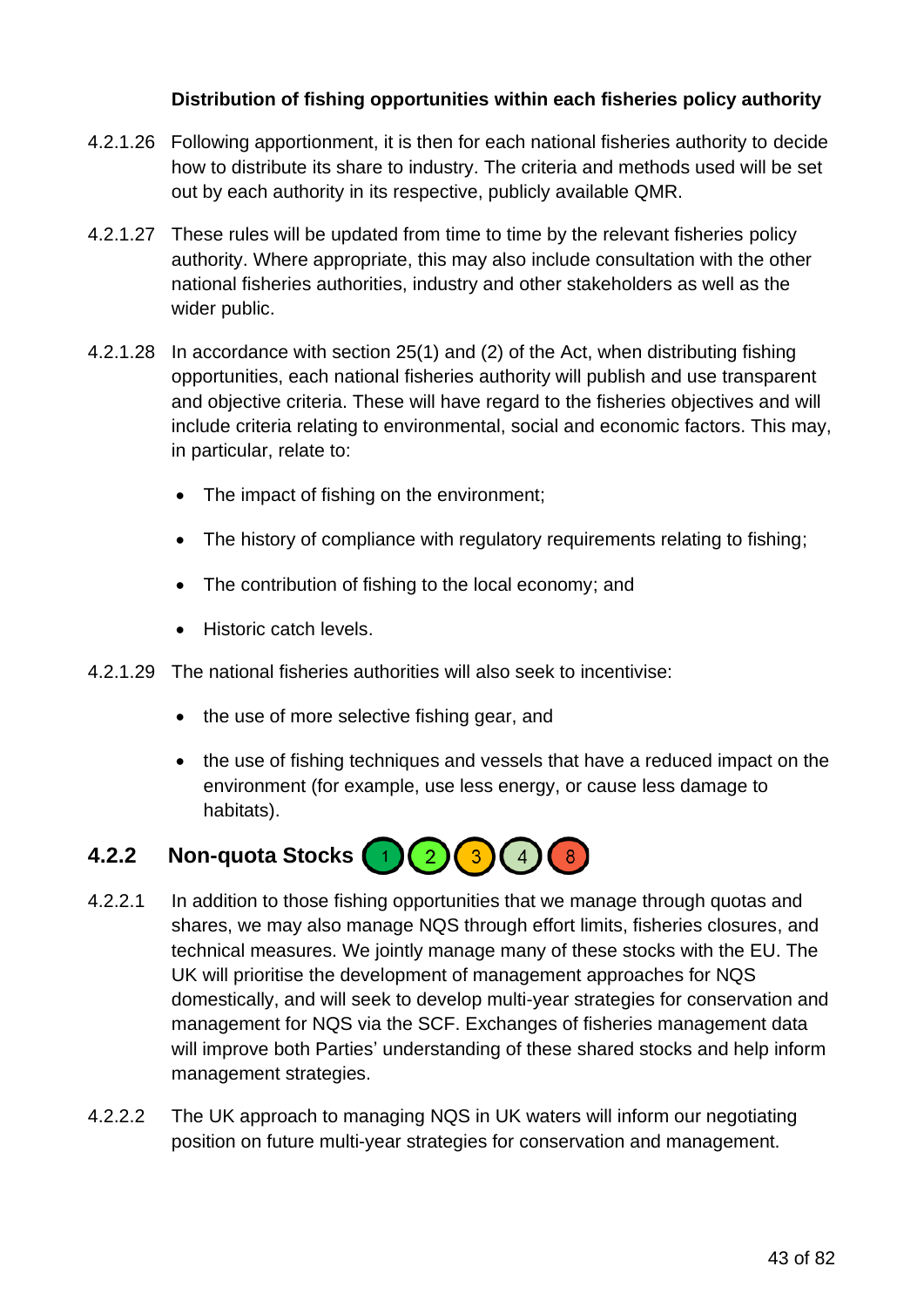**Distribution of fishing opportunities within each fisheries policy authority**

4.2.1.26 Following apportionment, it is then for each national fisheries authority to decide how to distribute its share to industry. The criteria and methods used will be set out by each authority in its respective, publicly available QMR.

4.2.1.27 These rules will be updated from time to time by the relevant fisheries policy authority. Where appropriate, this may also include consultation with the other national fisheries authorities, industry and other stakeholders as well as the wider public.

4.2.1.28 In accordance with section 25(1) and (2) of the Act, when distributing fishing opportunities, each national fisheries authority will publish and use transparent and objective criteria. These will have regard to the fisheries objectives and will include criteria relating to environmental, social and economic factors. This may, in particular, relate to:

- The impact of fishing on the environment;
- The history of compliance with regulatory requirements relating to fishing;
- The contribution of fishing to the local economy; and
- Historic catch levels.

4.2.1.29 The national fisheries authorities will also seek to incentivise:

- the use of more selective fishing gear, and
- the use of fishing techniques and vessels that have a reduced impact on the environment (for example, use less energy, or cause less damage to habitats).

## 4.2.2 Non-quota Stocks 1 2 3 4 8

4.2.2.1 In addition to those fishing opportunities that we manage through quotas and shares, we may also manage NQS through effort limits, fisheries closures, and technical measures. We jointly manage many of these stocks with the EU. The UK will prioritise the development of management approaches for NQS domestically, and will seek to develop multi-year strategies for conservation and management for NQS via the SCF. Exchanges of fisheries management data will improve both Parties' understanding of these shared stocks and help inform management strategies.

4.2.2.2 The UK approach to managing NQS in UK waters will inform our negotiating position on future multi-year strategies for conservation and management.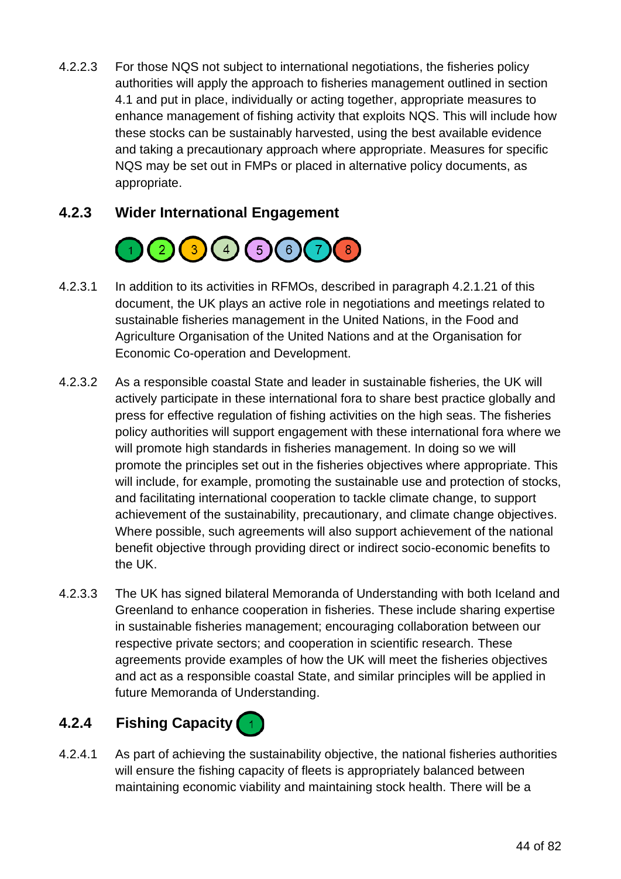4.2.2.3 For those NQS not subject to international negotiations, the fisheries policy authorities will apply the approach to fisheries management outlined in section 4.1 and put in place, individually or acting together, appropriate measures to enhance management of fishing activity that exploits NQS. This will include how these stocks can be sustainably harvested, using the best available evidence and taking a precautionary approach where appropriate. Measures for specific NQS may be set out in FMPs or placed in alternative policy documents, as appropriate.

### 4.2.3 Wider International Engagement

1 2 3 4 5 6 7 8

4.2.3.1 In addition to its activities in RFMOs, described in paragraph 4.2.1.21 of this document, the UK plays an active role in negotiations and meetings related to sustainable fisheries management in the United Nations, in the Food and Agriculture Organisation of the United Nations and at the Organisation for Economic Co-operation and Development.

4.2.3.2 As a responsible coastal State and leader in sustainable fisheries, the UK will actively participate in these international fora to share best practice globally and press for effective regulation of fishing activities on the high seas. The fisheries policy authorities will support engagement with these international fora where we will promote high standards in fisheries management. In doing so we will promote the principles set out in the fisheries objectives where appropriate. This will include, for example, promoting the sustainable use and protection of stocks, and facilitating international cooperation to tackle climate change, to support achievement of the sustainability, precautionary, and climate change objectives. Where possible, such agreements will also support achievement of the national benefit objective through providing direct or indirect socio-economic benefits to the UK.

4.2.3.3 The UK has signed bilateral Memoranda of Understanding with both Iceland and Greenland to enhance cooperation in fisheries. These include sharing expertise in sustainable fisheries management; encouraging collaboration between our respective private sectors; and cooperation in scientific research. These agreements provide examples of how the UK will meet the fisheries objectives and act as a responsible coastal State, and similar principles will be applied in future Memoranda of Understanding.

### 4.2.4 Fishing Capacity 1

4.2.4.1 As part of achieving the sustainability objective, the national fisheries authorities will ensure the fishing capacity of fleets is appropriately balanced between maintaining economic viability and maintaining stock health. There will be a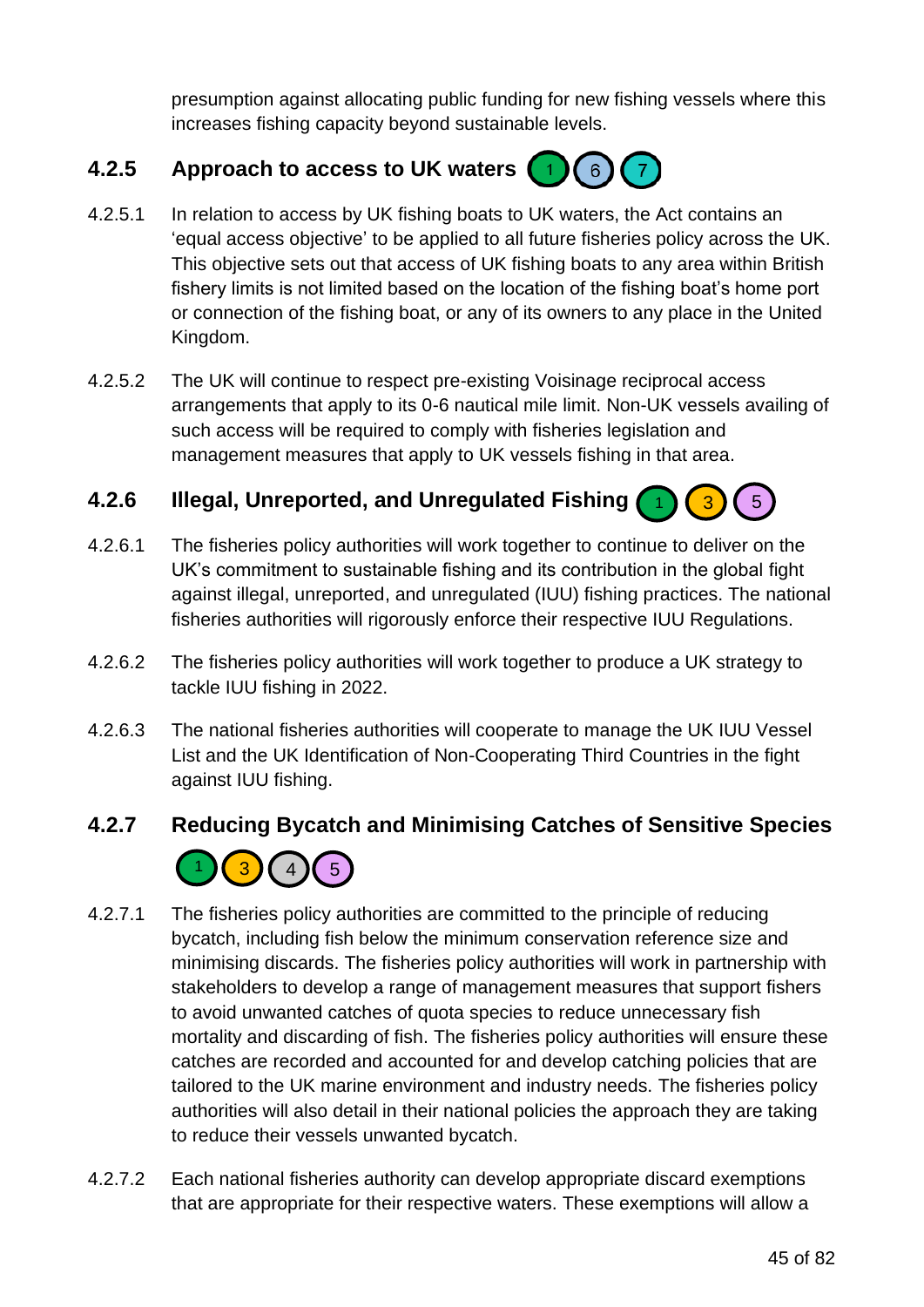presumption against allocating public funding for new fishing vessels where this increases fishing capacity beyond sustainable levels.

### 4.2.5 Approach to access to UK waters (1) (6) (7)

4.2.5.1 In relation to access by UK fishing boats to UK waters, the Act contains an 'equal access objective' to be applied to all future fisheries policy across the UK. This objective sets out that access of UK fishing boats to any area within British fishery limits is not limited based on the location of the fishing boat's home port or connection of the fishing boat, or any of its owners to any place in the United Kingdom.

4.2.5.2 The UK will continue to respect pre-existing Voisinage reciprocal access arrangements that apply to its 0-6 nautical mile limit. Non-UK vessels availing of such access will be required to comply with fisheries legislation and management measures that apply to UK vessels fishing in that area.

### 4.2.6 Illegal, Unreported, and Unregulated Fishing (1) (3) (5)

4.2.6.1 The fisheries policy authorities will work together to continue to deliver on the UK's commitment to sustainable fishing and its contribution in the global fight against illegal, unreported, and unregulated (IUU) fishing practices. The national fisheries authorities will rigorously enforce their respective IUU Regulations.

4.2.6.2 The fisheries policy authorities will work together to produce a UK strategy to tackle IUU fishing in 2022.

4.2.6.3 The national fisheries authorities will cooperate to manage the UK IUU Vessel List and the UK Identification of Non-Cooperating Third Countries in the fight against IUU fishing.

### 4.2.7 Reducing Bycatch and Minimising Catches of Sensitive Species (1) (3) (4) (5)

4.2.7.1 The fisheries policy authorities are committed to the principle of reducing bycatch, including fish below the minimum conservation reference size and minimising discards. The fisheries policy authorities will work in partnership with stakeholders to develop a range of management measures that support fishers to avoid unwanted catches of quota species to reduce unnecessary fish mortality and discarding of fish. The fisheries policy authorities will ensure these catches are recorded and accounted for and develop catching policies that are tailored to the UK marine environment and industry needs. The fisheries policy authorities will also detail in their national policies the approach they are taking to reduce their vessels unwanted bycatch.

4.2.7.2 Each national fisheries authority can develop appropriate discard exemptions that are appropriate for their respective waters. These exemptions will allow a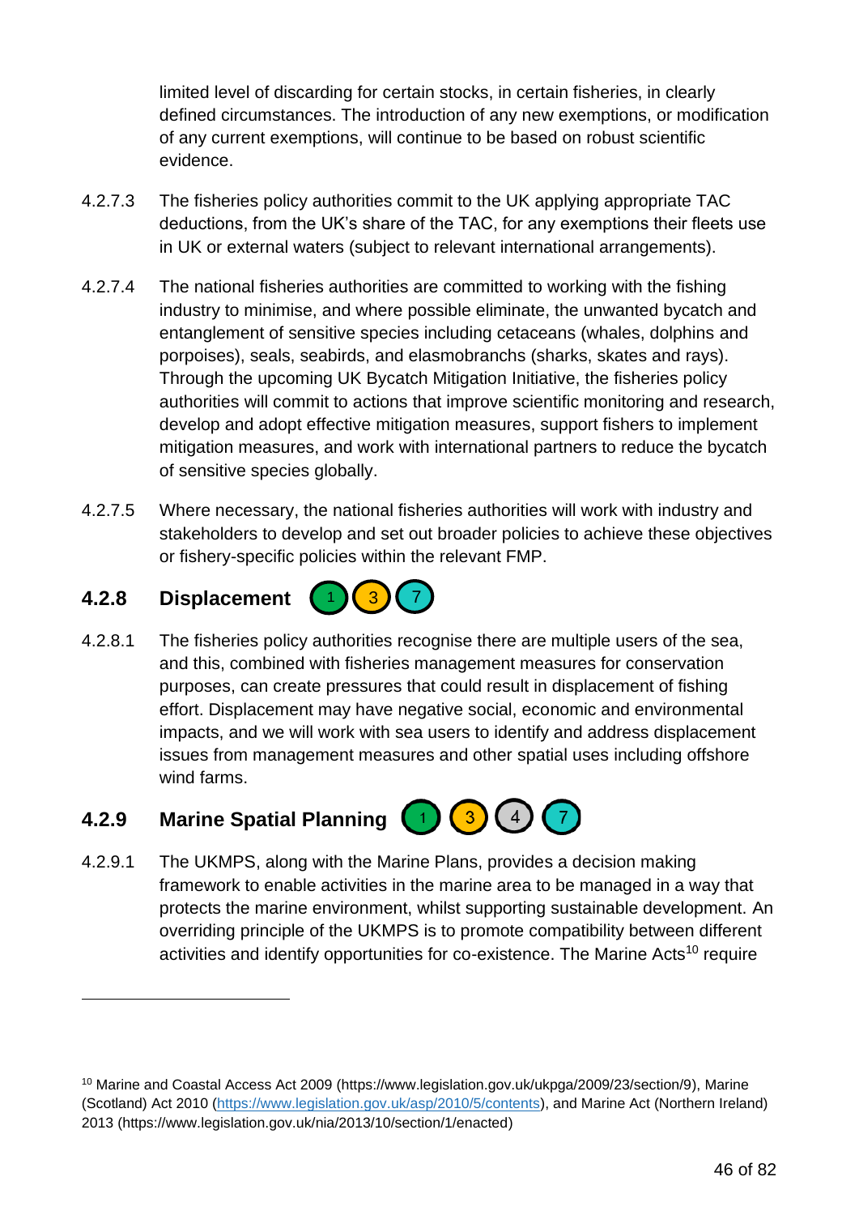limited level of discarding for certain stocks, in certain fisheries, in clearly defined circumstances. The introduction of any new exemptions, or modification of any current exemptions, will continue to be based on robust scientific evidence.

4.2.7.3 The fisheries policy authorities commit to the UK applying appropriate TAC deductions, from the UK's share of the TAC, for any exemptions their fleets use in UK or external waters (subject to relevant international arrangements).

4.2.7.4 The national fisheries authorities are committed to working with the fishing industry to minimise, and where possible eliminate, the unwanted bycatch and entanglement of sensitive species including cetaceans (whales, dolphins and porpoises), seals, seabirds, and elasmobranchs (sharks, skates and rays). Through the upcoming UK Bycatch Mitigation Initiative, the fisheries policy authorities will commit to actions that improve scientific monitoring and research, develop and adopt effective mitigation measures, support fishers to implement mitigation measures, and work with international partners to reduce the bycatch of sensitive species globally.

4.2.7.5 Where necessary, the national fisheries authorities will work with industry and stakeholders to develop and set out broader policies to achieve these objectives or fishery-specific policies within the relevant FMP.

### 4.2.8 Displacement (1) (3) (7)

4.2.8.1 The fisheries policy authorities recognise there are multiple users of the sea, and this, combined with fisheries management measures for conservation purposes, can create pressures that could result in displacement of fishing effort. Displacement may have negative social, economic and environmental impacts, and we will work with sea users to identify and address displacement issues from management measures and other spatial uses including offshore wind farms.

### 4.2.9 Marine Spatial Planning (1) (3) (4) (7)

4.2.9.1 The UKMPS, along with the Marine Plans, provides a decision making framework to enable activities in the marine area to be managed in a way that protects the marine environment, whilst supporting sustainable development. An overriding principle of the UKMPS is to promote compatibility between different activities and identify opportunities for co-existence. The Marine Acts[10] require

[10] Marine and Coastal Access Act 2009 (https://www.legislation.gov.uk/ukpga/2009/23/section/9), Marine (Scotland) Act 2010 (https://www.legislation.gov.uk/asp/2010/5/contents), and Marine Act (Northern Ireland) 2013 (https://www.legislation.gov.uk/nia/2013/10/section/1/enacted)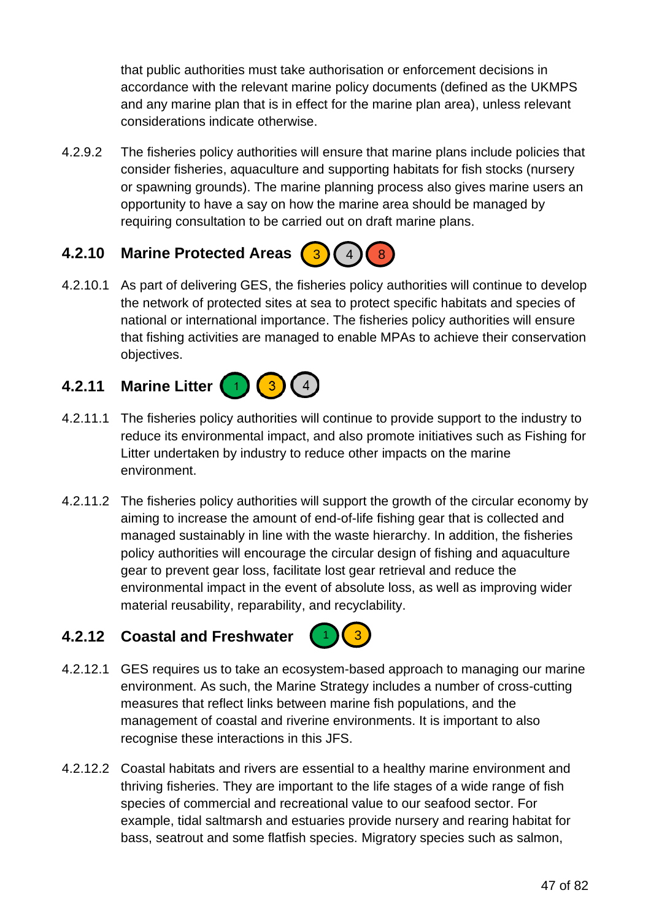that public authorities must take authorisation or enforcement decisions in accordance with the relevant marine policy documents (defined as the UKMPS and any marine plan that is in effect for the marine plan area), unless relevant considerations indicate otherwise.

4.2.9.2 The fisheries policy authorities will ensure that marine plans include policies that consider fisheries, aquaculture and supporting habitats for fish stocks (nursery or spawning grounds). The marine planning process also gives marine users an opportunity to have a say on how the marine area should be managed by requiring consultation to be carried out on draft marine plans.

### 4.2.10 Marine Protected Areas 3 4 8

4.2.10.1 As part of delivering GES, the fisheries policy authorities will continue to develop the network of protected sites at sea to protect specific habitats and species of national or international importance. The fisheries policy authorities will ensure that fishing activities are managed to enable MPAs to achieve their conservation objectives.

### 4.2.11 Marine Litter 1 3 4

4.2.11.1 The fisheries policy authorities will continue to provide support to the industry to reduce its environmental impact, and also promote initiatives such as Fishing for Litter undertaken by industry to reduce other impacts on the marine environment.

4.2.11.2 The fisheries policy authorities will support the growth of the circular economy by aiming to increase the amount of end-of-life fishing gear that is collected and managed sustainably in line with the waste hierarchy. In addition, the fisheries policy authorities will encourage the circular design of fishing and aquaculture gear to prevent gear loss, facilitate lost gear retrieval and reduce the environmental impact in the event of absolute loss, as well as improving wider material reusability, reparability, and recyclability.

### 4.2.12 Coastal and Freshwater 1 3

4.2.12.1 GES requires us to take an ecosystem-based approach to managing our marine environment. As such, the Marine Strategy includes a number of cross-cutting measures that reflect links between marine fish populations, and the management of coastal and riverine environments. It is important to also recognise these interactions in this JFS.

4.2.12.2 Coastal habitats and rivers are essential to a healthy marine environment and thriving fisheries. They are important to the life stages of a wide range of fish species of commercial and recreational value to our seafood sector. For example, tidal saltmarsh and estuaries provide nursery and rearing habitat for bass, seatrout and some flatfish species. Migratory species such as salmon,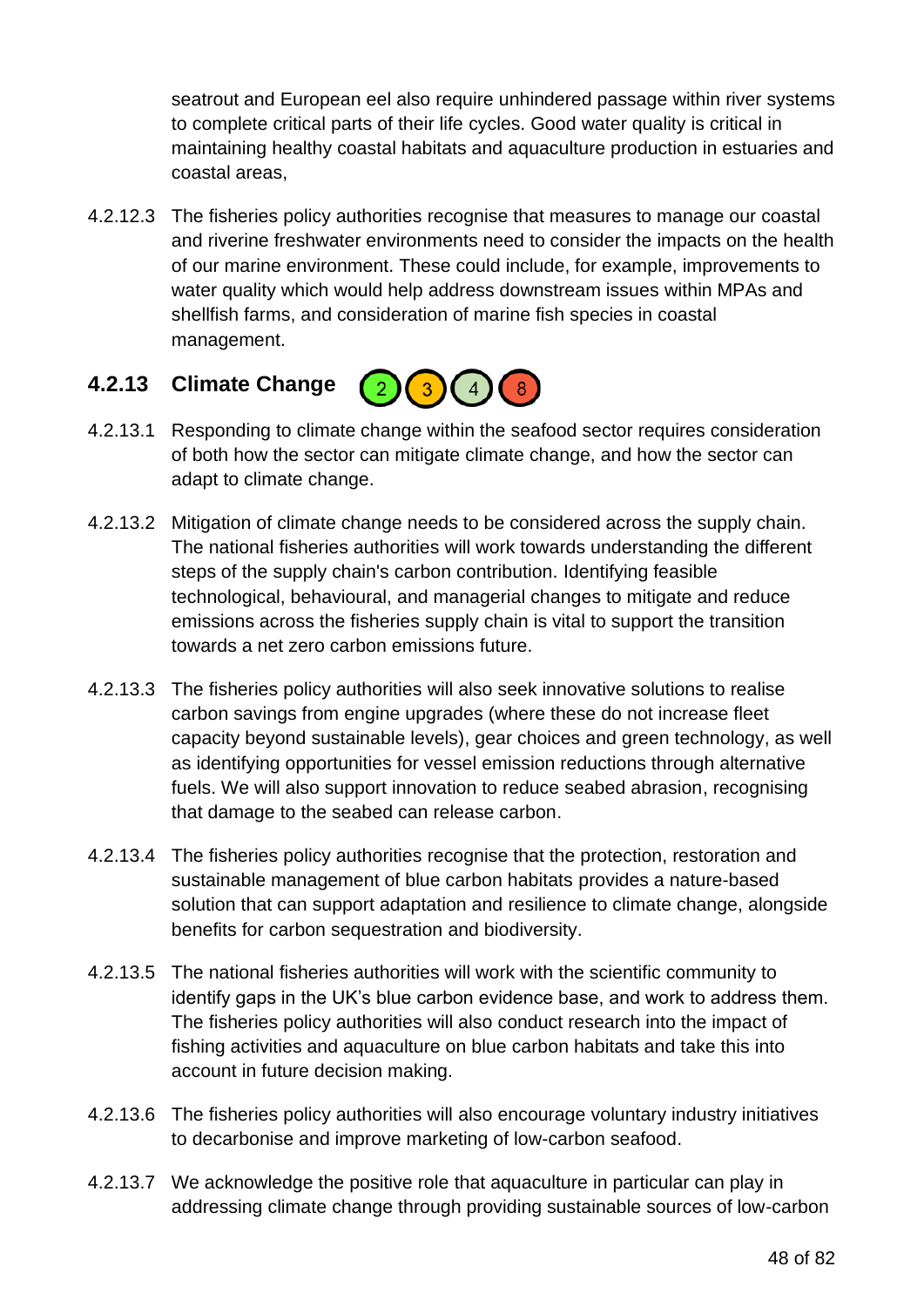seatrout and European eel also require unhindered passage within river systems to complete critical parts of their life cycles. Good water quality is critical in maintaining healthy coastal habitats and aquaculture production in estuaries and coastal areas,

4.2.12.3 The fisheries policy authorities recognise that measures to manage our coastal and riverine freshwater environments need to consider the impacts on the health of our marine environment. These could include, for example, improvements to water quality which would help address downstream issues within MPAs and shellfish farms, and consideration of marine fish species in coastal management.

### 4.2.13 Climate Change

2 3 4 8

4.2.13.1 Responding to climate change within the seafood sector requires consideration of both how the sector can mitigate climate change, and how the sector can adapt to climate change.

4.2.13.2 Mitigation of climate change needs to be considered across the supply chain. The national fisheries authorities will work towards understanding the different steps of the supply chain's carbon contribution. Identifying feasible technological, behavioural, and managerial changes to mitigate and reduce emissions across the fisheries supply chain is vital to support the transition towards a net zero carbon emissions future.

4.2.13.3 The fisheries policy authorities will also seek innovative solutions to realise carbon savings from engine upgrades (where these do not increase fleet capacity beyond sustainable levels), gear choices and green technology, as well as identifying opportunities for vessel emission reductions through alternative fuels. We will also support innovation to reduce seabed abrasion, recognising that damage to the seabed can release carbon.

4.2.13.4 The fisheries policy authorities recognise that the protection, restoration and sustainable management of blue carbon habitats provides a nature-based solution that can support adaptation and resilience to climate change, alongside benefits for carbon sequestration and biodiversity.

4.2.13.5 The national fisheries authorities will work with the scientific community to identify gaps in the UK's blue carbon evidence base, and work to address them. The fisheries policy authorities will also conduct research into the impact of fishing activities and aquaculture on blue carbon habitats and take this into account in future decision making.

4.2.13.6 The fisheries policy authorities will also encourage voluntary industry initiatives to decarbonise and improve marketing of low-carbon seafood.

4.2.13.7 We acknowledge the positive role that aquaculture in particular can play in addressing climate change through providing sustainable sources of low-carbon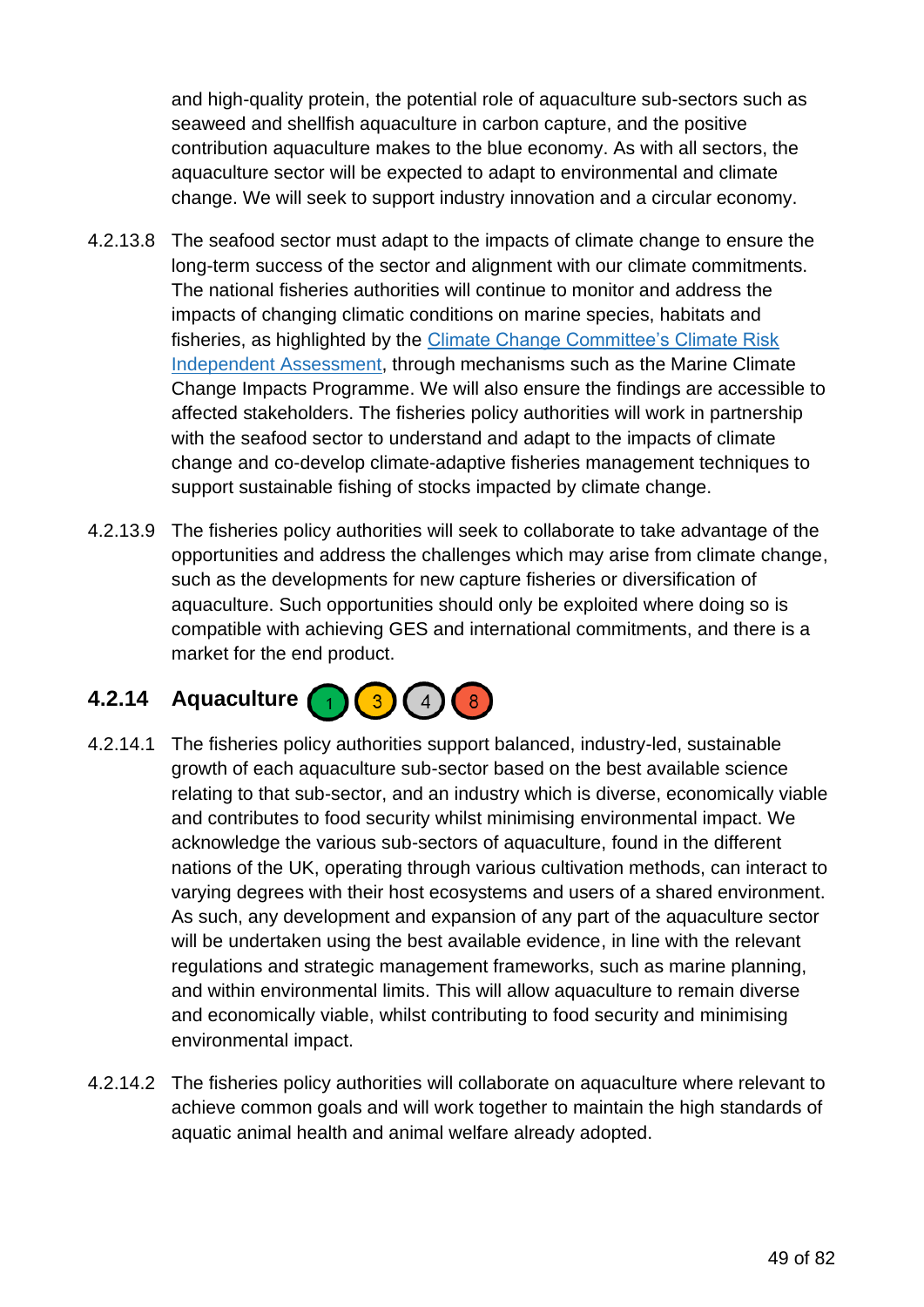and high-quality protein, the potential role of aquaculture sub-sectors such as seaweed and shellfish aquaculture in carbon capture, and the positive contribution aquaculture makes to the blue economy. As with all sectors, the aquaculture sector will be expected to adapt to environmental and climate change. We will seek to support industry innovation and a circular economy.

4.2.13.8 The seafood sector must adapt to the impacts of climate change to ensure the long-term success of the sector and alignment with our climate commitments. The national fisheries authorities will continue to monitor and address the impacts of changing climatic conditions on marine species, habitats and fisheries, as highlighted by the [Climate Change Committee's Climate Risk Independent Assessment](), through mechanisms such as the Marine Climate Change Impacts Programme. We will also ensure the findings are accessible to affected stakeholders. The fisheries policy authorities will work in partnership with the seafood sector to understand and adapt to the impacts of climate change and co-develop climate-adaptive fisheries management techniques to support sustainable fishing of stocks impacted by climate change.

4.2.13.9 The fisheries policy authorities will seek to collaborate to take advantage of the opportunities and address the challenges which may arise from climate change, such as the developments for new capture fisheries or diversification of aquaculture. Such opportunities should only be exploited where doing so is compatible with achieving GES and international commitments, and there is a market for the end product.

### 4.2.14 Aquaculture 1 3 4 8

4.2.14.1 The fisheries policy authorities support balanced, industry-led, sustainable growth of each aquaculture sub-sector based on the best available science relating to that sub-sector, and an industry which is diverse, economically viable and contributes to food security whilst minimising environmental impact. We acknowledge the various sub-sectors of aquaculture, found in the different nations of the UK, operating through various cultivation methods, can interact to varying degrees with their host ecosystems and users of a shared environment. As such, any development and expansion of any part of the aquaculture sector will be undertaken using the best available evidence, in line with the relevant regulations and strategic management frameworks, such as marine planning, and within environmental limits. This will allow aquaculture to remain diverse and economically viable, whilst contributing to food security and minimising environmental impact.

4.2.14.2 The fisheries policy authorities will collaborate on aquaculture where relevant to achieve common goals and will work together to maintain the high standards of aquatic animal health and animal welfare already adopted.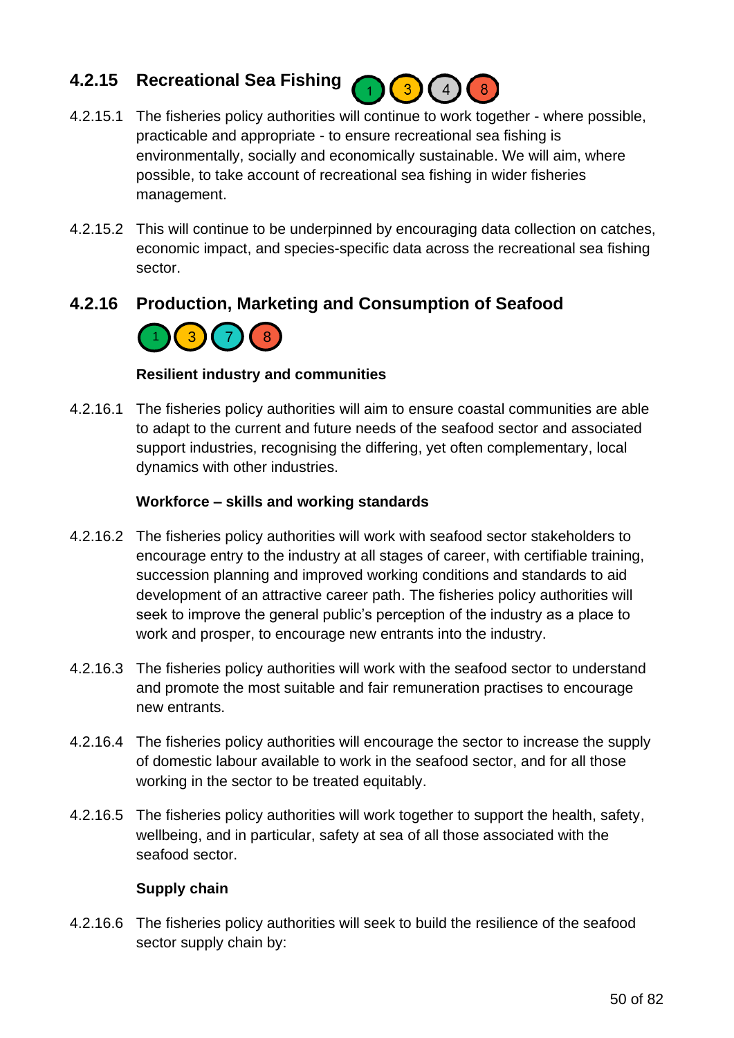### 4.2.15 Recreational Sea Fishing 1 3 4 8

4.2.15.1 The fisheries policy authorities will continue to work together - where possible, practicable and appropriate - to ensure recreational sea fishing is environmentally, socially and economically sustainable. We will aim, where possible, to take account of recreational sea fishing in wider fisheries management.

4.2.15.2 This will continue to be underpinned by encouraging data collection on catches, economic impact, and species-specific data across the recreational sea fishing sector.

### 4.2.16 Production, Marketing and Consumption of Seafood

1 3 7 8

**Resilient industry and communities**

4.2.16.1 The fisheries policy authorities will aim to ensure coastal communities are able to adapt to the current and future needs of the seafood sector and associated support industries, recognising the differing, yet often complementary, local dynamics with other industries.

**Workforce – skills and working standards**

4.2.16.2 The fisheries policy authorities will work with seafood sector stakeholders to encourage entry to the industry at all stages of career, with certifiable training, succession planning and improved working conditions and standards to aid development of an attractive career path. The fisheries policy authorities will seek to improve the general public's perception of the industry as a place to work and prosper, to encourage new entrants into the industry.

4.2.16.3 The fisheries policy authorities will work with the seafood sector to understand and promote the most suitable and fair remuneration practises to encourage new entrants.

4.2.16.4 The fisheries policy authorities will encourage the sector to increase the supply of domestic labour available to work in the seafood sector, and for all those working in the sector to be treated equitably.

4.2.16.5 The fisheries policy authorities will work together to support the health, safety, wellbeing, and in particular, safety at sea of all those associated with the seafood sector.

**Supply chain**

4.2.16.6 The fisheries policy authorities will seek to build the resilience of the seafood sector supply chain by: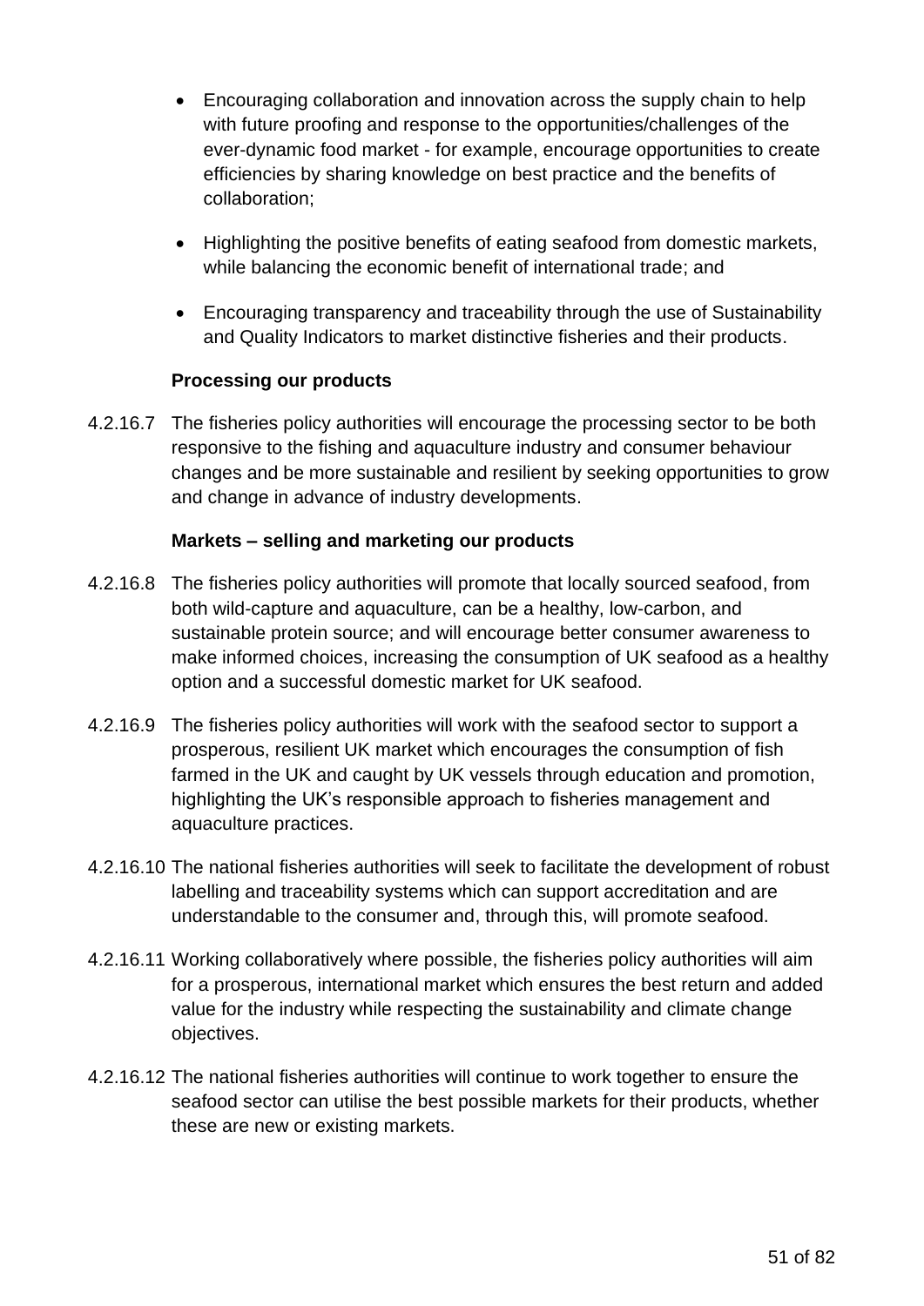- Encouraging collaboration and innovation across the supply chain to help with future proofing and response to the opportunities/challenges of the ever-dynamic food market - for example, encourage opportunities to create efficiencies by sharing knowledge on best practice and the benefits of collaboration;
- Highlighting the positive benefits of eating seafood from domestic markets, while balancing the economic benefit of international trade; and
- Encouraging transparency and traceability through the use of Sustainability and Quality Indicators to market distinctive fisheries and their products.

**Processing our products**

4.2.16.7 The fisheries policy authorities will encourage the processing sector to be both responsive to the fishing and aquaculture industry and consumer behaviour changes and be more sustainable and resilient by seeking opportunities to grow and change in advance of industry developments.

**Markets – selling and marketing our products**

4.2.16.8 The fisheries policy authorities will promote that locally sourced seafood, from both wild-capture and aquaculture, can be a healthy, low-carbon, and sustainable protein source; and will encourage better consumer awareness to make informed choices, increasing the consumption of UK seafood as a healthy option and a successful domestic market for UK seafood.

4.2.16.9 The fisheries policy authorities will work with the seafood sector to support a prosperous, resilient UK market which encourages the consumption of fish farmed in the UK and caught by UK vessels through education and promotion, highlighting the UK's responsible approach to fisheries management and aquaculture practices.

4.2.16.10 The national fisheries authorities will seek to facilitate the development of robust labelling and traceability systems which can support accreditation and are understandable to the consumer and, through this, will promote seafood.

4.2.16.11 Working collaboratively where possible, the fisheries policy authorities will aim for a prosperous, international market which ensures the best return and added value for the industry while respecting the sustainability and climate change objectives.

4.2.16.12 The national fisheries authorities will continue to work together to ensure the seafood sector can utilise the best possible markets for their products, whether these are new or existing markets.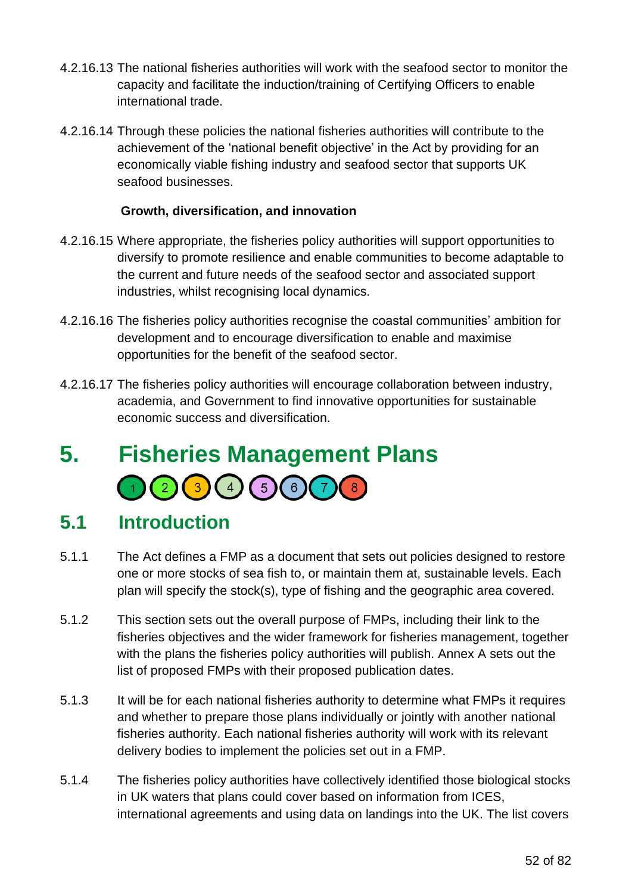4.2.16.13 The national fisheries authorities will work with the seafood sector to monitor the capacity and facilitate the induction/training of Certifying Officers to enable international trade.

4.2.16.14 Through these policies the national fisheries authorities will contribute to the achievement of the 'national benefit objective' in the Act by providing for an economically viable fishing industry and seafood sector that supports UK seafood businesses.

**Growth, diversification, and innovation**

4.2.16.15 Where appropriate, the fisheries policy authorities will support opportunities to diversify to promote resilience and enable communities to become adaptable to the current and future needs of the seafood sector and associated support industries, whilst recognising local dynamics.

4.2.16.16 The fisheries policy authorities recognise the coastal communities' ambition for development and to encourage diversification to enable and maximise opportunities for the benefit of the seafood sector.

4.2.16.17 The fisheries policy authorities will encourage collaboration between industry, academia, and Government to find innovative opportunities for sustainable economic success and diversification.

# 5. Fisheries Management Plans

1 2 3 4 5 6 7 8

## 5.1 Introduction

5.1.1 The Act defines a FMP as a document that sets out policies designed to restore one or more stocks of sea fish to, or maintain them at, sustainable levels. Each plan will specify the stock(s), type of fishing and the geographic area covered.

5.1.2 This section sets out the overall purpose of FMPs, including their link to the fisheries objectives and the wider framework for fisheries management, together with the plans the fisheries policy authorities will publish. Annex A sets out the list of proposed FMPs with their proposed publication dates.

5.1.3 It will be for each national fisheries authority to determine what FMPs it requires and whether to prepare those plans individually or jointly with another national fisheries authority. Each national fisheries authority will work with its relevant delivery bodies to implement the policies set out in a FMP.

5.1.4 The fisheries policy authorities have collectively identified those biological stocks in UK waters that plans could cover based on information from ICES, international agreements and using data on landings into the UK. The list covers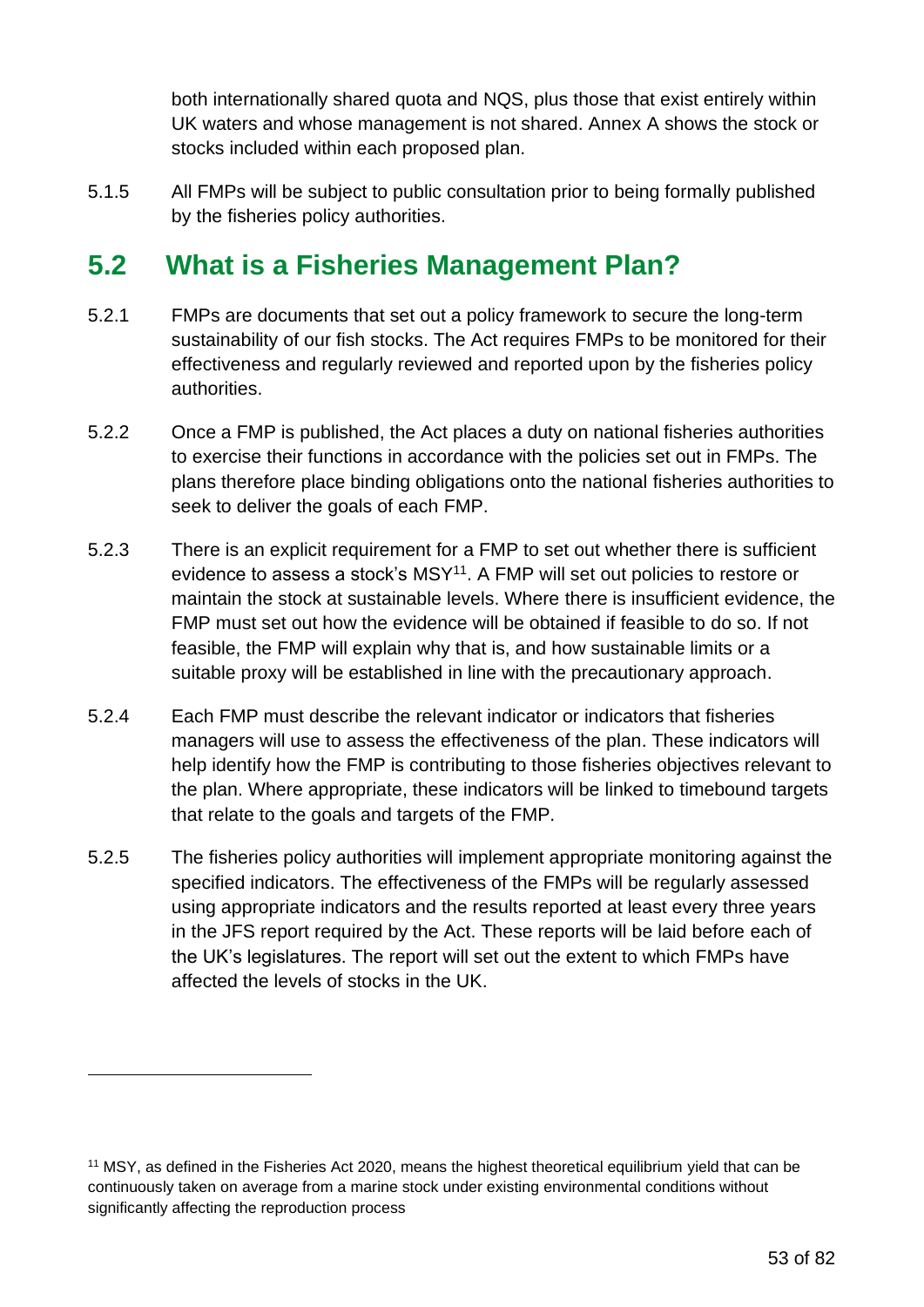both internationally shared quota and NQS, plus those that exist entirely within UK waters and whose management is not shared. Annex A shows the stock or stocks included within each proposed plan.

5.1.5 All FMPs will be subject to public consultation prior to being formally published by the fisheries policy authorities.

## 5.2 What is a Fisheries Management Plan?

5.2.1 FMPs are documents that set out a policy framework to secure the long-term sustainability of our fish stocks. The Act requires FMPs to be monitored for their effectiveness and regularly reviewed and reported upon by the fisheries policy authorities.

5.2.2 Once a FMP is published, the Act places a duty on national fisheries authorities to exercise their functions in accordance with the policies set out in FMPs. The plans therefore place binding obligations onto the national fisheries authorities to seek to deliver the goals of each FMP.

5.2.3 There is an explicit requirement for a FMP to set out whether there is sufficient evidence to assess a stock's MSY[11]. A FMP will set out policies to restore or maintain the stock at sustainable levels. Where there is insufficient evidence, the FMP must set out how the evidence will be obtained if feasible to do so. If not feasible, the FMP will explain why that is, and how sustainable limits or a suitable proxy will be established in line with the precautionary approach.

5.2.4 Each FMP must describe the relevant indicator or indicators that fisheries managers will use to assess the effectiveness of the plan. These indicators will help identify how the FMP is contributing to those fisheries objectives relevant to the plan. Where appropriate, these indicators will be linked to timebound targets that relate to the goals and targets of the FMP.

5.2.5 The fisheries policy authorities will implement appropriate monitoring against the specified indicators. The effectiveness of the FMPs will be regularly assessed using appropriate indicators and the results reported at least every three years in the JFS report required by the Act. These reports will be laid before each of the UK's legislatures. The report will set out the extent to which FMPs have affected the levels of stocks in the UK.

[11] MSY, as defined in the Fisheries Act 2020, means the highest theoretical equilibrium yield that can be continuously taken on average from a marine stock under existing environmental conditions without significantly affecting the reproduction process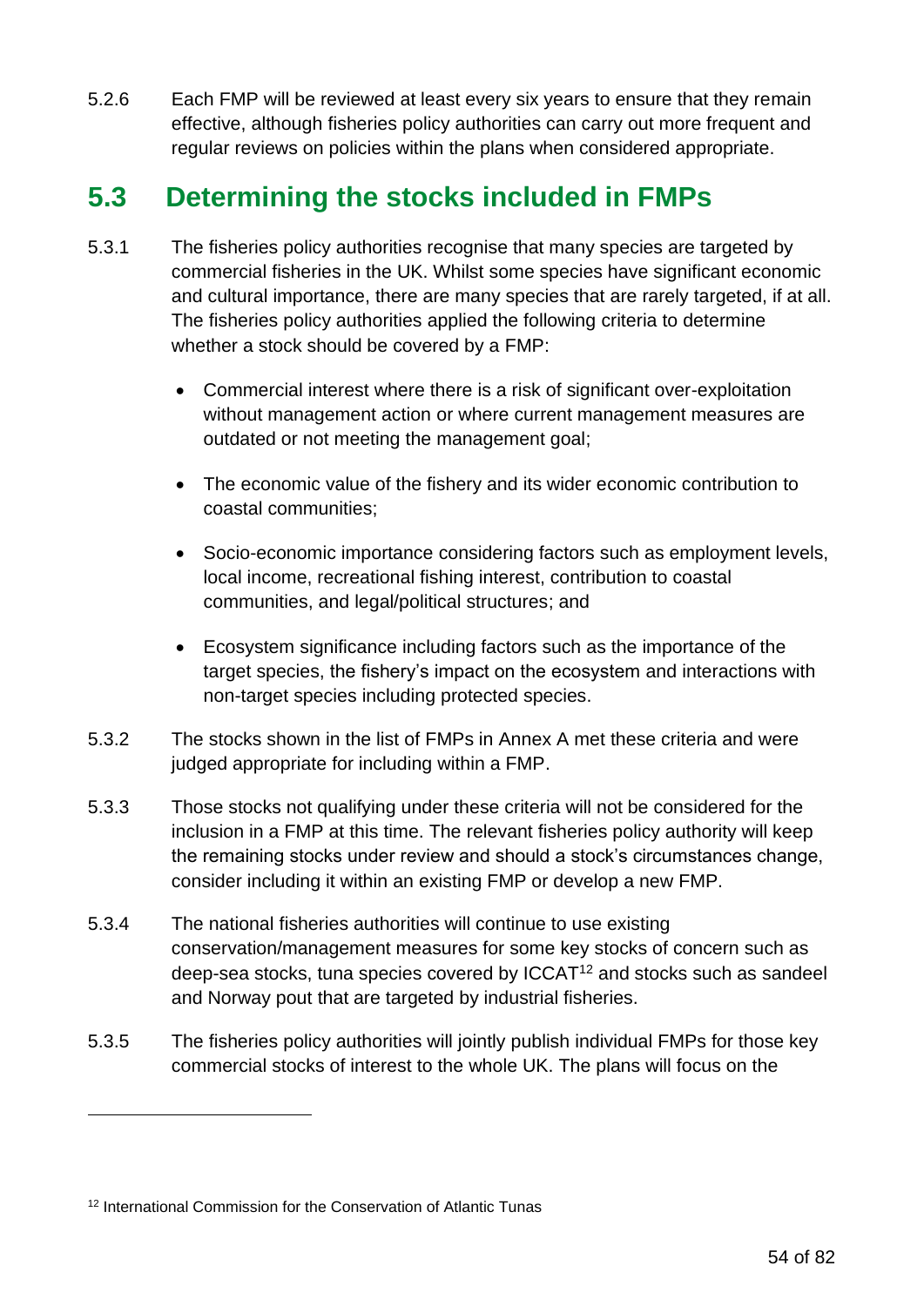5.2.6 Each FMP will be reviewed at least every six years to ensure that they remain effective, although fisheries policy authorities can carry out more frequent and regular reviews on policies within the plans when considered appropriate.

## 5.3 Determining the stocks included in FMPs

5.3.1 The fisheries policy authorities recognise that many species are targeted by commercial fisheries in the UK. Whilst some species have significant economic and cultural importance, there are many species that are rarely targeted, if at all. The fisheries policy authorities applied the following criteria to determine whether a stock should be covered by a FMP:

- Commercial interest where there is a risk of significant over-exploitation without management action or where current management measures are outdated or not meeting the management goal;
- The economic value of the fishery and its wider economic contribution to coastal communities;
- Socio-economic importance considering factors such as employment levels, local income, recreational fishing interest, contribution to coastal communities, and legal/political structures; and
- Ecosystem significance including factors such as the importance of the target species, the fishery's impact on the ecosystem and interactions with non-target species including protected species.

5.3.2 The stocks shown in the list of FMPs in Annex A met these criteria and were judged appropriate for including within a FMP.

5.3.3 Those stocks not qualifying under these criteria will not be considered for the inclusion in a FMP at this time. The relevant fisheries policy authority will keep the remaining stocks under review and should a stock's circumstances change, consider including it within an existing FMP or develop a new FMP.

5.3.4 The national fisheries authorities will continue to use existing conservation/management measures for some key stocks of concern such as deep-sea stocks, tuna species covered by ICCAT[12] and stocks such as sandeel and Norway pout that are targeted by industrial fisheries.

5.3.5 The fisheries policy authorities will jointly publish individual FMPs for those key commercial stocks of interest to the whole UK. The plans will focus on the

[12] International Commission for the Conservation of Atlantic Tunas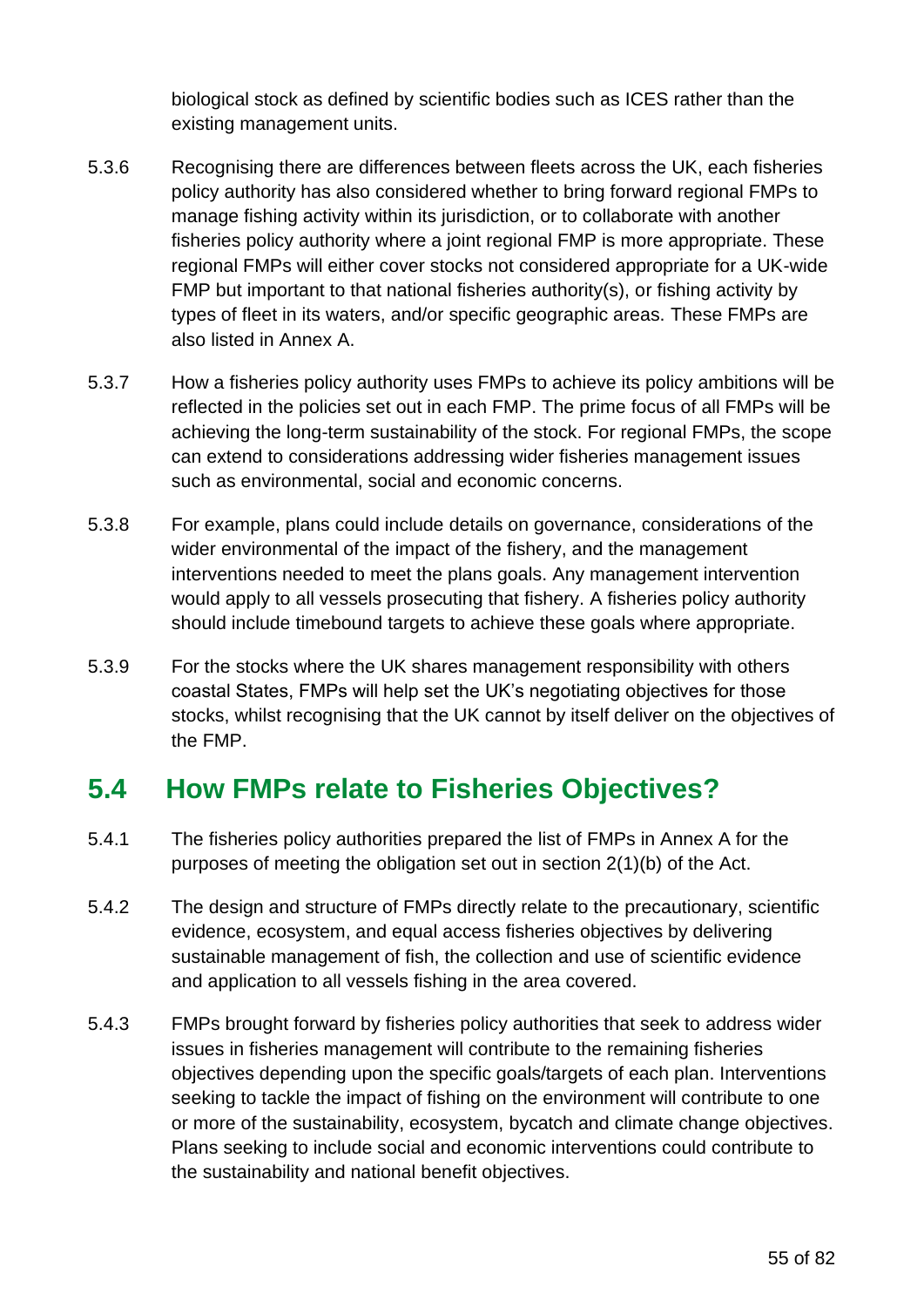biological stock as defined by scientific bodies such as ICES rather than the existing management units.

5.3.6 Recognising there are differences between fleets across the UK, each fisheries policy authority has also considered whether to bring forward regional FMPs to manage fishing activity within its jurisdiction, or to collaborate with another fisheries policy authority where a joint regional FMP is more appropriate. These regional FMPs will either cover stocks not considered appropriate for a UK-wide FMP but important to that national fisheries authority(s), or fishing activity by types of fleet in its waters, and/or specific geographic areas. These FMPs are also listed in Annex A.

5.3.7 How a fisheries policy authority uses FMPs to achieve its policy ambitions will be reflected in the policies set out in each FMP. The prime focus of all FMPs will be achieving the long-term sustainability of the stock. For regional FMPs, the scope can extend to considerations addressing wider fisheries management issues such as environmental, social and economic concerns.

5.3.8 For example, plans could include details on governance, considerations of the wider environmental of the impact of the fishery, and the management interventions needed to meet the plans goals. Any management intervention would apply to all vessels prosecuting that fishery. A fisheries policy authority should include timebound targets to achieve these goals where appropriate.

5.3.9 For the stocks where the UK shares management responsibility with others coastal States, FMPs will help set the UK's negotiating objectives for those stocks, whilst recognising that the UK cannot by itself deliver on the objectives of the FMP.

## 5.4 How FMPs relate to Fisheries Objectives?

5.4.1 The fisheries policy authorities prepared the list of FMPs in Annex A for the purposes of meeting the obligation set out in section 2(1)(b) of the Act.

5.4.2 The design and structure of FMPs directly relate to the precautionary, scientific evidence, ecosystem, and equal access fisheries objectives by delivering sustainable management of fish, the collection and use of scientific evidence and application to all vessels fishing in the area covered.

5.4.3 FMPs brought forward by fisheries policy authorities that seek to address wider issues in fisheries management will contribute to the remaining fisheries objectives depending upon the specific goals/targets of each plan. Interventions seeking to tackle the impact of fishing on the environment will contribute to one or more of the sustainability, ecosystem, bycatch and climate change objectives. Plans seeking to include social and economic interventions could contribute to the sustainability and national benefit objectives.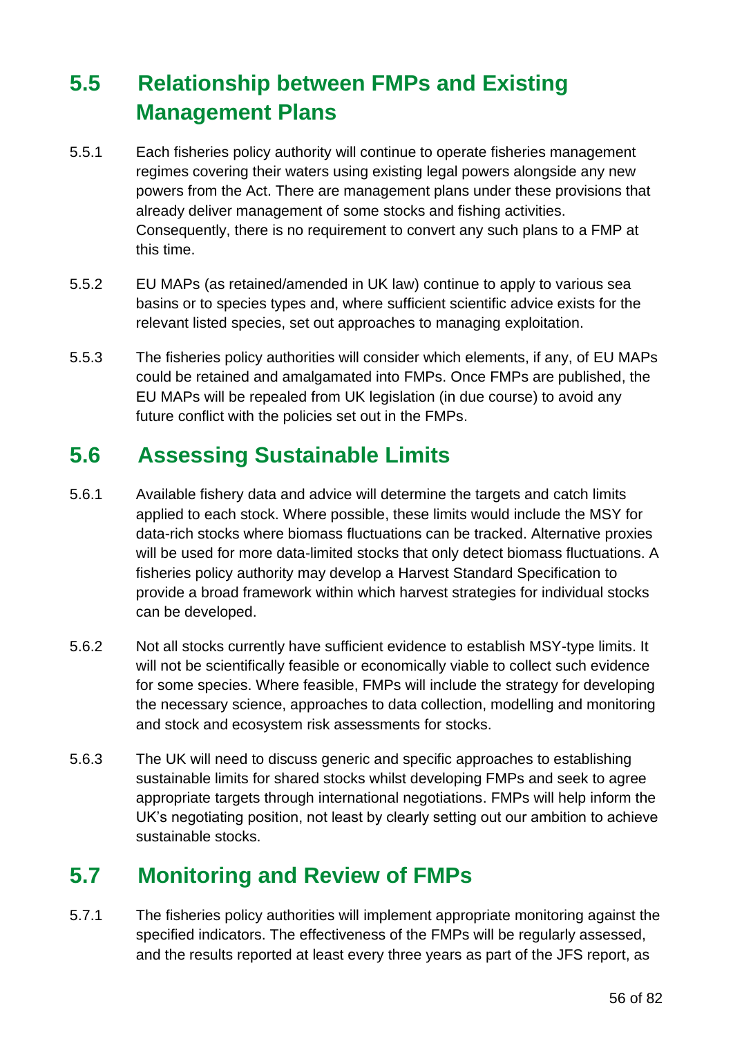## 5.5 Relationship between FMPs and Existing Management Plans

5.5.1 Each fisheries policy authority will continue to operate fisheries management regimes covering their waters using existing legal powers alongside any new powers from the Act. There are management plans under these provisions that already deliver management of some stocks and fishing activities. Consequently, there is no requirement to convert any such plans to a FMP at this time.

5.5.2 EU MAPs (as retained/amended in UK law) continue to apply to various sea basins or to species types and, where sufficient scientific advice exists for the relevant listed species, set out approaches to managing exploitation.

5.5.3 The fisheries policy authorities will consider which elements, if any, of EU MAPs could be retained and amalgamated into FMPs. Once FMPs are published, the EU MAPs will be repealed from UK legislation (in due course) to avoid any future conflict with the policies set out in the FMPs.

## 5.6 Assessing Sustainable Limits

5.6.1 Available fishery data and advice will determine the targets and catch limits applied to each stock. Where possible, these limits would include the MSY for data-rich stocks where biomass fluctuations can be tracked. Alternative proxies will be used for more data-limited stocks that only detect biomass fluctuations. A fisheries policy authority may develop a Harvest Standard Specification to provide a broad framework within which harvest strategies for individual stocks can be developed.

5.6.2 Not all stocks currently have sufficient evidence to establish MSY-type limits. It will not be scientifically feasible or economically viable to collect such evidence for some species. Where feasible, FMPs will include the strategy for developing the necessary science, approaches to data collection, modelling and monitoring and stock and ecosystem risk assessments for stocks.

5.6.3 The UK will need to discuss generic and specific approaches to establishing sustainable limits for shared stocks whilst developing FMPs and seek to agree appropriate targets through international negotiations. FMPs will help inform the UK's negotiating position, not least by clearly setting out our ambition to achieve sustainable stocks.

## 5.7 Monitoring and Review of FMPs

5.7.1 The fisheries policy authorities will implement appropriate monitoring against the specified indicators. The effectiveness of the FMPs will be regularly assessed, and the results reported at least every three years as part of the JFS report, as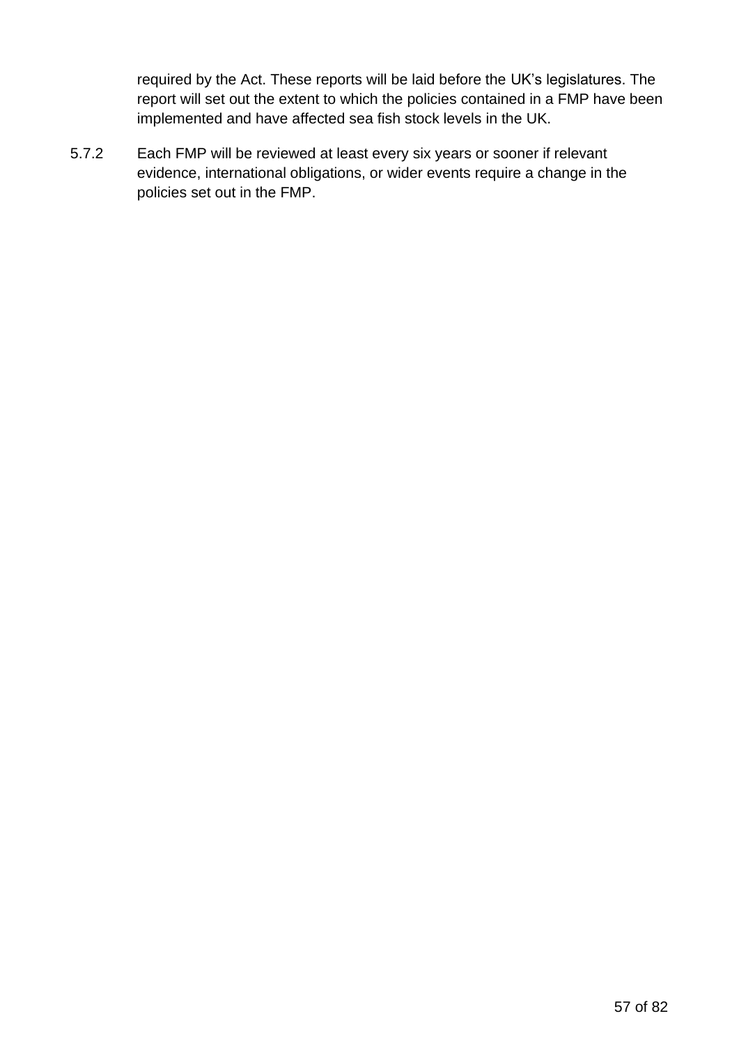required by the Act. These reports will be laid before the UK's legislatures. The report will set out the extent to which the policies contained in a FMP have been implemented and have affected sea fish stock levels in the UK.

5.7.2 Each FMP will be reviewed at least every six years or sooner if relevant evidence, international obligations, or wider events require a change in the policies set out in the FMP.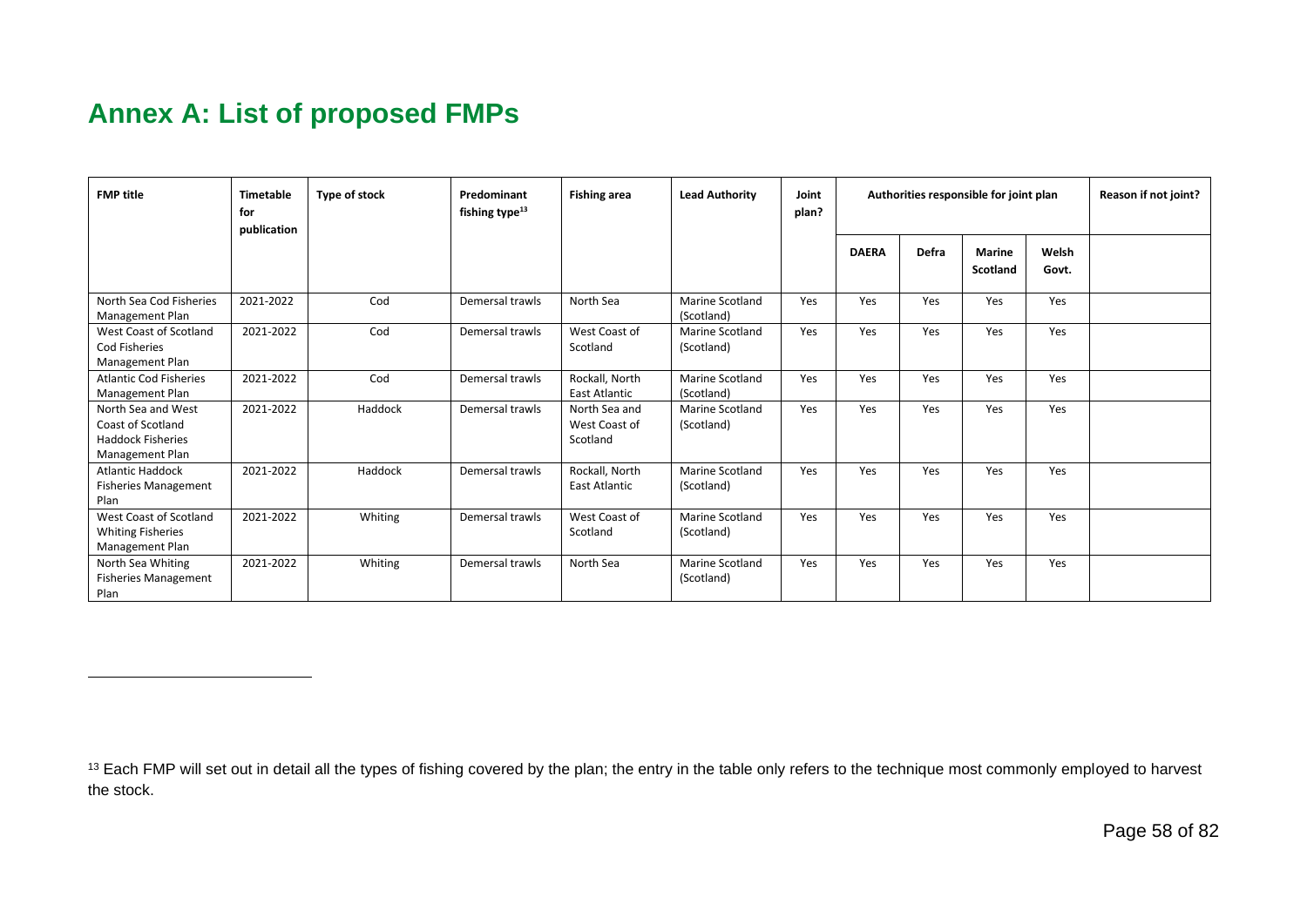# Annex A: List of proposed FMPs

| FMP title | Timetable for publication | Type of stock | Predominant fishing type[13] | Fishing area | Lead Authority | Joint plan? | Authorities responsible for joint plan | | | | Reason if not joint? |
|---|---|---|---|---|---|---|---|---|---|---|---|
| | | | | | | | DAERA | Defra | Marine Scotland | Welsh Govt. | |
| North Sea Cod Fisheries Management Plan | 2021-2022 | Cod | Demersal trawls | North Sea | Marine Scotland (Scotland) | Yes | Yes | Yes | Yes | Yes | |
| West Coast of Scotland Cod Fisheries Management Plan | 2021-2022 | Cod | Demersal trawls | West Coast of Scotland | Marine Scotland (Scotland) | Yes | Yes | Yes | Yes | Yes | |
| Atlantic Cod Fisheries Management Plan | 2021-2022 | Cod | Demersal trawls | Rockall, North East Atlantic | Marine Scotland (Scotland) | Yes | Yes | Yes | Yes | Yes | |
| North Sea and West Coast of Scotland Haddock Fisheries Management Plan | 2021-2022 | Haddock | Demersal trawls | North Sea and West Coast of Scotland | Marine Scotland (Scotland) | Yes | Yes | Yes | Yes | Yes | |
| Atlantic Haddock Fisheries Management Plan | 2021-2022 | Haddock | Demersal trawls | Rockall, North East Atlantic | Marine Scotland (Scotland) | Yes | Yes | Yes | Yes | Yes | |
| West Coast of Scotland Whiting Fisheries Management Plan | 2021-2022 | Whiting | Demersal trawls | West Coast of Scotland | Marine Scotland (Scotland) | Yes | Yes | Yes | Yes | Yes | |
| North Sea Whiting Fisheries Management Plan | 2021-2022 | Whiting | Demersal trawls | North Sea | Marine Scotland (Scotland) | Yes | Yes | Yes | Yes | Yes | |

[13] Each FMP will set out in detail all the types of fishing covered by the plan; the entry in the table only refers to the technique most commonly employed to harvest the stock.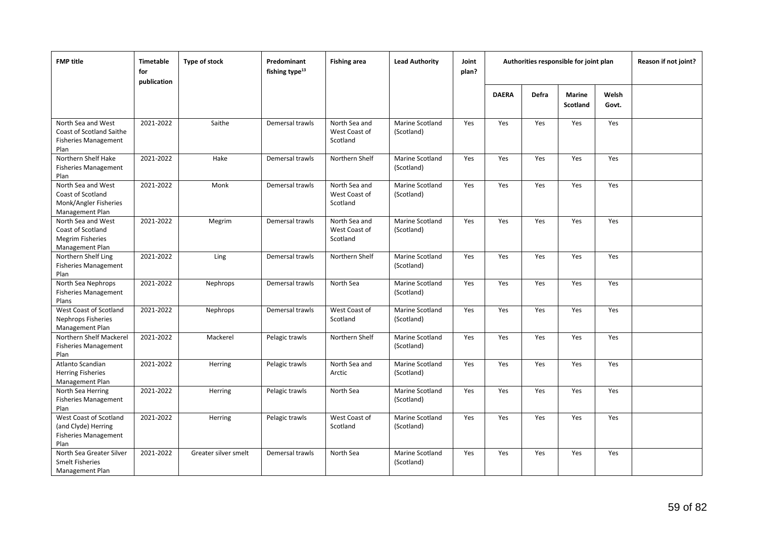| FMP title | Timetable for publication | Type of stock | Predominant fishing type[13] | Fishing area | Lead Authority | Joint plan? | Authorities responsible for joint plan | | | | Reason if not joint? |
|---|---|---|---|---|---|---|---|---|---|---|---|
| | | | | | | | DAERA | Defra | Marine Scotland | Welsh Govt. | |
| North Sea and West Coast of Scotland Saithe Fisheries Management Plan | 2021-2022 | Saithe | Demersal trawls | North Sea and West Coast of Scotland | Marine Scotland (Scotland) | Yes | Yes | Yes | Yes | Yes | |
| Northern Shelf Hake Fisheries Management Plan | 2021-2022 | Hake | Demersal trawls | Northern Shelf | Marine Scotland (Scotland) | Yes | Yes | Yes | Yes | Yes | |
| North Sea and West Coast of Scotland Monk/Angler Fisheries Management Plan | 2021-2022 | Monk | Demersal trawls | North Sea and West Coast of Scotland | Marine Scotland (Scotland) | Yes | Yes | Yes | Yes | Yes | |
| North Sea and West Coast of Scotland Megrim Fisheries Management Plan | 2021-2022 | Megrim | Demersal trawls | North Sea and West Coast of Scotland | Marine Scotland (Scotland) | Yes | Yes | Yes | Yes | Yes | |
| Northern Shelf Ling Fisheries Management Plan | 2021-2022 | Ling | Demersal trawls | Northern Shelf | Marine Scotland (Scotland) | Yes | Yes | Yes | Yes | Yes | |
| North Sea Nephrops Fisheries Management Plans | 2021-2022 | Nephrops | Demersal trawls | North Sea | Marine Scotland (Scotland) | Yes | Yes | Yes | Yes | Yes | |
| West Coast of Scotland Nephrops Fisheries Management Plan | 2021-2022 | Nephrops | Demersal trawls | West Coast of Scotland | Marine Scotland (Scotland) | Yes | Yes | Yes | Yes | Yes | |
| Northern Shelf Mackerel Fisheries Management Plan | 2021-2022 | Mackerel | Pelagic trawls | Northern Shelf | Marine Scotland (Scotland) | Yes | Yes | Yes | Yes | Yes | |
| Atlanto Scandian Herring Fisheries Management Plan | 2021-2022 | Herring | Pelagic trawls | North Sea and Arctic | Marine Scotland (Scotland) | Yes | Yes | Yes | Yes | Yes | |
| North Sea Herring Fisheries Management Plan | 2021-2022 | Herring | Pelagic trawls | North Sea | Marine Scotland (Scotland) | Yes | Yes | Yes | Yes | Yes | |
| West Coast of Scotland (and Clyde) Herring Fisheries Management Plan | 2021-2022 | Herring | Pelagic trawls | West Coast of Scotland | Marine Scotland (Scotland) | Yes | Yes | Yes | Yes | Yes | |
| North Sea Greater Silver Smelt Fisheries Management Plan | 2021-2022 | Greater silver smelt | Demersal trawls | North Sea | Marine Scotland (Scotland) | Yes | Yes | Yes | Yes | Yes | |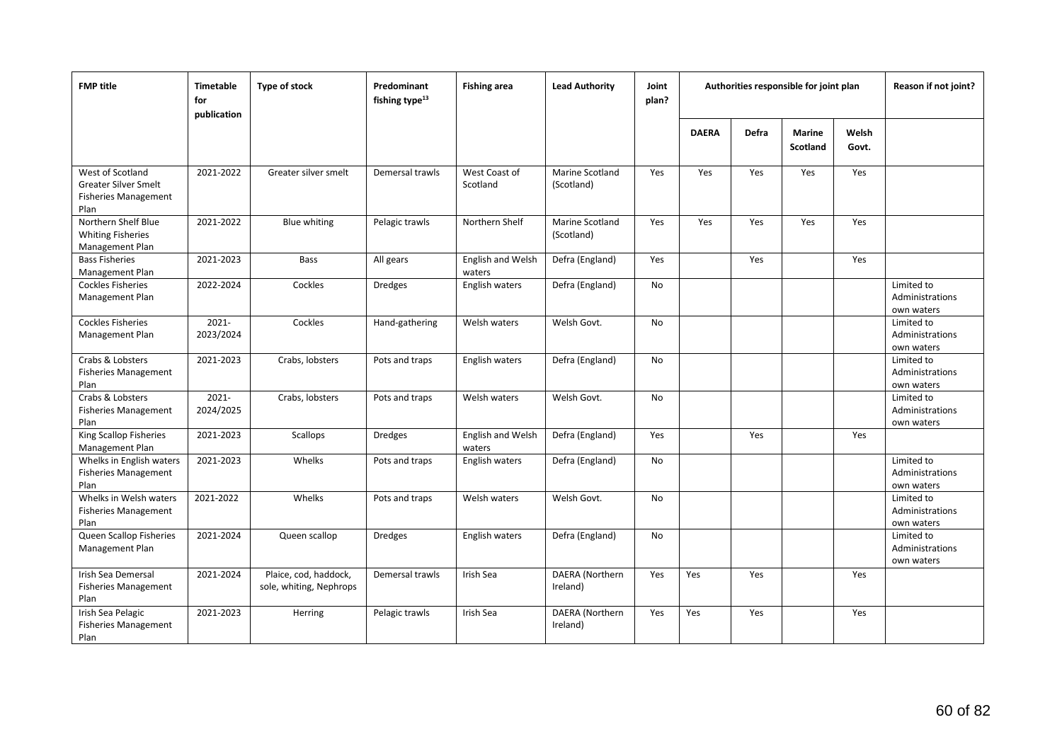| FMP title | Timetable for publication | Type of stock | Predominant fishing type[13] | Fishing area | Lead Authority | Joint plan? | Authorities responsible for joint plan | | | | Reason if not joint? |
|---|---|---|---|---|---|---|---|---|---|---|---|
| | | | | | | | DAERA | Defra | Marine Scotland | Welsh Govt. | |
| West of Scotland Greater Silver Smelt Fisheries Management Plan | 2021-2022 | Greater silver smelt | Demersal trawls | West Coast of Scotland | Marine Scotland (Scotland) | Yes | Yes | Yes | Yes | Yes | |
| Northern Shelf Blue Whiting Fisheries Management Plan | 2021-2022 | Blue whiting | Pelagic trawls | Northern Shelf | Marine Scotland (Scotland) | Yes | Yes | Yes | Yes | Yes | |
| Bass Fisheries Management Plan | 2021-2023 | Bass | All gears | English and Welsh waters | Defra (England) | Yes | | Yes | | Yes | |
| Cockles Fisheries Management Plan | 2022-2024 | Cockles | Dredges | English waters | Defra (England) | No | | | | | Limited to Administrations own waters |
| Cockles Fisheries Management Plan | 2021-2023/2024 | Cockles | Hand-gathering | Welsh waters | Welsh Govt. | No | | | | | Limited to Administrations own waters |
| Crabs & Lobsters Fisheries Management Plan | 2021-2023 | Crabs, lobsters | Pots and traps | English waters | Defra (England) | No | | | | | Limited to Administrations own waters |
| Crabs & Lobsters Fisheries Management Plan | 2021-2024/2025 | Crabs, lobsters | Pots and traps | Welsh waters | Welsh Govt. | No | | | | | Limited to Administrations own waters |
| King Scallop Fisheries Management Plan | 2021-2023 | Scallops | Dredges | English and Welsh waters | Defra (England) | Yes | | Yes | | Yes | |
| Whelks in English waters Fisheries Management Plan | 2021-2023 | Whelks | Pots and traps | English waters | Defra (England) | No | | | | | Limited to Administrations own waters |
| Whelks in Welsh waters Fisheries Management Plan | 2021-2022 | Whelks | Pots and traps | Welsh waters | Welsh Govt. | No | | | | | Limited to Administrations own waters |
| Queen Scallop Fisheries Management Plan | 2021-2024 | Queen scallop | Dredges | English waters | Defra (England) | No | | | | | Limited to Administrations own waters |
| Irish Sea Demersal Fisheries Management Plan | 2021-2024 | Plaice, cod, haddock, sole, whiting, Nephrops | Demersal trawls | Irish Sea | DAERA (Northern Ireland) | Yes | Yes | Yes | | Yes | |
| Irish Sea Pelagic Fisheries Management Plan | 2021-2023 | Herring | Pelagic trawls | Irish Sea | DAERA (Northern Ireland) | Yes | Yes | Yes | | Yes | |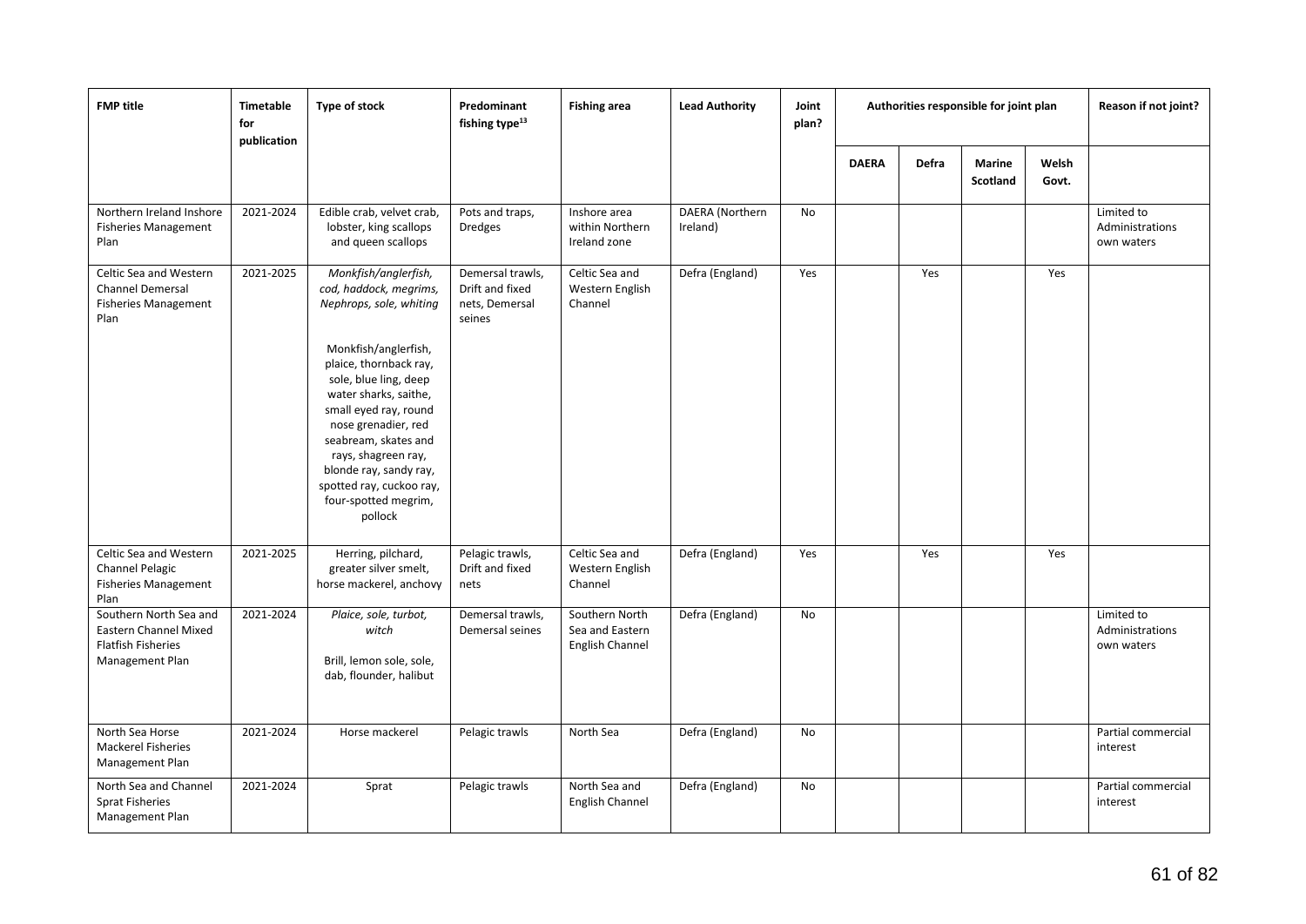| FMP title | Timetable for publication | Type of stock | Predominant fishing type[13] | Fishing area | Lead Authority | Joint plan? | Authorities responsible for joint plan | | | | Reason if not joint? |
|---|---|---|---|---|---|---|---|---|---|---|---|
| | | | | | | | DAERA | Defra | Marine Scotland | Welsh Govt. | |
| Northern Ireland Inshore Fisheries Management Plan | 2021-2024 | Edible crab, velvet crab, lobster, king scallops and queen scallops | Pots and traps, Dredges | Inshore area within Northern Ireland zone | DAERA (Northern Ireland) | No | | | | | Limited to Administrations own waters |
| Celtic Sea and Western Channel Demersal Fisheries Management Plan | 2021-2025 | *Monkfish/anglerfish, cod, haddock, megrims, Nephrops, sole, whiting*<br><br>Monkfish/anglerfish, plaice, thornback ray, sole, blue ling, deep water sharks, saithe, small eyed ray, round nose grenadier, red seabream, skates and rays, shagreen ray, blonde ray, sandy ray, spotted ray, cuckoo ray, four-spotted megrim, pollock | Demersal trawls, Drift and fixed nets, Demersal seines | Celtic Sea and Western English Channel | Defra (England) | Yes | | Yes | | Yes | |
| Celtic Sea and Western Channel Pelagic Fisheries Management Plan | 2021-2025 | Herring, pilchard, greater silver smelt, horse mackerel, anchovy | Pelagic trawls, Drift and fixed nets | Celtic Sea and Western English Channel | Defra (England) | Yes | | Yes | | Yes | |
| Southern North Sea and Eastern Channel Mixed Flatfish Fisheries Management Plan | 2021-2024 | *Plaice, sole, turbot, witch*<br><br>Brill, lemon sole, sole, dab, flounder, halibut | Demersal trawls, Demersal seines | Southern North Sea and Eastern English Channel | Defra (England) | No | | | | | Limited to Administrations own waters |
| North Sea Horse Mackerel Fisheries Management Plan | 2021-2024 | Horse mackerel | Pelagic trawls | North Sea | Defra (England) | No | | | | | Partial commercial interest |
| North Sea and Channel Sprat Fisheries Management Plan | 2021-2024 | Sprat | Pelagic trawls | North Sea and English Channel | Defra (England) | No | | | | | Partial commercial interest |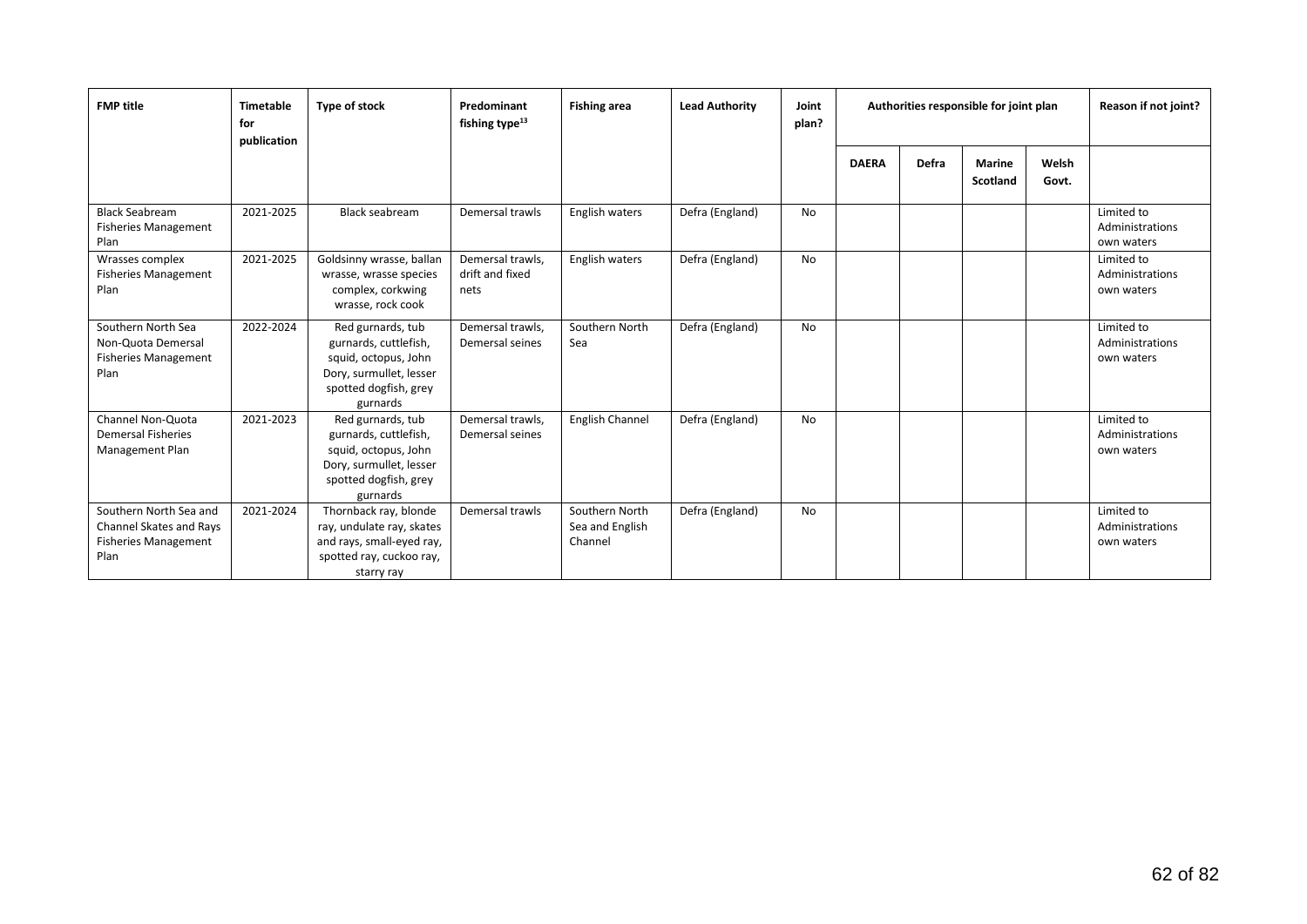| FMP title | Timetable for publication | Type of stock | Predominant fishing type[13] | Fishing area | Lead Authority | Joint plan? | Authorities responsible for joint plan | | | | Reason if not joint? |
|---|---|---|---|---|---|---|---|---|---|---|---|
| | | | | | | | DAERA | Defra | Marine Scotland | Welsh Govt. | |
| Black Seabream Fisheries Management Plan | 2021-2025 | Black seabream | Demersal trawls | English waters | Defra (England) | No | | | | | Limited to Administrations own waters |
| Wrasses complex Fisheries Management Plan | 2021-2025 | Goldsinny wrasse, ballan wrasse, wrasse species complex, corkwing wrasse, rock cook | Demersal trawls, drift and fixed nets | English waters | Defra (England) | No | | | | | Limited to Administrations own waters |
| Southern North Sea Non-Quota Demersal Fisheries Management Plan | 2022-2024 | Red gurnards, tub gurnards, cuttlefish, squid, octopus, John Dory, surmullet, lesser spotted dogfish, grey gurnards | Demersal trawls, Demersal seines | Southern North Sea | Defra (England) | No | | | | | Limited to Administrations own waters |
| Channel Non-Quota Demersal Fisheries Management Plan | 2021-2023 | Red gurnards, tub gurnards, cuttlefish, squid, octopus, John Dory, surmullet, lesser spotted dogfish, grey gurnards | Demersal trawls, Demersal seines | English Channel | Defra (England) | No | | | | | Limited to Administrations own waters |
| Southern North Sea and Channel Skates and Rays Fisheries Management Plan | 2021-2024 | Thornback ray, blonde ray, undulate ray, skates and rays, small-eyed ray, spotted ray, cuckoo ray, starry ray | Demersal trawls | Southern North Sea and English Channel | Defra (England) | No | | | | | Limited to Administrations own waters |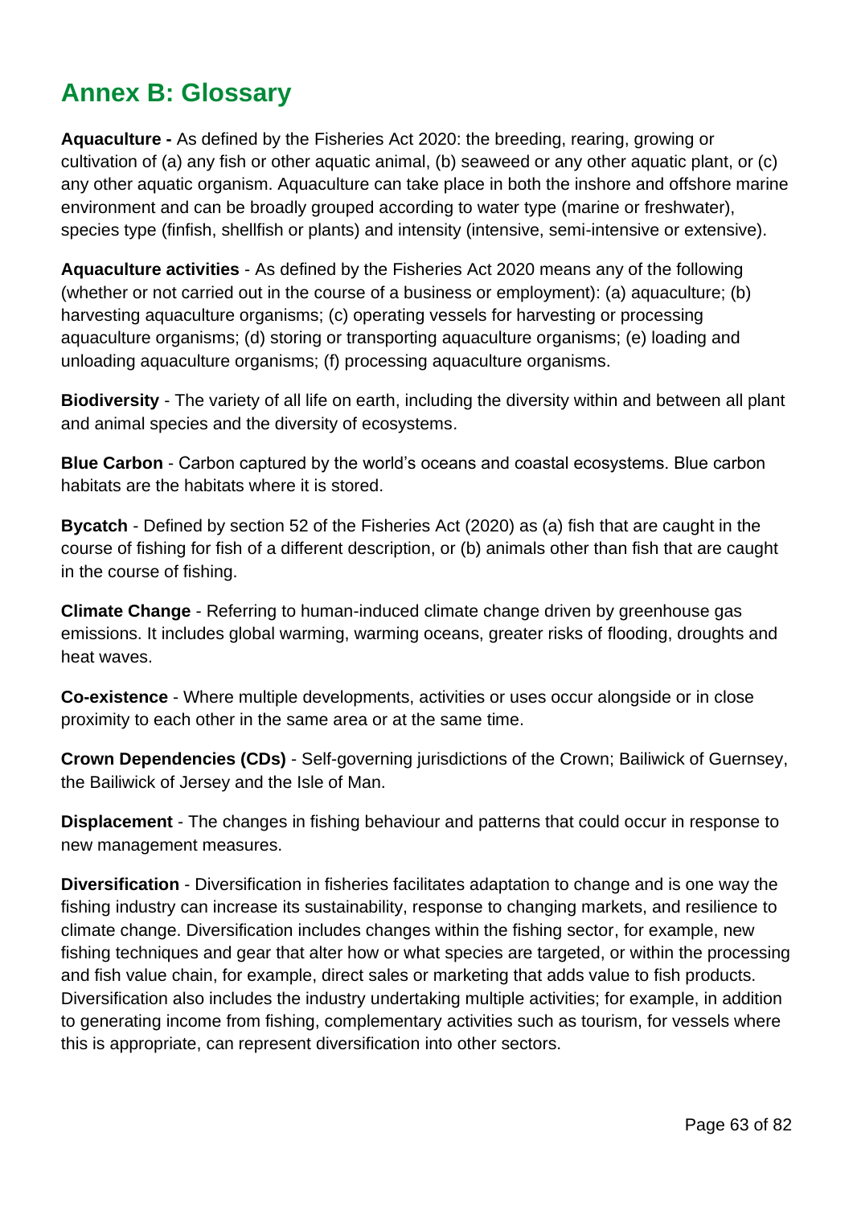## Annex B: Glossary

**Aquaculture -** As defined by the Fisheries Act 2020: the breeding, rearing, growing or cultivation of (a) any fish or other aquatic animal, (b) seaweed or any other aquatic plant, or (c) any other aquatic organism. Aquaculture can take place in both the inshore and offshore marine environment and can be broadly grouped according to water type (marine or freshwater), species type (finfish, shellfish or plants) and intensity (intensive, semi-intensive or extensive).

**Aquaculture activities** - As defined by the Fisheries Act 2020 means any of the following (whether or not carried out in the course of a business or employment): (a) aquaculture; (b) harvesting aquaculture organisms; (c) operating vessels for harvesting or processing aquaculture organisms; (d) storing or transporting aquaculture organisms; (e) loading and unloading aquaculture organisms; (f) processing aquaculture organisms.

**Biodiversity** - The variety of all life on earth, including the diversity within and between all plant and animal species and the diversity of ecosystems.

**Blue Carbon** - Carbon captured by the world's oceans and coastal ecosystems. Blue carbon habitats are the habitats where it is stored.

**Bycatch** - Defined by section 52 of the Fisheries Act (2020) as (a) fish that are caught in the course of fishing for fish of a different description, or (b) animals other than fish that are caught in the course of fishing.

**Climate Change** - Referring to human-induced climate change driven by greenhouse gas emissions. It includes global warming, warming oceans, greater risks of flooding, droughts and heat waves.

**Co-existence** - Where multiple developments, activities or uses occur alongside or in close proximity to each other in the same area or at the same time.

**Crown Dependencies (CDs)** - Self-governing jurisdictions of the Crown; Bailiwick of Guernsey, the Bailiwick of Jersey and the Isle of Man.

**Displacement** - The changes in fishing behaviour and patterns that could occur in response to new management measures.

**Diversification** - Diversification in fisheries facilitates adaptation to change and is one way the fishing industry can increase its sustainability, response to changing markets, and resilience to climate change. Diversification includes changes within the fishing sector, for example, new fishing techniques and gear that alter how or what species are targeted, or within the processing and fish value chain, for example, direct sales or marketing that adds value to fish products. Diversification also includes the industry undertaking multiple activities; for example, in addition to generating income from fishing, complementary activities such as tourism, for vessels where this is appropriate, can represent diversification into other sectors.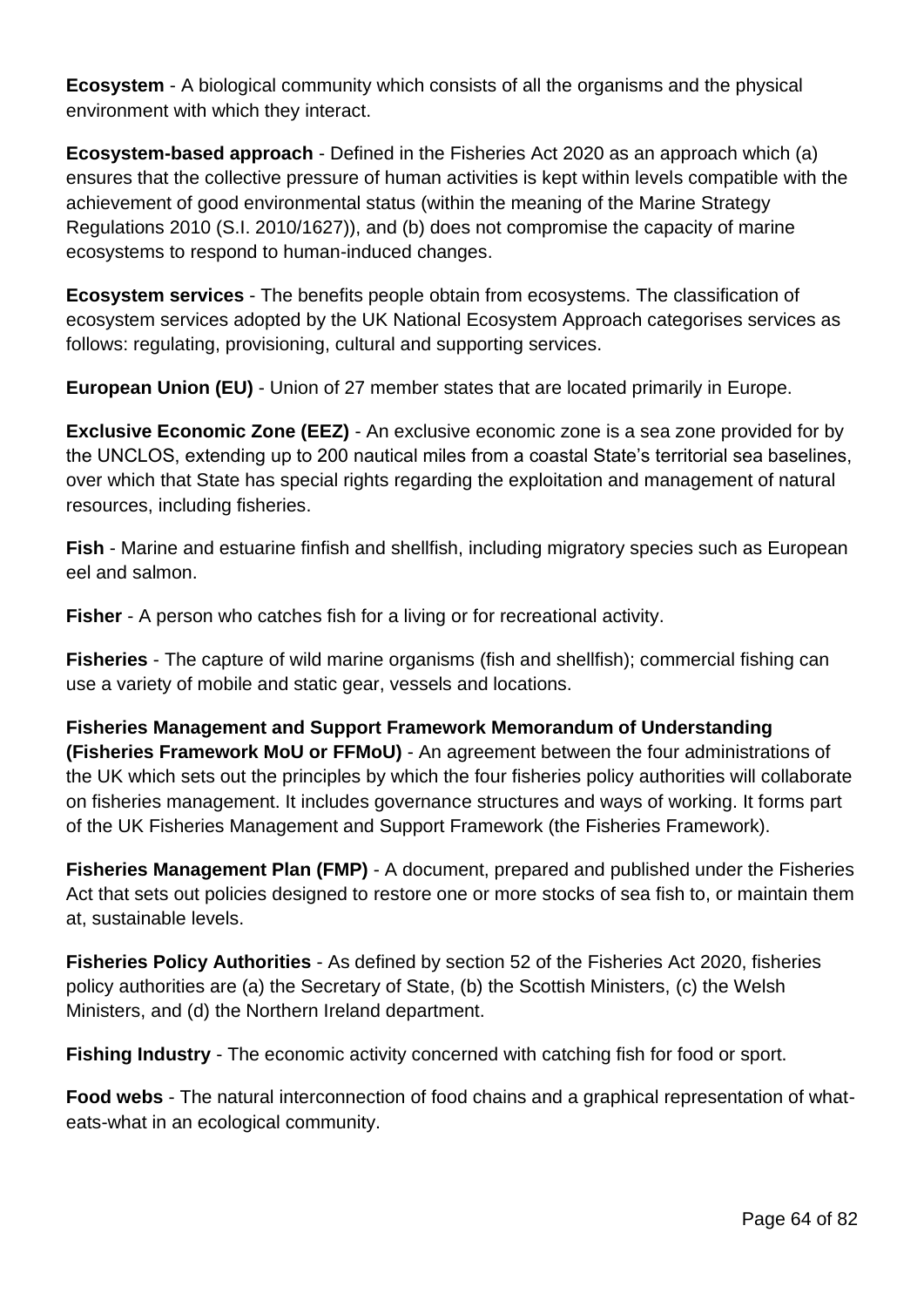**Ecosystem** - A biological community which consists of all the organisms and the physical environment with which they interact.

**Ecosystem-based approach** - Defined in the Fisheries Act 2020 as an approach which (a) ensures that the collective pressure of human activities is kept within levels compatible with the achievement of good environmental status (within the meaning of the Marine Strategy Regulations 2010 (S.I. 2010/1627)), and (b) does not compromise the capacity of marine ecosystems to respond to human-induced changes.

**Ecosystem services** - The benefits people obtain from ecosystems. The classification of ecosystem services adopted by the UK National Ecosystem Approach categorises services as follows: regulating, provisioning, cultural and supporting services.

**European Union (EU)** - Union of 27 member states that are located primarily in Europe.

**Exclusive Economic Zone (EEZ)** - An exclusive economic zone is a sea zone provided for by the UNCLOS, extending up to 200 nautical miles from a coastal State's territorial sea baselines, over which that State has special rights regarding the exploitation and management of natural resources, including fisheries.

**Fish** - Marine and estuarine finfish and shellfish, including migratory species such as European eel and salmon.

**Fisher** - A person who catches fish for a living or for recreational activity.

**Fisheries** - The capture of wild marine organisms (fish and shellfish); commercial fishing can use a variety of mobile and static gear, vessels and locations.

**Fisheries Management and Support Framework Memorandum of Understanding (Fisheries Framework MoU or FFMoU)** - An agreement between the four administrations of the UK which sets out the principles by which the four fisheries policy authorities will collaborate on fisheries management. It includes governance structures and ways of working. It forms part of the UK Fisheries Management and Support Framework (the Fisheries Framework).

**Fisheries Management Plan (FMP)** - A document, prepared and published under the Fisheries Act that sets out policies designed to restore one or more stocks of sea fish to, or maintain them at, sustainable levels.

**Fisheries Policy Authorities** - As defined by section 52 of the Fisheries Act 2020, fisheries policy authorities are (a) the Secretary of State, (b) the Scottish Ministers, (c) the Welsh Ministers, and (d) the Northern Ireland department.

**Fishing Industry** - The economic activity concerned with catching fish for food or sport.

**Food webs** - The natural interconnection of food chains and a graphical representation of what-eats-what in an ecological community.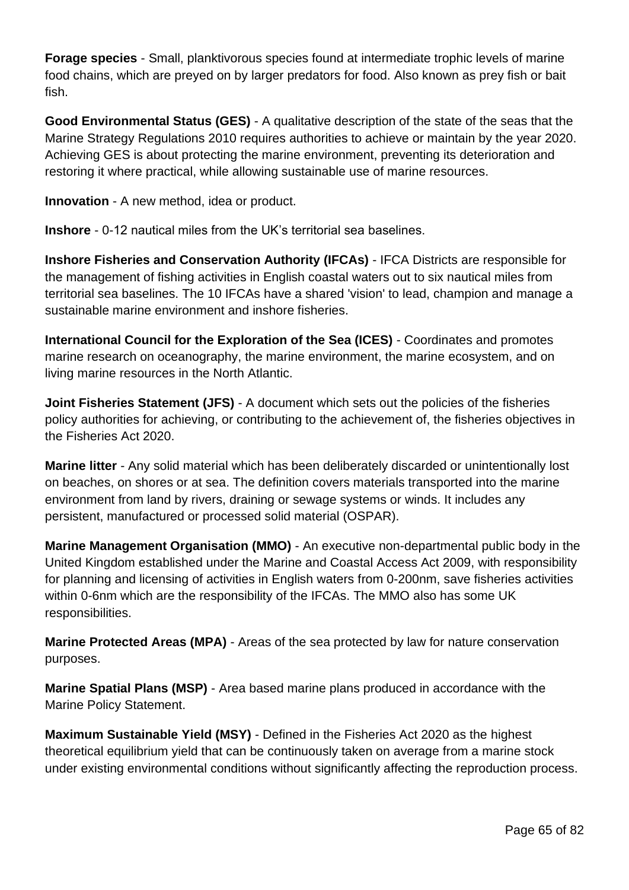**Forage species** - Small, planktivorous species found at intermediate trophic levels of marine food chains, which are preyed on by larger predators for food. Also known as prey fish or bait fish.

**Good Environmental Status (GES)** - A qualitative description of the state of the seas that the Marine Strategy Regulations 2010 requires authorities to achieve or maintain by the year 2020. Achieving GES is about protecting the marine environment, preventing its deterioration and restoring it where practical, while allowing sustainable use of marine resources.

**Innovation** - A new method, idea or product.

**Inshore** - 0-12 nautical miles from the UK's territorial sea baselines.

**Inshore Fisheries and Conservation Authority (IFCAs)** - IFCA Districts are responsible for the management of fishing activities in English coastal waters out to six nautical miles from territorial sea baselines. The 10 IFCAs have a shared 'vision' to lead, champion and manage a sustainable marine environment and inshore fisheries.

**International Council for the Exploration of the Sea (ICES)** - Coordinates and promotes marine research on oceanography, the marine environment, the marine ecosystem, and on living marine resources in the North Atlantic.

**Joint Fisheries Statement (JFS)** - A document which sets out the policies of the fisheries policy authorities for achieving, or contributing to the achievement of, the fisheries objectives in the Fisheries Act 2020.

**Marine litter** - Any solid material which has been deliberately discarded or unintentionally lost on beaches, on shores or at sea. The definition covers materials transported into the marine environment from land by rivers, draining or sewage systems or winds. It includes any persistent, manufactured or processed solid material (OSPAR).

**Marine Management Organisation (MMO)** - An executive non-departmental public body in the United Kingdom established under the Marine and Coastal Access Act 2009, with responsibility for planning and licensing of activities in English waters from 0-200nm, save fisheries activities within 0-6nm which are the responsibility of the IFCAs. The MMO also has some UK responsibilities.

**Marine Protected Areas (MPA)** - Areas of the sea protected by law for nature conservation purposes.

**Marine Spatial Plans (MSP)** - Area based marine plans produced in accordance with the Marine Policy Statement.

**Maximum Sustainable Yield (MSY)** - Defined in the Fisheries Act 2020 as the highest theoretical equilibrium yield that can be continuously taken on average from a marine stock under existing environmental conditions without significantly affecting the reproduction process.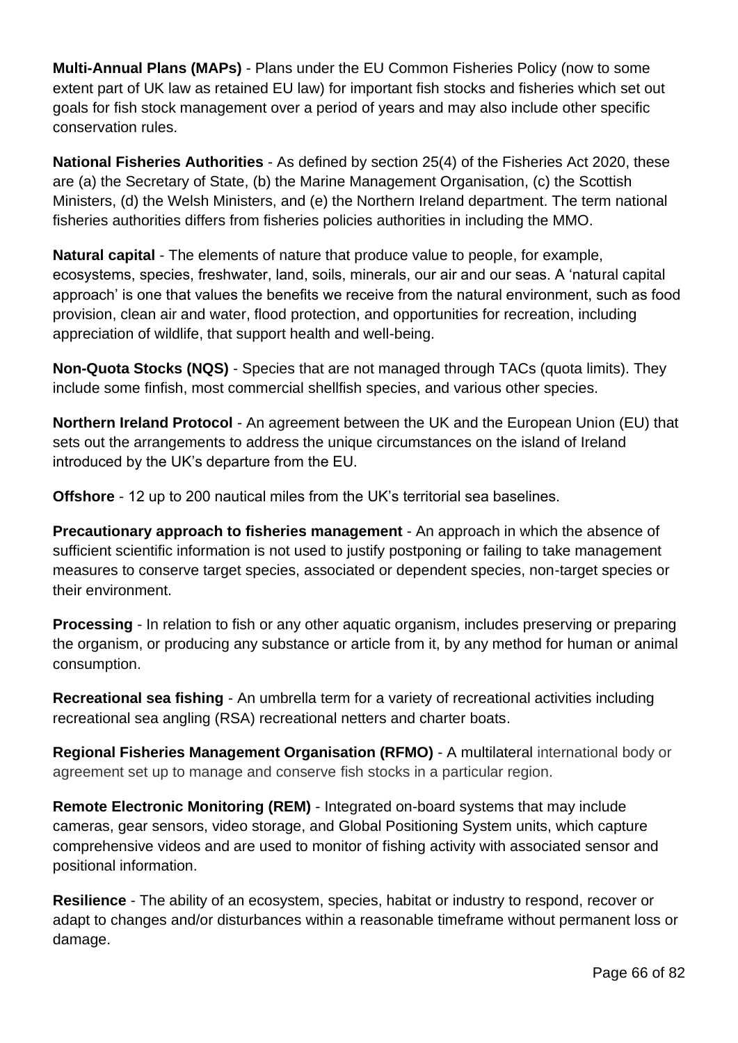**Multi-Annual Plans (MAPs)** - Plans under the EU Common Fisheries Policy (now to some extent part of UK law as retained EU law) for important fish stocks and fisheries which set out goals for fish stock management over a period of years and may also include other specific conservation rules.

**National Fisheries Authorities** - As defined by section 25(4) of the Fisheries Act 2020, these are (a) the Secretary of State, (b) the Marine Management Organisation, (c) the Scottish Ministers, (d) the Welsh Ministers, and (e) the Northern Ireland department. The term national fisheries authorities differs from fisheries policies authorities in including the MMO.

**Natural capital** - The elements of nature that produce value to people, for example, ecosystems, species, freshwater, land, soils, minerals, our air and our seas. A 'natural capital approach' is one that values the benefits we receive from the natural environment, such as food provision, clean air and water, flood protection, and opportunities for recreation, including appreciation of wildlife, that support health and well-being.

**Non-Quota Stocks (NQS)** - Species that are not managed through TACs (quota limits). They include some finfish, most commercial shellfish species, and various other species.

**Northern Ireland Protocol** - An agreement between the UK and the European Union (EU) that sets out the arrangements to address the unique circumstances on the island of Ireland introduced by the UK's departure from the EU.

**Offshore** - 12 up to 200 nautical miles from the UK's territorial sea baselines.

**Precautionary approach to fisheries management** - An approach in which the absence of sufficient scientific information is not used to justify postponing or failing to take management measures to conserve target species, associated or dependent species, non-target species or their environment.

**Processing** - In relation to fish or any other aquatic organism, includes preserving or preparing the organism, or producing any substance or article from it, by any method for human or animal consumption.

**Recreational sea fishing** - An umbrella term for a variety of recreational activities including recreational sea angling (RSA) recreational netters and charter boats.

**Regional Fisheries Management Organisation (RFMO)** - A multilateral international body or agreement set up to manage and conserve fish stocks in a particular region.

**Remote Electronic Monitoring (REM)** - Integrated on-board systems that may include cameras, gear sensors, video storage, and Global Positioning System units, which capture comprehensive videos and are used to monitor of fishing activity with associated sensor and positional information.

**Resilience** - The ability of an ecosystem, species, habitat or industry to respond, recover or adapt to changes and/or disturbances within a reasonable timeframe without permanent loss or damage.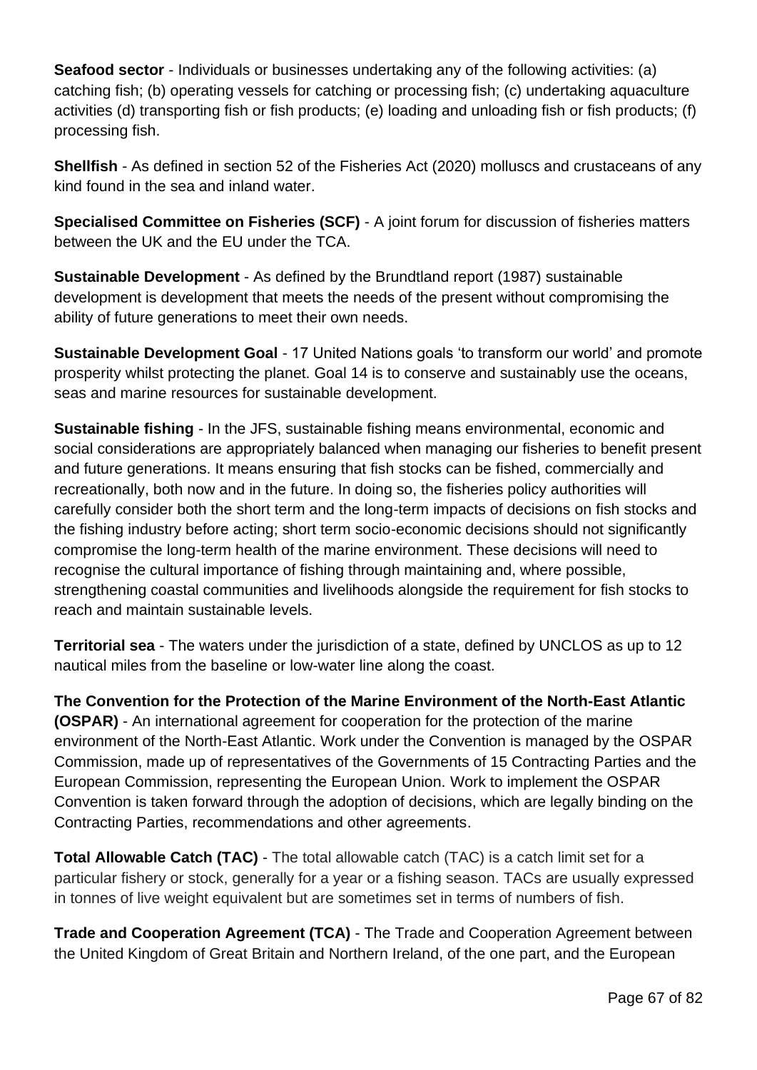**Seafood sector** - Individuals or businesses undertaking any of the following activities: (a) catching fish; (b) operating vessels for catching or processing fish; (c) undertaking aquaculture activities (d) transporting fish or fish products; (e) loading and unloading fish or fish products; (f) processing fish.

**Shellfish** - As defined in section 52 of the Fisheries Act (2020) molluscs and crustaceans of any kind found in the sea and inland water.

**Specialised Committee on Fisheries (SCF)** - A joint forum for discussion of fisheries matters between the UK and the EU under the TCA.

**Sustainable Development** - As defined by the Brundtland report (1987) sustainable development is development that meets the needs of the present without compromising the ability of future generations to meet their own needs.

**Sustainable Development Goal** - 17 United Nations goals 'to transform our world' and promote prosperity whilst protecting the planet. Goal 14 is to conserve and sustainably use the oceans, seas and marine resources for sustainable development.

**Sustainable fishing** - In the JFS, sustainable fishing means environmental, economic and social considerations are appropriately balanced when managing our fisheries to benefit present and future generations. It means ensuring that fish stocks can be fished, commercially and recreationally, both now and in the future. In doing so, the fisheries policy authorities will carefully consider both the short term and the long-term impacts of decisions on fish stocks and the fishing industry before acting; short term socio-economic decisions should not significantly compromise the long-term health of the marine environment. These decisions will need to recognise the cultural importance of fishing through maintaining and, where possible, strengthening coastal communities and livelihoods alongside the requirement for fish stocks to reach and maintain sustainable levels.

**Territorial sea** - The waters under the jurisdiction of a state, defined by UNCLOS as up to 12 nautical miles from the baseline or low-water line along the coast.

**The Convention for the Protection of the Marine Environment of the North-East Atlantic (OSPAR)** - An international agreement for cooperation for the protection of the marine environment of the North-East Atlantic. Work under the Convention is managed by the OSPAR Commission, made up of representatives of the Governments of 15 Contracting Parties and the European Commission, representing the European Union. Work to implement the OSPAR Convention is taken forward through the adoption of decisions, which are legally binding on the Contracting Parties, recommendations and other agreements.

**Total Allowable Catch (TAC)** - The total allowable catch (TAC) is a catch limit set for a particular fishery or stock, generally for a year or a fishing season. TACs are usually expressed in tonnes of live weight equivalent but are sometimes set in terms of numbers of fish.

**Trade and Cooperation Agreement (TCA)** - The Trade and Cooperation Agreement between the United Kingdom of Great Britain and Northern Ireland, of the one part, and the European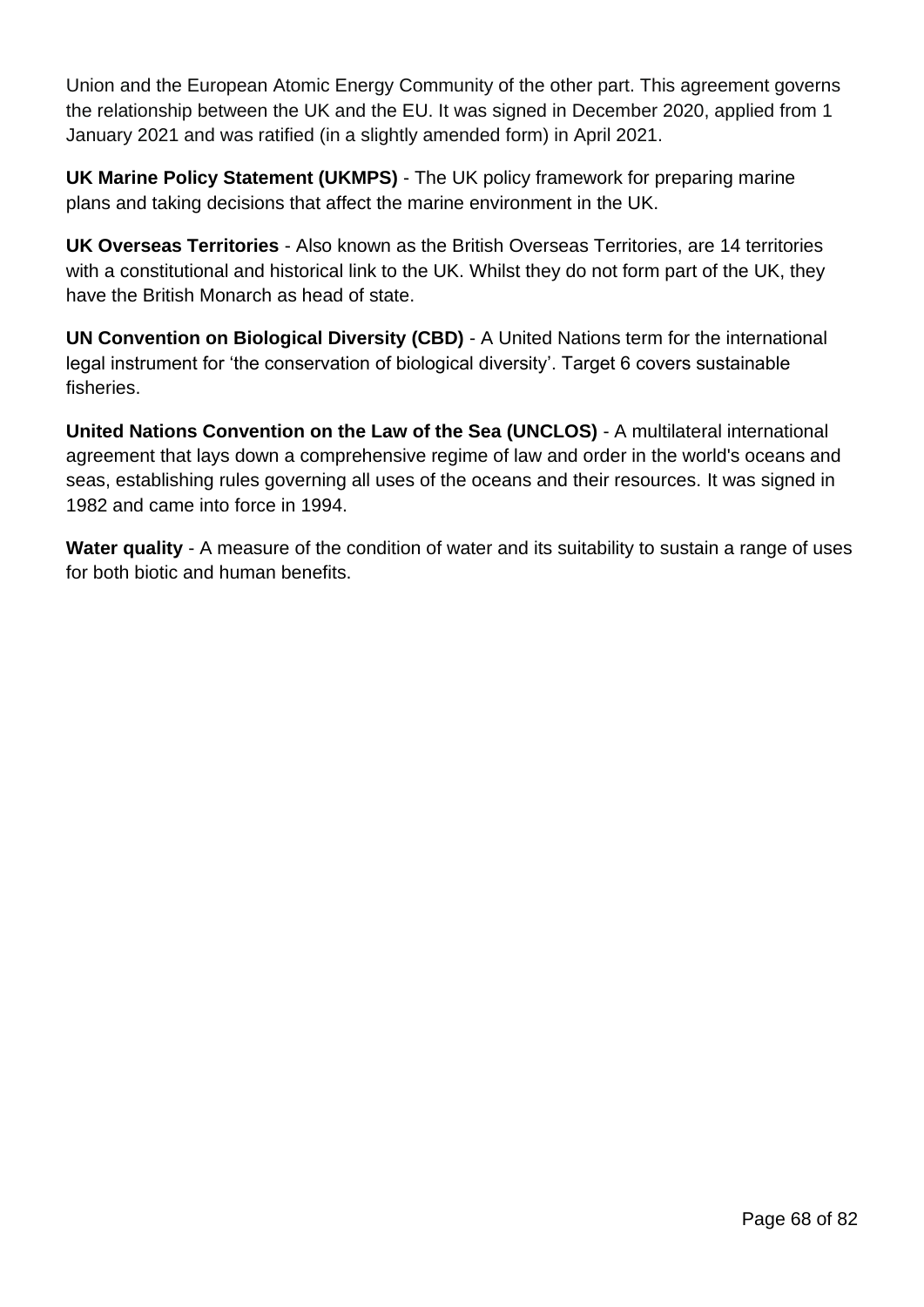Union and the European Atomic Energy Community of the other part. This agreement governs the relationship between the UK and the EU. It was signed in December 2020, applied from 1 January 2021 and was ratified (in a slightly amended form) in April 2021.

**UK Marine Policy Statement (UKMPS)** - The UK policy framework for preparing marine plans and taking decisions that affect the marine environment in the UK.

**UK Overseas Territories** - Also known as the British Overseas Territories, are 14 territories with a constitutional and historical link to the UK. Whilst they do not form part of the UK, they have the British Monarch as head of state.

**UN Convention on Biological Diversity (CBD)** - A United Nations term for the international legal instrument for 'the conservation of biological diversity'. Target 6 covers sustainable fisheries.

**United Nations Convention on the Law of the Sea (UNCLOS)** - A multilateral international agreement that lays down a comprehensive regime of law and order in the world's oceans and seas, establishing rules governing all uses of the oceans and their resources. It was signed in 1982 and came into force in 1994.

**Water quality** - A measure of the condition of water and its suitability to sustain a range of uses for both biotic and human benefits.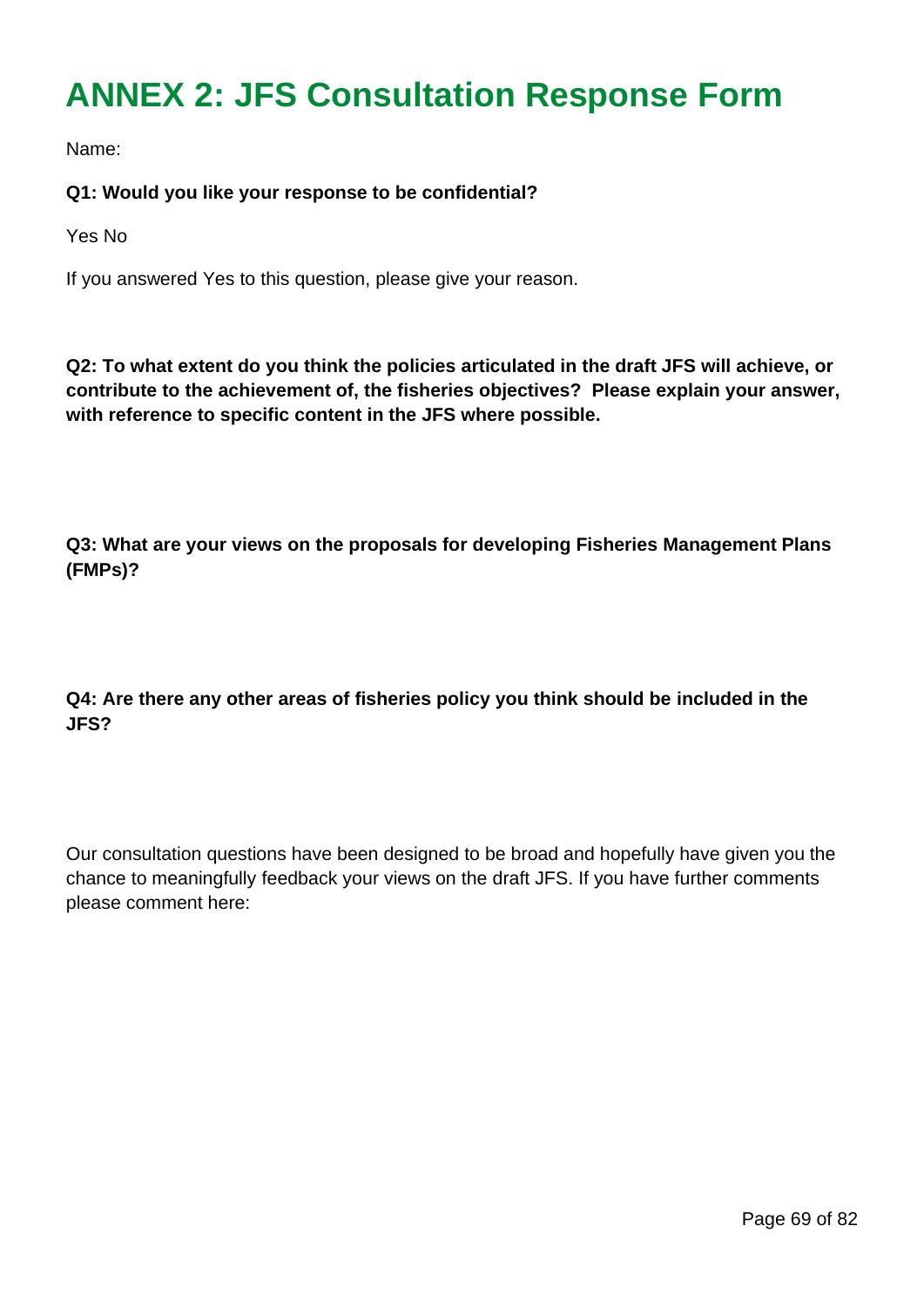# ANNEX 2: JFS Consultation Response Form

Name:

**Q1: Would you like your response to be confidential?**

Yes No

If you answered Yes to this question, please give your reason.

**Q2: To what extent do you think the policies articulated in the draft JFS will achieve, or contribute to the achievement of, the fisheries objectives? Please explain your answer, with reference to specific content in the JFS where possible.**

**Q3: What are your views on the proposals for developing Fisheries Management Plans (FMPs)?**

**Q4: Are there any other areas of fisheries policy you think should be included in the JFS?**

Our consultation questions have been designed to be broad and hopefully have given you the chance to meaningfully feedback your views on the draft JFS. If you have further comments please comment here: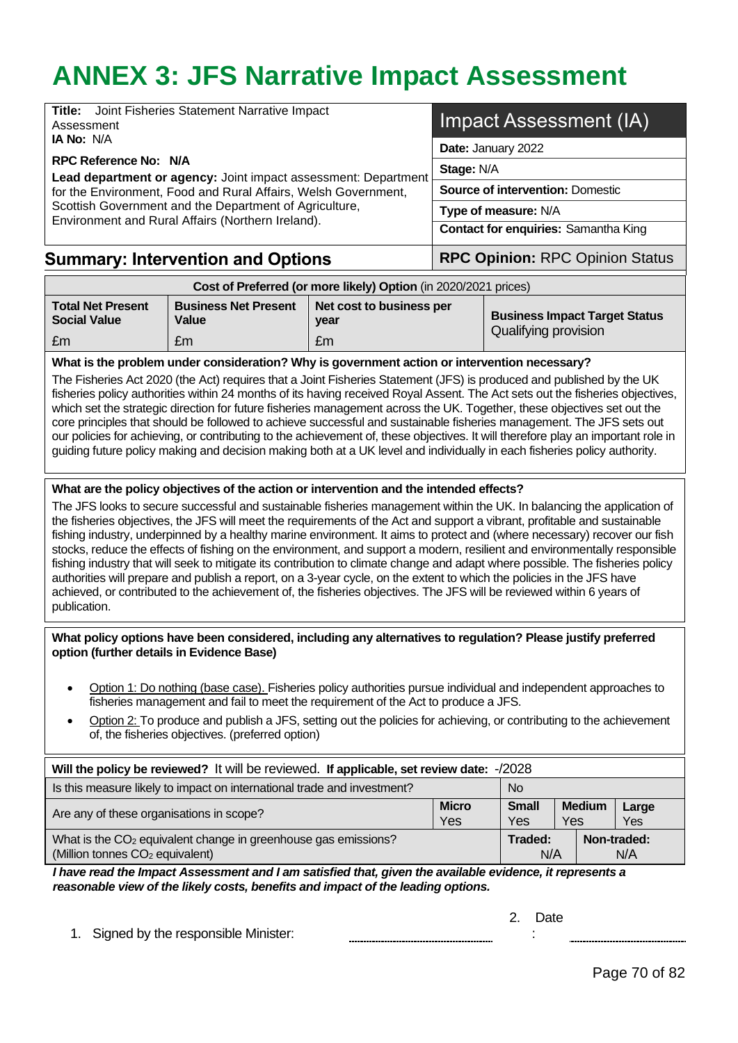# ANNEX 3: JFS Narrative Impact Assessment

| | |
|---|---|
| **Title:** Joint Fisheries Statement Narrative Impact Assessment<br>**IA No:** N/A<br>**RPC Reference No:** N/A<br>**Lead department or agency:** Joint impact assessment: Department for the Environment, Food and Rural Affairs, Welsh Government, Scottish Government and the Department of Agriculture, Environment and Rural Affairs (Northern Ireland). | **Impact Assessment (IA)**<br>**Date:** January 2022<br>**Stage:** N/A<br>**Source of intervention:** Domestic<br>**Type of measure:** N/A<br>**Contact for enquiries:** Samantha King |

## Summary: Intervention and Options

**RPC Opinion:** RPC Opinion Status

| Cost of Preferred (or more likely) Option (in 2020/2021 prices) | | | |
|---|---|---|---|
| **Total Net Present Social Value** | **Business Net Present Value** | **Net cost to business per year** | **Business Impact Target Status** |
| £m | £m | £m | Qualifying provision |

**What is the problem under consideration? Why is government action or intervention necessary?**

The Fisheries Act 2020 (the Act) requires that a Joint Fisheries Statement (JFS) is produced and published by the UK fisheries policy authorities within 24 months of its having received Royal Assent. The Act sets out the fisheries objectives, which set the strategic direction for future fisheries management across the UK. Together, these objectives set out the core principles that should be followed to achieve successful and sustainable fisheries management. The JFS sets out our policies for achieving, or contributing to the achievement of, these objectives. It will therefore play an important role in guiding future policy making and decision making both at a UK level and individually in each fisheries policy authority.

**What are the policy objectives of the action or intervention and the intended effects?**

The JFS looks to secure successful and sustainable fisheries management within the UK. In balancing the application of the fisheries objectives, the JFS will meet the requirements of the Act and support a vibrant, profitable and sustainable fishing industry, underpinned by a healthy marine environment. It aims to protect and (where necessary) recover our fish stocks, reduce the effects of fishing on the environment, and support a modern, resilient and environmentally responsible fishing industry that will seek to mitigate its contribution to climate change and adapt where possible. The fisheries policy authorities will prepare and publish a report, on a 3-year cycle, on the extent to which the policies in the JFS have achieved, or contributed to the achievement of, the fisheries objectives. The JFS will be reviewed within 6 years of publication.

**What policy options have been considered, including any alternatives to regulation? Please justify preferred option (further details in Evidence Base)**

- Option 1: Do nothing (base case). Fisheries policy authorities pursue individual and independent approaches to fisheries management and fail to meet the requirement of the Act to produce a JFS.
- Option 2: To produce and publish a JFS, setting out the policies for achieving, or contributing to the achievement of, the fisheries objectives. (preferred option)

| **Will the policy be reviewed?** It will be reviewed. **If applicable, set review date:** -/2028 | | | | |
|---|---|---|---|---|
| Is this measure likely to impact on international trade and investment? | | No | | |
| Are any of these organisations in scope? | **Micro** Yes | **Small** Yes | **Medium** Yes | **Large** Yes |
| What is the $CO_2$ equivalent change in greenhouse gas emissions? (Million tonnes $CO_2$ equivalent) | | **Traded:** N/A | | **Non-traded:** N/A |

***I have read the Impact Assessment and I am satisfied that, given the available evidence, it represents a reasonable view of the likely costs, benefits and impact of the leading options.***

1. Signed by the responsible Minister: ..................................
2. Date: ..................................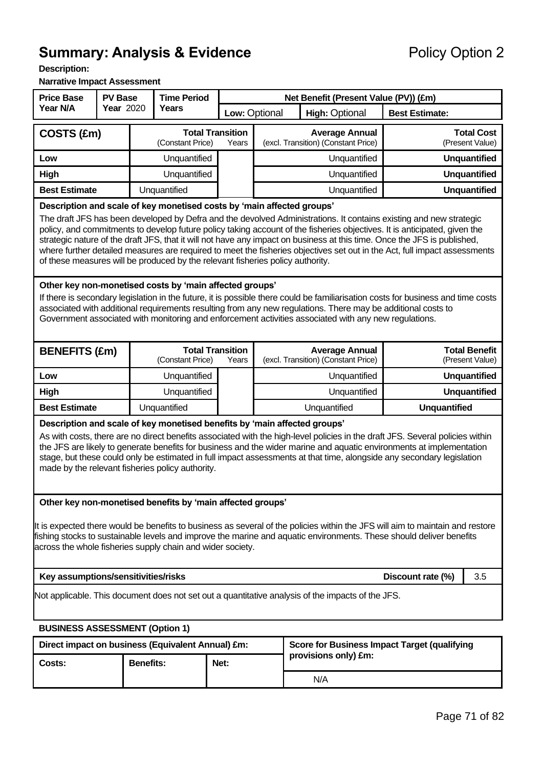# Summary: Analysis & Evidence

Policy Option 2

**Description:**

**Narrative Impact Assessment**

| **Price Base Year** N/A | **PV Base Year** 2020 | **Time Period Years** | **Net Benefit (Present Value (PV)) (£m)** | | |
|---|---|---|---|---|---|
| | | | **Low:** Optional | **High:** Optional | **Best Estimate:** |

| **COSTS (£m)** | **Total Transition** (Constant Price) | Years | **Average Annual** (excl. Transition) (Constant Price) | **Total Cost** (Present Value) |
|---|---|---|---|---|
| **Low** | Unquantified | | Unquantified | **Unquantified** |
| **High** | Unquantified | | Unquantified | **Unquantified** |
| **Best Estimate** | Unquantified | | Unquantified | **Unquantified** |

**Description and scale of key monetised costs by 'main affected groups'**

The draft JFS has been developed by Defra and the devolved Administrations. It contains existing and new strategic policy, and commitments to develop future policy taking account of the fisheries objectives. It is anticipated, given the strategic nature of the draft JFS, that it will not have any impact on business at this time. Once the JFS is published, where further detailed measures are required to meet the fisheries objectives set out in the Act, full impact assessments of these measures will be produced by the relevant fisheries policy authority.

**Other key non-monetised costs by 'main affected groups'**

If there is secondary legislation in the future, it is possible there could be familiarisation costs for business and time costs associated with additional requirements resulting from any new regulations. There may be additional costs to Government associated with monitoring and enforcement activities associated with any new regulations.

| **BENEFITS (£m)** | **Total Transition** (Constant Price) | Years | **Average Annual** (excl. Transition) (Constant Price) | **Total Benefit** (Present Value) |
|---|---|---|---|---|
| **Low** | Unquantified | | Unquantified | **Unquantified** |
| **High** | Unquantified | | Unquantified | **Unquantified** |
| **Best Estimate** | Unquantified | | Unquantified | **Unquantified** |

**Description and scale of key monetised benefits by 'main affected groups'**

As with costs, there are no direct benefits associated with the high-level policies in the draft JFS. Several policies within the JFS are likely to generate benefits for business and the wider marine and aquatic environments at implementation stage, but these could only be estimated in full impact assessments at that time, alongside any secondary legislation made by the relevant fisheries policy authority.

**Other key non-monetised benefits by 'main affected groups'**

It is expected there would be benefits to business as several of the policies within the JFS will aim to maintain and restore fishing stocks to sustainable levels and improve the marine and aquatic environments. These should deliver benefits across the whole fisheries supply chain and wider society.

**Key assumptions/sensitivities/risks** — **Discount rate (%)** 3.5

Not applicable. This document does not set out a quantitative analysis of the impacts of the JFS.

**BUSINESS ASSESSMENT (Option 1)**

| **Direct impact on business (Equivalent Annual) £m:** | | | **Score for Business Impact Target (qualifying provisions only) £m:** |
|---|---|---|---|
| **Costs:** | **Benefits:** | **Net:** | |
| | | | N/A |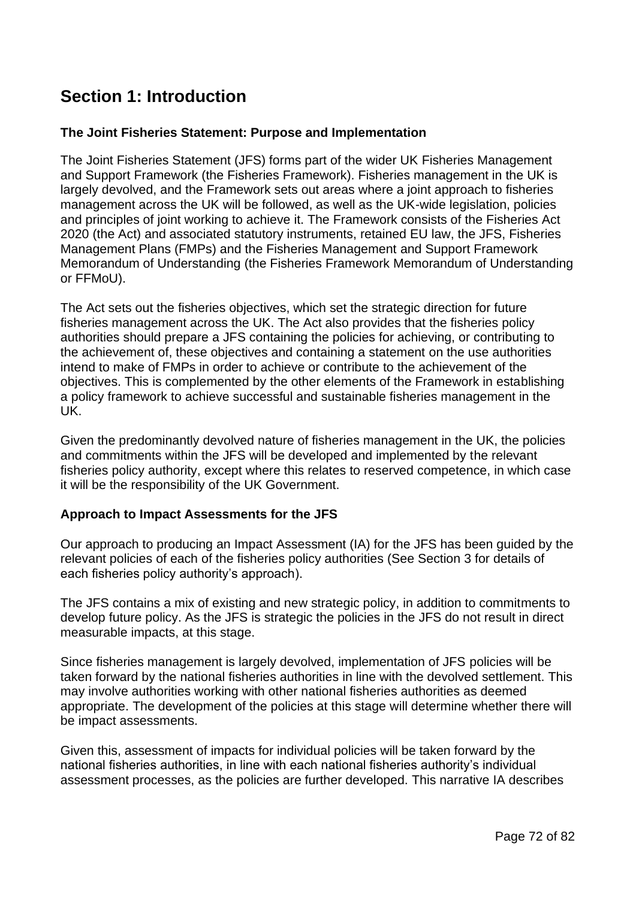## Section 1: Introduction

### The Joint Fisheries Statement: Purpose and Implementation

The Joint Fisheries Statement (JFS) forms part of the wider UK Fisheries Management and Support Framework (the Fisheries Framework). Fisheries management in the UK is largely devolved, and the Framework sets out areas where a joint approach to fisheries management across the UK will be followed, as well as the UK-wide legislation, policies and principles of joint working to achieve it. The Framework consists of the Fisheries Act 2020 (the Act) and associated statutory instruments, retained EU law, the JFS, Fisheries Management Plans (FMPs) and the Fisheries Management and Support Framework Memorandum of Understanding (the Fisheries Framework Memorandum of Understanding or FFMoU).

The Act sets out the fisheries objectives, which set the strategic direction for future fisheries management across the UK. The Act also provides that the fisheries policy authorities should prepare a JFS containing the policies for achieving, or contributing to the achievement of, these objectives and containing a statement on the use authorities intend to make of FMPs in order to achieve or contribute to the achievement of the objectives. This is complemented by the other elements of the Framework in establishing a policy framework to achieve successful and sustainable fisheries management in the UK.

Given the predominantly devolved nature of fisheries management in the UK, the policies and commitments within the JFS will be developed and implemented by the relevant fisheries policy authority, except where this relates to reserved competence, in which case it will be the responsibility of the UK Government.

### Approach to Impact Assessments for the JFS

Our approach to producing an Impact Assessment (IA) for the JFS has been guided by the relevant policies of each of the fisheries policy authorities (See Section 3 for details of each fisheries policy authority's approach).

The JFS contains a mix of existing and new strategic policy, in addition to commitments to develop future policy. As the JFS is strategic the policies in the JFS do not result in direct measurable impacts, at this stage.

Since fisheries management is largely devolved, implementation of JFS policies will be taken forward by the national fisheries authorities in line with the devolved settlement. This may involve authorities working with other national fisheries authorities as deemed appropriate. The development of the policies at this stage will determine whether there will be impact assessments.

Given this, assessment of impacts for individual policies will be taken forward by the national fisheries authorities, in line with each national fisheries authority's individual assessment processes, as the policies are further developed. This narrative IA describes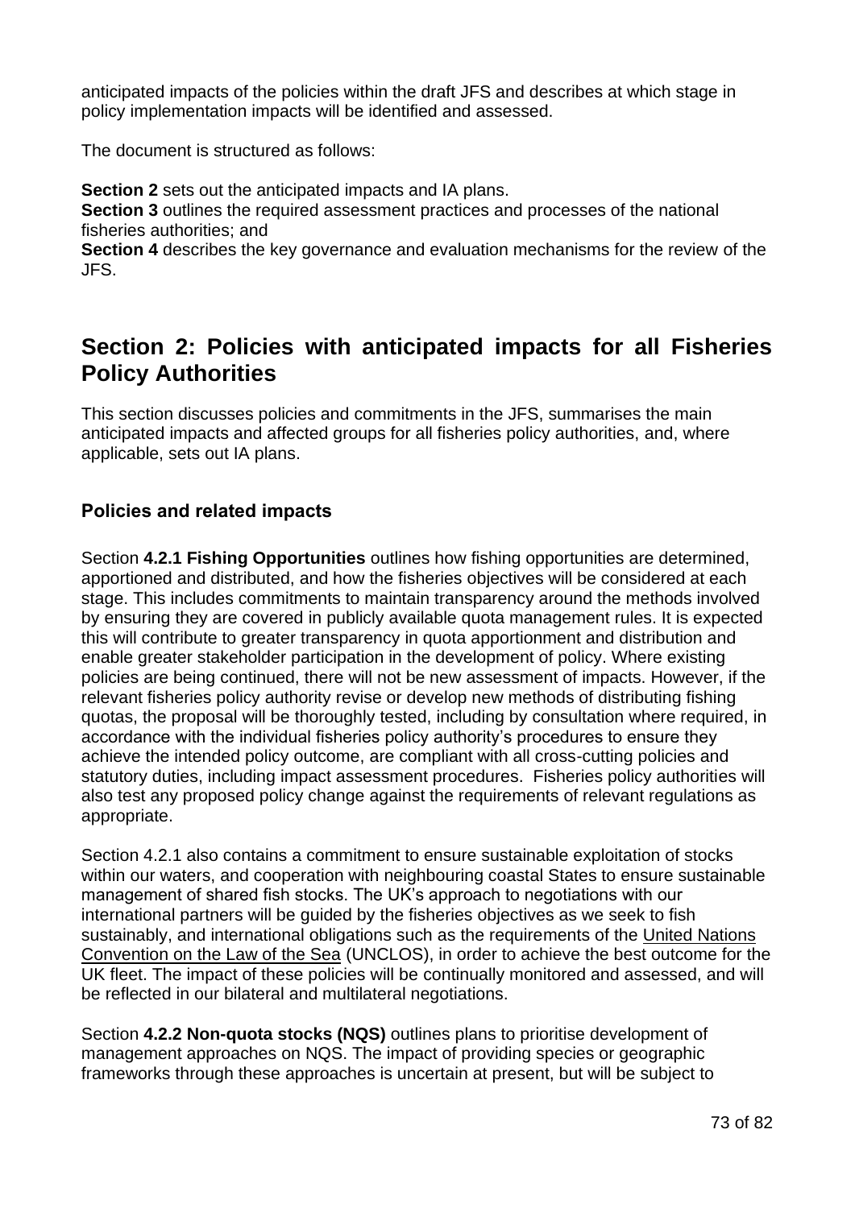anticipated impacts of the policies within the draft JFS and describes at which stage in policy implementation impacts will be identified and assessed.

The document is structured as follows:

**Section 2** sets out the anticipated impacts and IA plans.
**Section 3** outlines the required assessment practices and processes of the national fisheries authorities; and
**Section 4** describes the key governance and evaluation mechanisms for the review of the JFS.

## Section 2: Policies with anticipated impacts for all Fisheries Policy Authorities

This section discusses policies and commitments in the JFS, summarises the main anticipated impacts and affected groups for all fisheries policy authorities, and, where applicable, sets out IA plans.

### Policies and related impacts

Section **4.2.1 Fishing Opportunities** outlines how fishing opportunities are determined, apportioned and distributed, and how the fisheries objectives will be considered at each stage. This includes commitments to maintain transparency around the methods involved by ensuring they are covered in publicly available quota management rules. It is expected this will contribute to greater transparency in quota apportionment and distribution and enable greater stakeholder participation in the development of policy. Where existing policies are being continued, there will not be new assessment of impacts. However, if the relevant fisheries policy authority revise or develop new methods of distributing fishing quotas, the proposal will be thoroughly tested, including by consultation where required, in accordance with the individual fisheries policy authority's procedures to ensure they achieve the intended policy outcome, are compliant with all cross-cutting policies and statutory duties, including impact assessment procedures. Fisheries policy authorities will also test any proposed policy change against the requirements of relevant regulations as appropriate.

Section 4.2.1 also contains a commitment to ensure sustainable exploitation of stocks within our waters, and cooperation with neighbouring coastal States to ensure sustainable management of shared fish stocks. The UK's approach to negotiations with our international partners will be guided by the fisheries objectives as we seek to fish sustainably, and international obligations such as the requirements of the United Nations Convention on the Law of the Sea (UNCLOS), in order to achieve the best outcome for the UK fleet. The impact of these policies will be continually monitored and assessed, and will be reflected in our bilateral and multilateral negotiations.

Section **4.2.2 Non-quota stocks (NQS)** outlines plans to prioritise development of management approaches on NQS. The impact of providing species or geographic frameworks through these approaches is uncertain at present, but will be subject to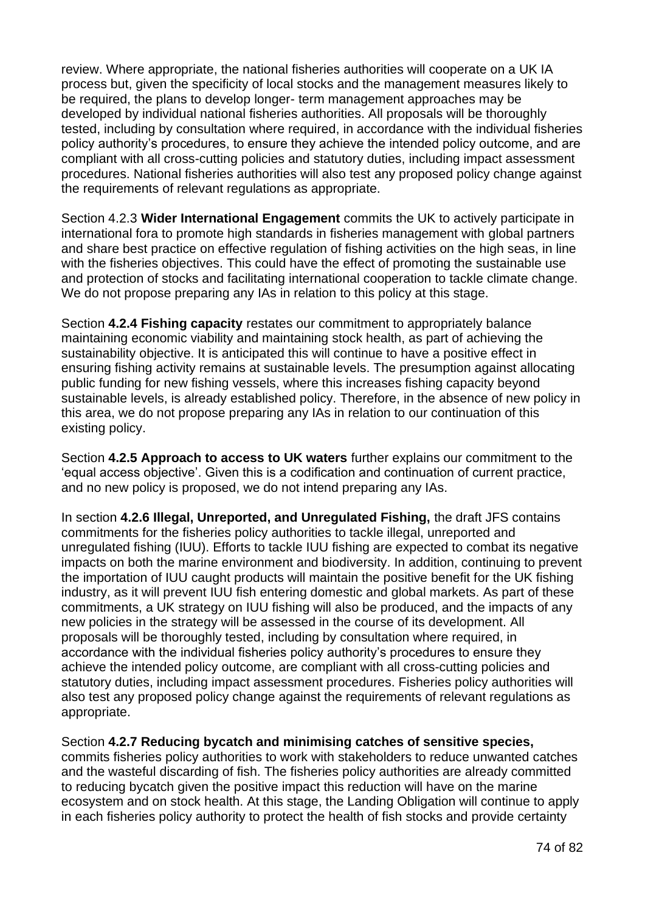review. Where appropriate, the national fisheries authorities will cooperate on a UK IA process but, given the specificity of local stocks and the management measures likely to be required, the plans to develop longer- term management approaches may be developed by individual national fisheries authorities. All proposals will be thoroughly tested, including by consultation where required, in accordance with the individual fisheries policy authority's procedures, to ensure they achieve the intended policy outcome, and are compliant with all cross-cutting policies and statutory duties, including impact assessment procedures. National fisheries authorities will also test any proposed policy change against the requirements of relevant regulations as appropriate.

Section 4.2.3 **Wider International Engagement** commits the UK to actively participate in international fora to promote high standards in fisheries management with global partners and share best practice on effective regulation of fishing activities on the high seas, in line with the fisheries objectives. This could have the effect of promoting the sustainable use and protection of stocks and facilitating international cooperation to tackle climate change. We do not propose preparing any IAs in relation to this policy at this stage.

Section **4.2.4 Fishing capacity** restates our commitment to appropriately balance maintaining economic viability and maintaining stock health, as part of achieving the sustainability objective. It is anticipated this will continue to have a positive effect in ensuring fishing activity remains at sustainable levels. The presumption against allocating public funding for new fishing vessels, where this increases fishing capacity beyond sustainable levels, is already established policy. Therefore, in the absence of new policy in this area, we do not propose preparing any IAs in relation to our continuation of this existing policy.

Section **4.2.5 Approach to access to UK waters** further explains our commitment to the 'equal access objective'. Given this is a codification and continuation of current practice, and no new policy is proposed, we do not intend preparing any IAs.

In section **4.2.6 Illegal, Unreported, and Unregulated Fishing,** the draft JFS contains commitments for the fisheries policy authorities to tackle illegal, unreported and unregulated fishing (IUU). Efforts to tackle IUU fishing are expected to combat its negative impacts on both the marine environment and biodiversity. In addition, continuing to prevent the importation of IUU caught products will maintain the positive benefit for the UK fishing industry, as it will prevent IUU fish entering domestic and global markets. As part of these commitments, a UK strategy on IUU fishing will also be produced, and the impacts of any new policies in the strategy will be assessed in the course of its development. All proposals will be thoroughly tested, including by consultation where required, in accordance with the individual fisheries policy authority's procedures to ensure they achieve the intended policy outcome, are compliant with all cross-cutting policies and statutory duties, including impact assessment procedures. Fisheries policy authorities will also test any proposed policy change against the requirements of relevant regulations as appropriate.

Section **4.2.7 Reducing bycatch and minimising catches of sensitive species,** commits fisheries policy authorities to work with stakeholders to reduce unwanted catches and the wasteful discarding of fish. The fisheries policy authorities are already committed to reducing bycatch given the positive impact this reduction will have on the marine ecosystem and on stock health. At this stage, the Landing Obligation will continue to apply in each fisheries policy authority to protect the health of fish stocks and provide certainty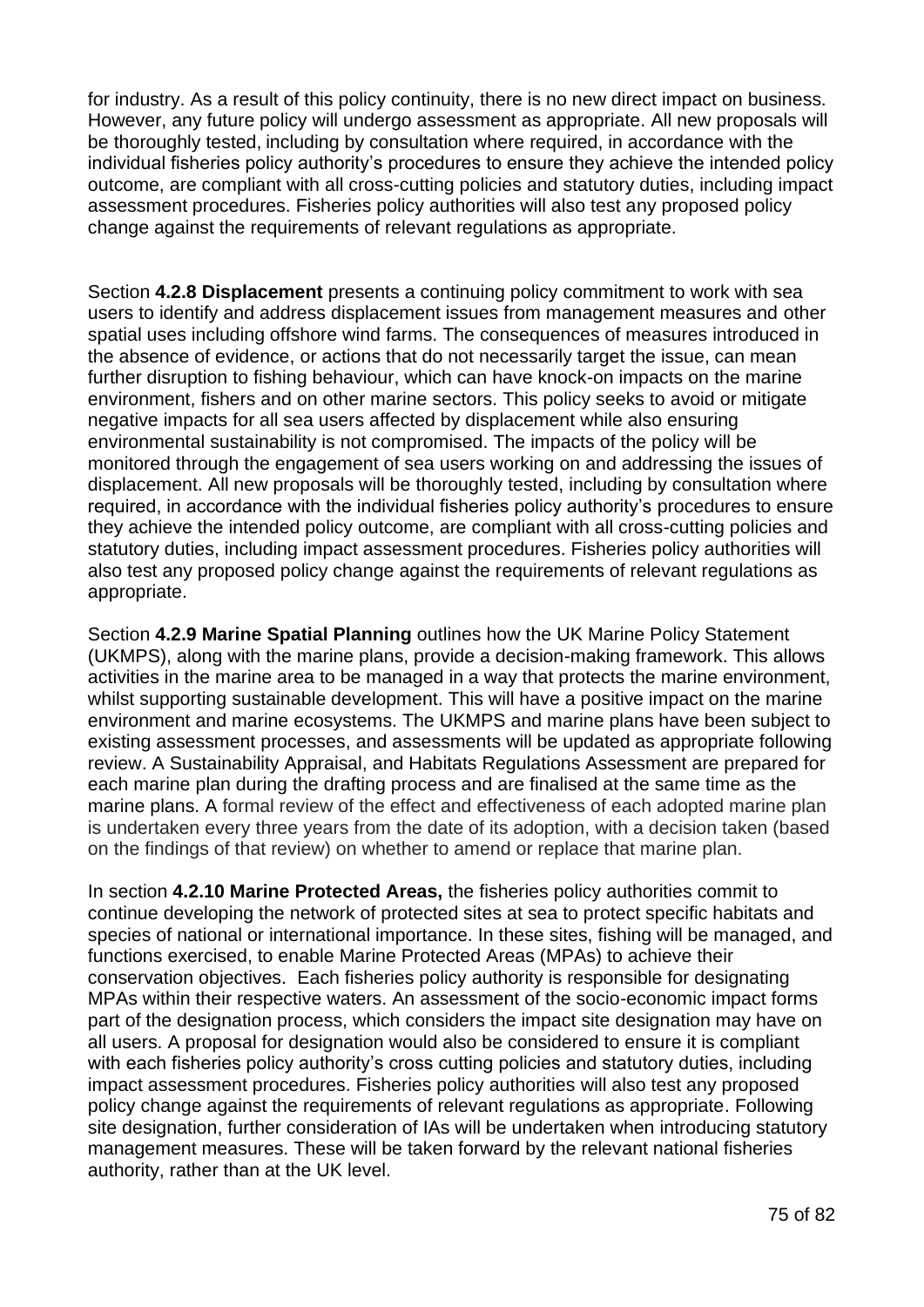for industry. As a result of this policy continuity, there is no new direct impact on business. However, any future policy will undergo assessment as appropriate. All new proposals will be thoroughly tested, including by consultation where required, in accordance with the individual fisheries policy authority's procedures to ensure they achieve the intended policy outcome, are compliant with all cross-cutting policies and statutory duties, including impact assessment procedures. Fisheries policy authorities will also test any proposed policy change against the requirements of relevant regulations as appropriate.

Section **4.2.8 Displacement** presents a continuing policy commitment to work with sea users to identify and address displacement issues from management measures and other spatial uses including offshore wind farms. The consequences of measures introduced in the absence of evidence, or actions that do not necessarily target the issue, can mean further disruption to fishing behaviour, which can have knock-on impacts on the marine environment, fishers and on other marine sectors. This policy seeks to avoid or mitigate negative impacts for all sea users affected by displacement while also ensuring environmental sustainability is not compromised. The impacts of the policy will be monitored through the engagement of sea users working on and addressing the issues of displacement. All new proposals will be thoroughly tested, including by consultation where required, in accordance with the individual fisheries policy authority's procedures to ensure they achieve the intended policy outcome, are compliant with all cross-cutting policies and statutory duties, including impact assessment procedures. Fisheries policy authorities will also test any proposed policy change against the requirements of relevant regulations as appropriate.

Section **4.2.9 Marine Spatial Planning** outlines how the UK Marine Policy Statement (UKMPS), along with the marine plans, provide a decision-making framework. This allows activities in the marine area to be managed in a way that protects the marine environment, whilst supporting sustainable development. This will have a positive impact on the marine environment and marine ecosystems. The UKMPS and marine plans have been subject to existing assessment processes, and assessments will be updated as appropriate following review. A Sustainability Appraisal, and Habitats Regulations Assessment are prepared for each marine plan during the drafting process and are finalised at the same time as the marine plans. A formal review of the effect and effectiveness of each adopted marine plan is undertaken every three years from the date of its adoption, with a decision taken (based on the findings of that review) on whether to amend or replace that marine plan.

In section **4.2.10 Marine Protected Areas,** the fisheries policy authorities commit to continue developing the network of protected sites at sea to protect specific habitats and species of national or international importance. In these sites, fishing will be managed, and functions exercised, to enable Marine Protected Areas (MPAs) to achieve their conservation objectives. Each fisheries policy authority is responsible for designating MPAs within their respective waters. An assessment of the socio-economic impact forms part of the designation process, which considers the impact site designation may have on all users. A proposal for designation would also be considered to ensure it is compliant with each fisheries policy authority's cross cutting policies and statutory duties, including impact assessment procedures. Fisheries policy authorities will also test any proposed policy change against the requirements of relevant regulations as appropriate. Following site designation, further consideration of IAs will be undertaken when introducing statutory management measures. These will be taken forward by the relevant national fisheries authority, rather than at the UK level.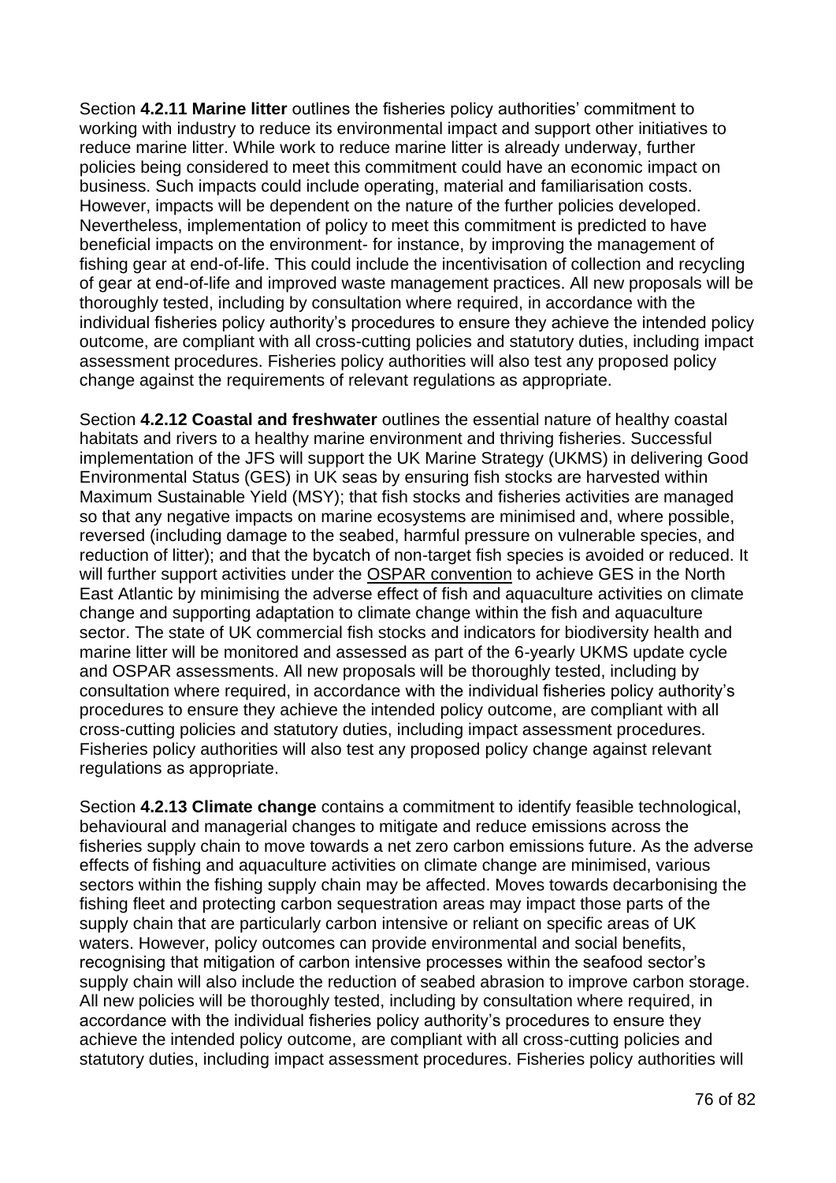Section **4.2.11 Marine litter** outlines the fisheries policy authorities' commitment to working with industry to reduce its environmental impact and support other initiatives to reduce marine litter. While work to reduce marine litter is already underway, further policies being considered to meet this commitment could have an economic impact on business. Such impacts could include operating, material and familiarisation costs. However, impacts will be dependent on the nature of the further policies developed. Nevertheless, implementation of policy to meet this commitment is predicted to have beneficial impacts on the environment- for instance, by improving the management of fishing gear at end-of-life. This could include the incentivisation of collection and recycling of gear at end-of-life and improved waste management practices. All new proposals will be thoroughly tested, including by consultation where required, in accordance with the individual fisheries policy authority's procedures to ensure they achieve the intended policy outcome, are compliant with all cross-cutting policies and statutory duties, including impact assessment procedures. Fisheries policy authorities will also test any proposed policy change against the requirements of relevant regulations as appropriate.

Section **4.2.12 Coastal and freshwater** outlines the essential nature of healthy coastal habitats and rivers to a healthy marine environment and thriving fisheries. Successful implementation of the JFS will support the UK Marine Strategy (UKMS) in delivering Good Environmental Status (GES) in UK seas by ensuring fish stocks are harvested within Maximum Sustainable Yield (MSY); that fish stocks and fisheries activities are managed so that any negative impacts on marine ecosystems are minimised and, where possible, reversed (including damage to the seabed, harmful pressure on vulnerable species, and reduction of litter); and that the bycatch of non-target fish species is avoided or reduced. It will further support activities under the OSPAR convention to achieve GES in the North East Atlantic by minimising the adverse effect of fish and aquaculture activities on climate change and supporting adaptation to climate change within the fish and aquaculture sector. The state of UK commercial fish stocks and indicators for biodiversity health and marine litter will be monitored and assessed as part of the 6-yearly UKMS update cycle and OSPAR assessments. All new proposals will be thoroughly tested, including by consultation where required, in accordance with the individual fisheries policy authority's procedures to ensure they achieve the intended policy outcome, are compliant with all cross-cutting policies and statutory duties, including impact assessment procedures. Fisheries policy authorities will also test any proposed policy change against relevant regulations as appropriate.

Section **4.2.13 Climate change** contains a commitment to identify feasible technological, behavioural and managerial changes to mitigate and reduce emissions across the fisheries supply chain to move towards a net zero carbon emissions future. As the adverse effects of fishing and aquaculture activities on climate change are minimised, various sectors within the fishing supply chain may be affected. Moves towards decarbonising the fishing fleet and protecting carbon sequestration areas may impact those parts of the supply chain that are particularly carbon intensive or reliant on specific areas of UK waters. However, policy outcomes can provide environmental and social benefits, recognising that mitigation of carbon intensive processes within the seafood sector's supply chain will also include the reduction of seabed abrasion to improve carbon storage. All new policies will be thoroughly tested, including by consultation where required, in accordance with the individual fisheries policy authority's procedures to ensure they achieve the intended policy outcome, are compliant with all cross-cutting policies and statutory duties, including impact assessment procedures. Fisheries policy authorities will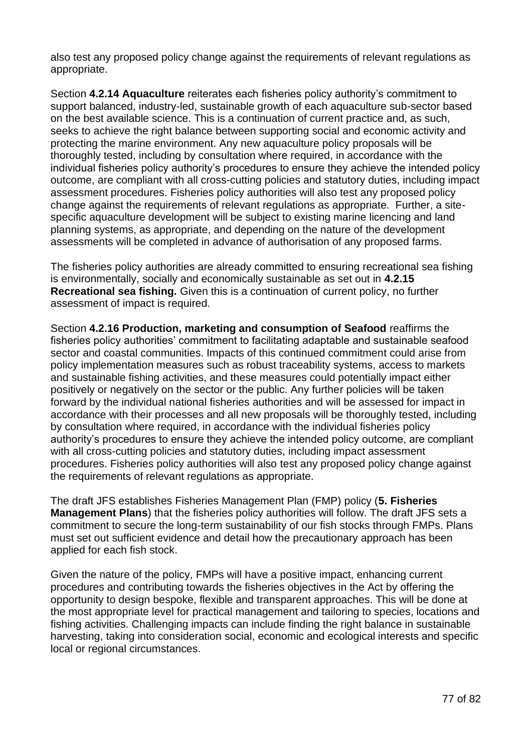also test any proposed policy change against the requirements of relevant regulations as appropriate.

Section **4.2.14 Aquaculture** reiterates each fisheries policy authority's commitment to support balanced, industry-led, sustainable growth of each aquaculture sub-sector based on the best available science. This is a continuation of current practice and, as such, seeks to achieve the right balance between supporting social and economic activity and protecting the marine environment. Any new aquaculture policy proposals will be thoroughly tested, including by consultation where required, in accordance with the individual fisheries policy authority's procedures to ensure they achieve the intended policy outcome, are compliant with all cross-cutting policies and statutory duties, including impact assessment procedures. Fisheries policy authorities will also test any proposed policy change against the requirements of relevant regulations as appropriate. Further, a site-specific aquaculture development will be subject to existing marine licencing and land planning systems, as appropriate, and depending on the nature of the development assessments will be completed in advance of authorisation of any proposed farms.

The fisheries policy authorities are already committed to ensuring recreational sea fishing is environmentally, socially and economically sustainable as set out in **4.2.15 Recreational sea fishing.** Given this is a continuation of current policy, no further assessment of impact is required.

Section **4.2.16 Production, marketing and consumption of Seafood** reaffirms the fisheries policy authorities' commitment to facilitating adaptable and sustainable seafood sector and coastal communities. Impacts of this continued commitment could arise from policy implementation measures such as robust traceability systems, access to markets and sustainable fishing activities, and these measures could potentially impact either positively or negatively on the sector or the public. Any further policies will be taken forward by the individual national fisheries authorities and will be assessed for impact in accordance with their processes and all new proposals will be thoroughly tested, including by consultation where required, in accordance with the individual fisheries policy authority's procedures to ensure they achieve the intended policy outcome, are compliant with all cross-cutting policies and statutory duties, including impact assessment procedures. Fisheries policy authorities will also test any proposed policy change against the requirements of relevant regulations as appropriate.

The draft JFS establishes Fisheries Management Plan (FMP) policy (**5. Fisheries Management Plans**) that the fisheries policy authorities will follow. The draft JFS sets a commitment to secure the long-term sustainability of our fish stocks through FMPs. Plans must set out sufficient evidence and detail how the precautionary approach has been applied for each fish stock.

Given the nature of the policy, FMPs will have a positive impact, enhancing current procedures and contributing towards the fisheries objectives in the Act by offering the opportunity to design bespoke, flexible and transparent approaches. This will be done at the most appropriate level for practical management and tailoring to species, locations and fishing activities. Challenging impacts can include finding the right balance in sustainable harvesting, taking into consideration social, economic and ecological interests and specific local or regional circumstances.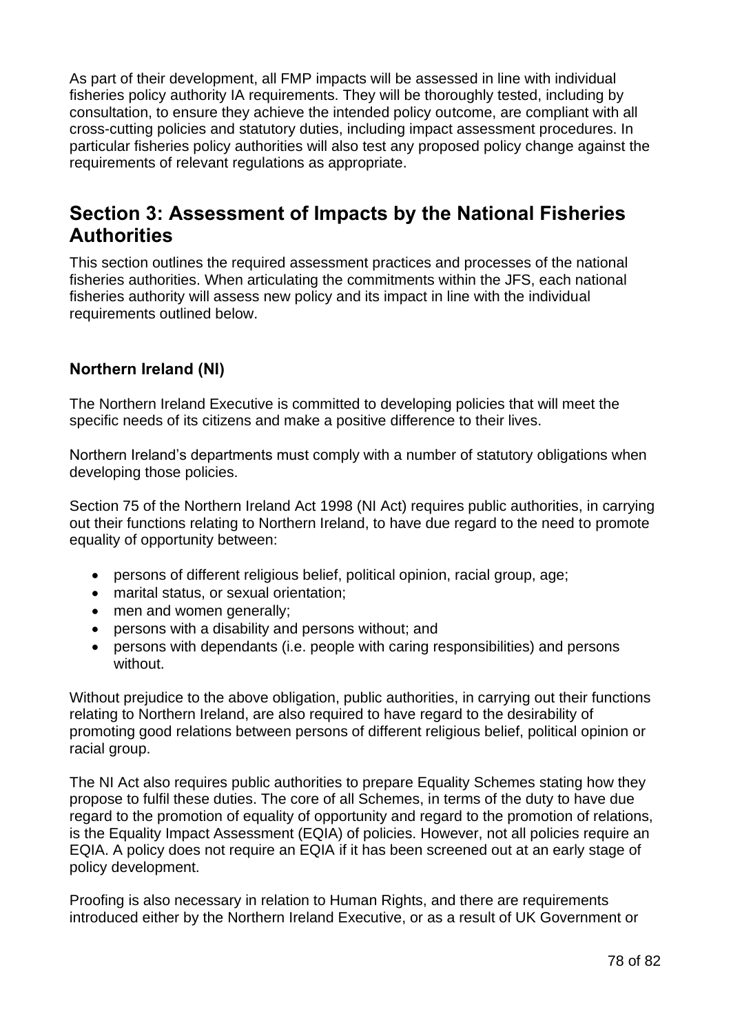As part of their development, all FMP impacts will be assessed in line with individual fisheries policy authority IA requirements. They will be thoroughly tested, including by consultation, to ensure they achieve the intended policy outcome, are compliant with all cross-cutting policies and statutory duties, including impact assessment procedures. In particular fisheries policy authorities will also test any proposed policy change against the requirements of relevant regulations as appropriate.

## Section 3: Assessment of Impacts by the National Fisheries Authorities

This section outlines the required assessment practices and processes of the national fisheries authorities. When articulating the commitments within the JFS, each national fisheries authority will assess new policy and its impact in line with the individual requirements outlined below.

### Northern Ireland (NI)

The Northern Ireland Executive is committed to developing policies that will meet the specific needs of its citizens and make a positive difference to their lives.

Northern Ireland's departments must comply with a number of statutory obligations when developing those policies.

Section 75 of the Northern Ireland Act 1998 (NI Act) requires public authorities, in carrying out their functions relating to Northern Ireland, to have due regard to the need to promote equality of opportunity between:

- persons of different religious belief, political opinion, racial group, age;
- marital status, or sexual orientation;
- men and women generally;
- persons with a disability and persons without; and
- persons with dependants (i.e. people with caring responsibilities) and persons without.

Without prejudice to the above obligation, public authorities, in carrying out their functions relating to Northern Ireland, are also required to have regard to the desirability of promoting good relations between persons of different religious belief, political opinion or racial group.

The NI Act also requires public authorities to prepare Equality Schemes stating how they propose to fulfil these duties. The core of all Schemes, in terms of the duty to have due regard to the promotion of equality of opportunity and regard to the promotion of relations, is the Equality Impact Assessment (EQIA) of policies. However, not all policies require an EQIA. A policy does not require an EQIA if it has been screened out at an early stage of policy development.

Proofing is also necessary in relation to Human Rights, and there are requirements introduced either by the Northern Ireland Executive, or as a result of UK Government or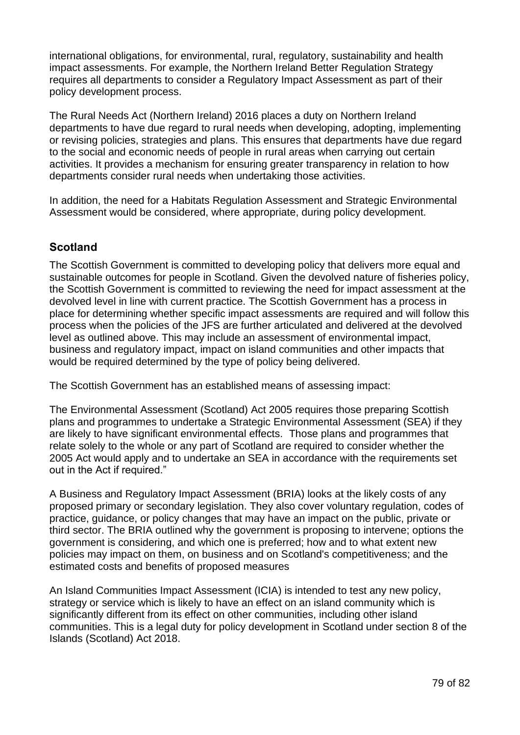international obligations, for environmental, rural, regulatory, sustainability and health impact assessments. For example, the Northern Ireland Better Regulation Strategy requires all departments to consider a Regulatory Impact Assessment as part of their policy development process.

The Rural Needs Act (Northern Ireland) 2016 places a duty on Northern Ireland departments to have due regard to rural needs when developing, adopting, implementing or revising policies, strategies and plans. This ensures that departments have due regard to the social and economic needs of people in rural areas when carrying out certain activities. It provides a mechanism for ensuring greater transparency in relation to how departments consider rural needs when undertaking those activities.

In addition, the need for a Habitats Regulation Assessment and Strategic Environmental Assessment would be considered, where appropriate, during policy development.

## Scotland

The Scottish Government is committed to developing policy that delivers more equal and sustainable outcomes for people in Scotland. Given the devolved nature of fisheries policy, the Scottish Government is committed to reviewing the need for impact assessment at the devolved level in line with current practice. The Scottish Government has a process in place for determining whether specific impact assessments are required and will follow this process when the policies of the JFS are further articulated and delivered at the devolved level as outlined above. This may include an assessment of environmental impact, business and regulatory impact, impact on island communities and other impacts that would be required determined by the type of policy being delivered.

The Scottish Government has an established means of assessing impact:

The Environmental Assessment (Scotland) Act 2005 requires those preparing Scottish plans and programmes to undertake a Strategic Environmental Assessment (SEA) if they are likely to have significant environmental effects. Those plans and programmes that relate solely to the whole or any part of Scotland are required to consider whether the 2005 Act would apply and to undertake an SEA in accordance with the requirements set out in the Act if required."

A Business and Regulatory Impact Assessment (BRIA) looks at the likely costs of any proposed primary or secondary legislation. They also cover voluntary regulation, codes of practice, guidance, or policy changes that may have an impact on the public, private or third sector. The BRIA outlined why the government is proposing to intervene; options the government is considering, and which one is preferred; how and to what extent new policies may impact on them, on business and on Scotland's competitiveness; and the estimated costs and benefits of proposed measures

An Island Communities Impact Assessment (ICIA) is intended to test any new policy, strategy or service which is likely to have an effect on an island community which is significantly different from its effect on other communities, including other island communities. This is a legal duty for policy development in Scotland under section 8 of the Islands (Scotland) Act 2018.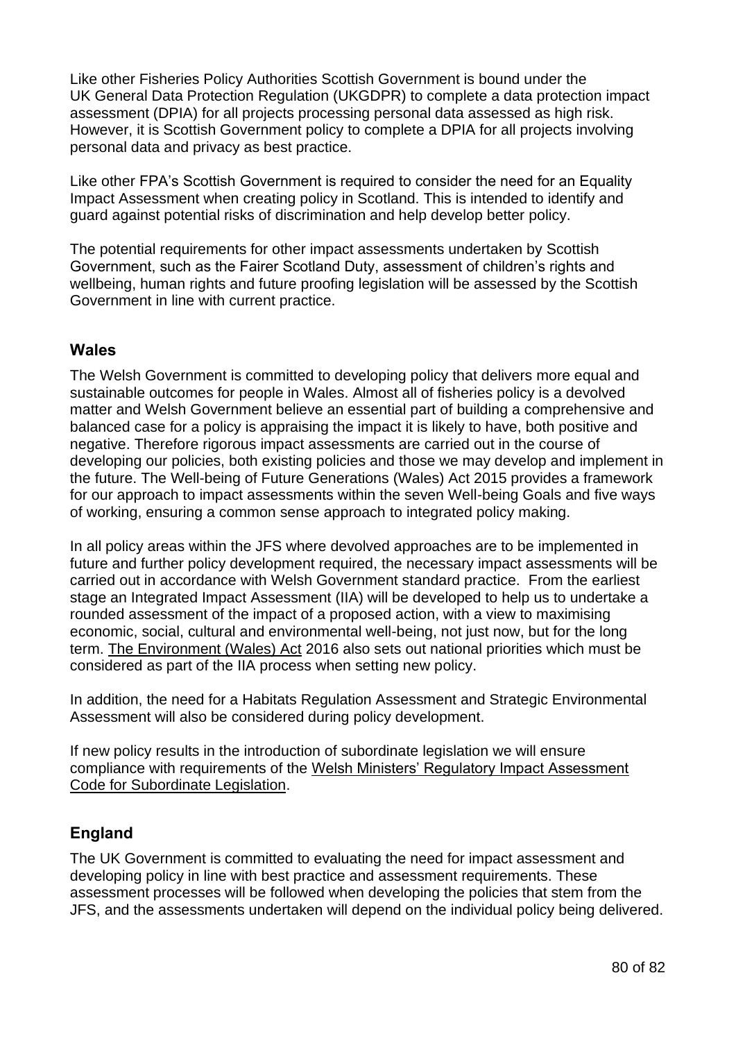Like other Fisheries Policy Authorities Scottish Government is bound under the UK General Data Protection Regulation (UKGDPR) to complete a data protection impact assessment (DPIA) for all projects processing personal data assessed as high risk. However, it is Scottish Government policy to complete a DPIA for all projects involving personal data and privacy as best practice.

Like other FPA's Scottish Government is required to consider the need for an Equality Impact Assessment when creating policy in Scotland. This is intended to identify and guard against potential risks of discrimination and help develop better policy.

The potential requirements for other impact assessments undertaken by Scottish Government, such as the Fairer Scotland Duty, assessment of children's rights and wellbeing, human rights and future proofing legislation will be assessed by the Scottish Government in line with current practice.

## Wales

The Welsh Government is committed to developing policy that delivers more equal and sustainable outcomes for people in Wales. Almost all of fisheries policy is a devolved matter and Welsh Government believe an essential part of building a comprehensive and balanced case for a policy is appraising the impact it is likely to have, both positive and negative. Therefore rigorous impact assessments are carried out in the course of developing our policies, both existing policies and those we may develop and implement in the future. The Well-being of Future Generations (Wales) Act 2015 provides a framework for our approach to impact assessments within the seven Well-being Goals and five ways of working, ensuring a common sense approach to integrated policy making.

In all policy areas within the JFS where devolved approaches are to be implemented in future and further policy development required, the necessary impact assessments will be carried out in accordance with Welsh Government standard practice. From the earliest stage an Integrated Impact Assessment (IIA) will be developed to help us to undertake a rounded assessment of the impact of a proposed action, with a view to maximising economic, social, cultural and environmental well-being, not just now, but for the long term. The Environment (Wales) Act 2016 also sets out national priorities which must be considered as part of the IIA process when setting new policy.

In addition, the need for a Habitats Regulation Assessment and Strategic Environmental Assessment will also be considered during policy development.

If new policy results in the introduction of subordinate legislation we will ensure compliance with requirements of the Welsh Ministers' Regulatory Impact Assessment Code for Subordinate Legislation.

## England

The UK Government is committed to evaluating the need for impact assessment and developing policy in line with best practice and assessment requirements. These assessment processes will be followed when developing the policies that stem from the JFS, and the assessments undertaken will depend on the individual policy being delivered.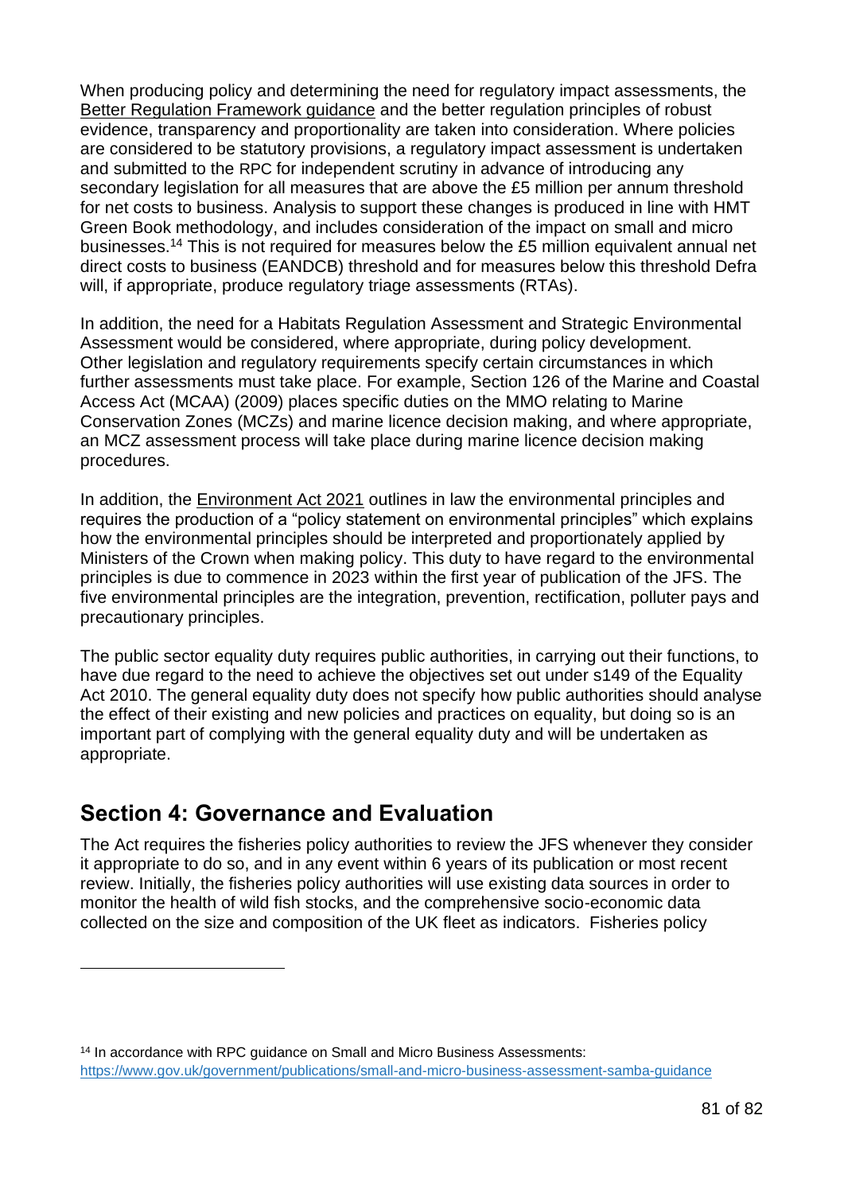When producing policy and determining the need for regulatory impact assessments, the Better Regulation Framework guidance and the better regulation principles of robust evidence, transparency and proportionality are taken into consideration. Where policies are considered to be statutory provisions, a regulatory impact assessment is undertaken and submitted to the RPC for independent scrutiny in advance of introducing any secondary legislation for all measures that are above the £5 million per annum threshold for net costs to business. Analysis to support these changes is produced in line with HMT Green Book methodology, and includes consideration of the impact on small and micro businesses.[14] This is not required for measures below the £5 million equivalent annual net direct costs to business (EANDCB) threshold and for measures below this threshold Defra will, if appropriate, produce regulatory triage assessments (RTAs).

In addition, the need for a Habitats Regulation Assessment and Strategic Environmental Assessment would be considered, where appropriate, during policy development. Other legislation and regulatory requirements specify certain circumstances in which further assessments must take place. For example, Section 126 of the Marine and Coastal Access Act (MCAA) (2009) places specific duties on the MMO relating to Marine Conservation Zones (MCZs) and marine licence decision making, and where appropriate, an MCZ assessment process will take place during marine licence decision making procedures.

In addition, the Environment Act 2021 outlines in law the environmental principles and requires the production of a "policy statement on environmental principles" which explains how the environmental principles should be interpreted and proportionately applied by Ministers of the Crown when making policy. This duty to have regard to the environmental principles is due to commence in 2023 within the first year of publication of the JFS. The five environmental principles are the integration, prevention, rectification, polluter pays and precautionary principles.

The public sector equality duty requires public authorities, in carrying out their functions, to have due regard to the need to achieve the objectives set out under s149 of the Equality Act 2010. The general equality duty does not specify how public authorities should analyse the effect of their existing and new policies and practices on equality, but doing so is an important part of complying with the general equality duty and will be undertaken as appropriate.

## Section 4: Governance and Evaluation

The Act requires the fisheries policy authorities to review the JFS whenever they consider it appropriate to do so, and in any event within 6 years of its publication or most recent review. Initially, the fisheries policy authorities will use existing data sources in order to monitor the health of wild fish stocks, and the comprehensive socio-economic data collected on the size and composition of the UK fleet as indicators. Fisheries policy

---

[14] In accordance with RPC guidance on Small and Micro Business Assessments: https://www.gov.uk/government/publications/small-and-micro-business-assessment-samba-guidance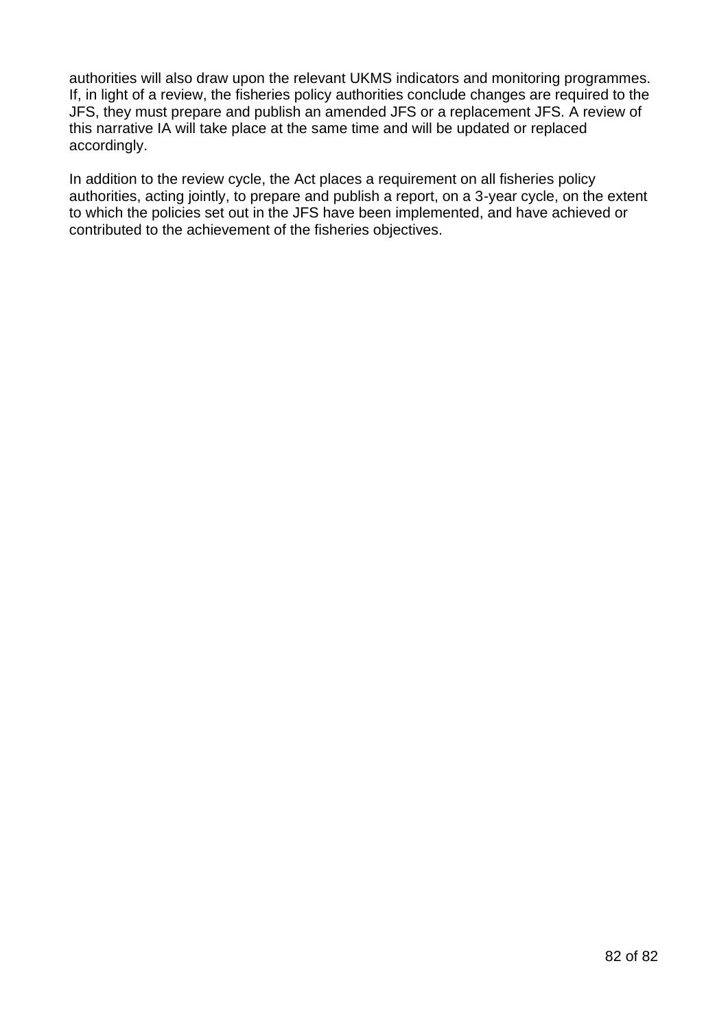authorities will also draw upon the relevant UKMS indicators and monitoring programmes. If, in light of a review, the fisheries policy authorities conclude changes are required to the JFS, they must prepare and publish an amended JFS or a replacement JFS. A review of this narrative IA will take place at the same time and will be updated or replaced accordingly.

In addition to the review cycle, the Act places a requirement on all fisheries policy authorities, acting jointly, to prepare and publish a report, on a 3-year cycle, on the extent to which the policies set out in the JFS have been implemented, and have achieved or contributed to the achievement of the fisheries objectives.